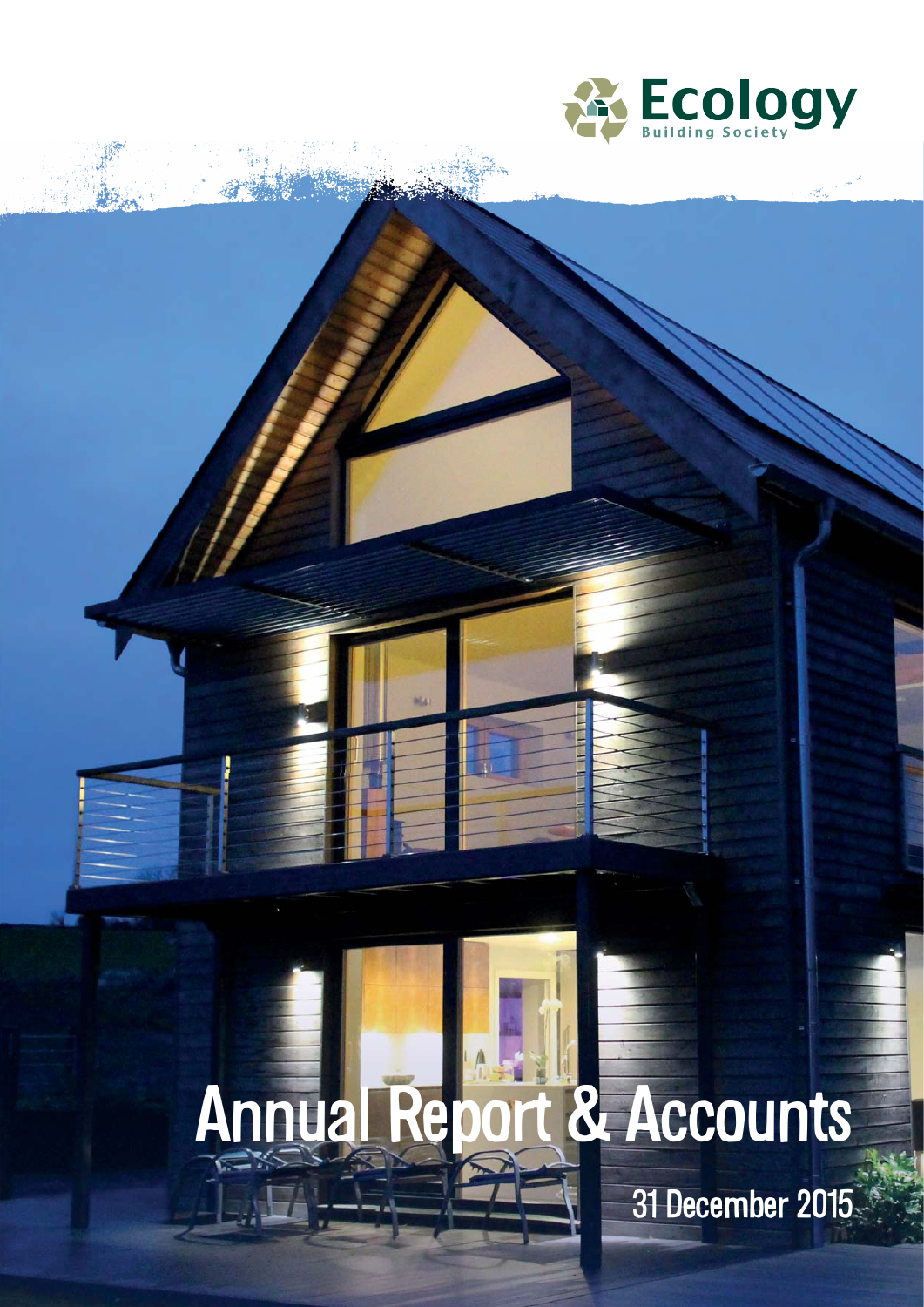Ecology Building Society

# Annual Report & Accounts

31 December 2015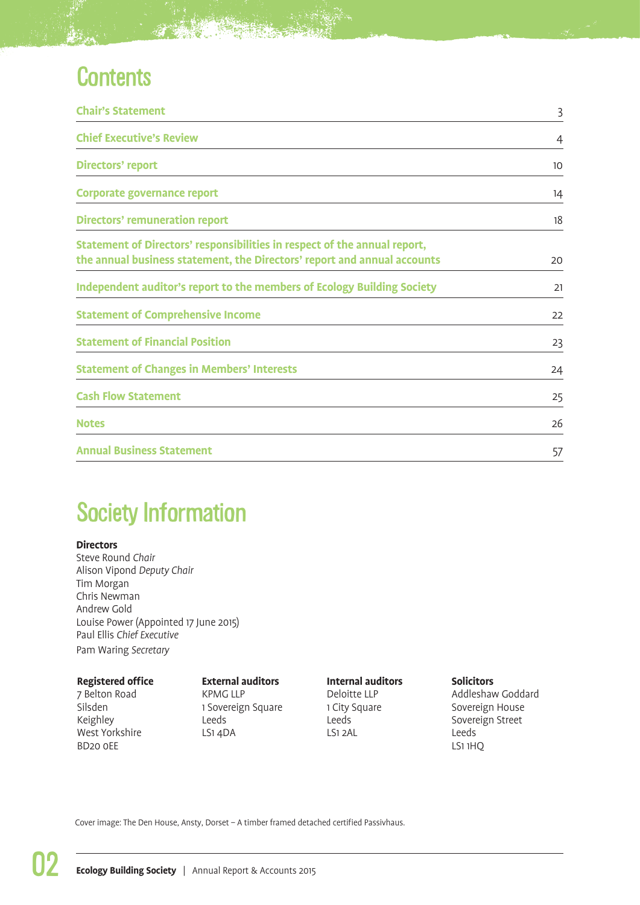# Contents

| | |
|---|---|
| Chair's Statement | 3 |
| Chief Executive's Review | 4 |
| Directors' report | 10 |
| Corporate governance report | 14 |
| Directors' remuneration report | 18 |
| Statement of Directors' responsibilities in respect of the annual report, the annual business statement, the Directors' report and annual accounts | 20 |
| Independent auditor's report to the members of Ecology Building Society | 21 |
| Statement of Comprehensive Income | 22 |
| Statement of Financial Position | 23 |
| Statement of Changes in Members' Interests | 24 |
| Cash Flow Statement | 25 |
| Notes | 26 |
| Annual Business Statement | 57 |

# Society Information

**Directors**
Steve Round *Chair*
Alison Vipond *Deputy Chair*
Tim Morgan
Chris Newman
Andrew Gold
Louise Power (Appointed 17 June 2015)
Paul Ellis *Chief Executive*
Pam Waring *Secretary*

**Registered office**
7 Belton Road
Silsden
Keighley
West Yorkshire
BD20 0EE

**External auditors**
KPMG LLP
1 Sovereign Square
Leeds
LS1 4DA

**Internal auditors**
Deloitte LLP
1 City Square
Leeds
LS1 2AL

**Solicitors**
Addleshaw Goddard
Sovereign House
Sovereign Street
Leeds
LS1 1HQ

Cover image: The Den House, Ansty, Dorset – A timber framed detached certified Passivhaus.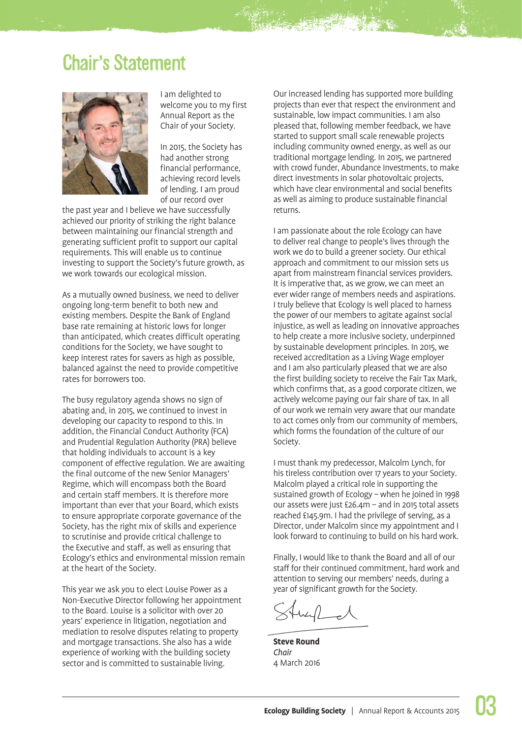# Chair's Statement

I am delighted to welcome you to my first Annual Report as the Chair of your Society.

In 2015, the Society has had another strong financial performance, achieving record levels of lending. I am proud of our record over the past year and I believe we have successfully achieved our priority of striking the right balance between maintaining our financial strength and generating sufficient profit to support our capital requirements. This will enable us to continue investing to support the Society's future growth, as we work towards our ecological mission.

As a mutually owned business, we need to deliver ongoing long-term benefit to both new and existing members. Despite the Bank of England base rate remaining at historic lows for longer than anticipated, which creates difficult operating conditions for the Society, we have sought to keep interest rates for savers as high as possible, balanced against the need to provide competitive rates for borrowers too.

The busy regulatory agenda shows no sign of abating and, in 2015, we continued to invest in developing our capacity to respond to this. In addition, the Financial Conduct Authority (FCA) and Prudential Regulation Authority (PRA) believe that holding individuals to account is a key component of effective regulation. We are awaiting the final outcome of the new Senior Managers' Regime, which will encompass both the Board and certain staff members. It is therefore more important than ever that your Board, which exists to ensure appropriate corporate governance of the Society, has the right mix of skills and experience to scrutinise and provide critical challenge to the Executive and staff, as well as ensuring that Ecology's ethics and environmental mission remain at the heart of the Society.

This year we ask you to elect Louise Power as a Non-Executive Director following her appointment to the Board. Louise is a solicitor with over 20 years' experience in litigation, negotiation and mediation to resolve disputes relating to property and mortgage transactions. She also has a wide experience of working with the building society sector and is committed to sustainable living.

Our increased lending has supported more building projects than ever that respect the environment and sustainable, low impact communities. I am also pleased that, following member feedback, we have started to support small scale renewable projects including community owned energy, as well as our traditional mortgage lending. In 2015, we partnered with crowd funder, Abundance Investments, to make direct investments in solar photovoltaic projects, which have clear environmental and social benefits as well as aiming to produce sustainable financial returns.

I am passionate about the role Ecology can have to deliver real change to people's lives through the work we do to build a greener society. Our ethical approach and commitment to our mission sets us apart from mainstream financial services providers. It is imperative that, as we grow, we can meet an ever wider range of members needs and aspirations. I truly believe that Ecology is well placed to harness the power of our members to agitate against social injustice, as well as leading on innovative approaches to help create a more inclusive society, underpinned by sustainable development principles. In 2015, we received accreditation as a Living Wage employer and I am also particularly pleased that we are also the first building society to receive the Fair Tax Mark, which confirms that, as a good corporate citizen, we actively welcome paying our fair share of tax. In all of our work we remain very aware that our mandate to act comes only from our community of members, which forms the foundation of the culture of our Society.

I must thank my predecessor, Malcolm Lynch, for his tireless contribution over 17 years to your Society. Malcolm played a critical role in supporting the sustained growth of Ecology – when he joined in 1998 our assets were just £26.4m – and in 2015 total assets reached £145.9m. I had the privilege of serving, as a Director, under Malcolm since my appointment and I look forward to continuing to build on his hard work.

Finally, I would like to thank the Board and all of our staff for their continued commitment, hard work and attention to serving our members' needs, during a year of significant growth for the Society.

**Steve Round**
*Chair*
4 March 2016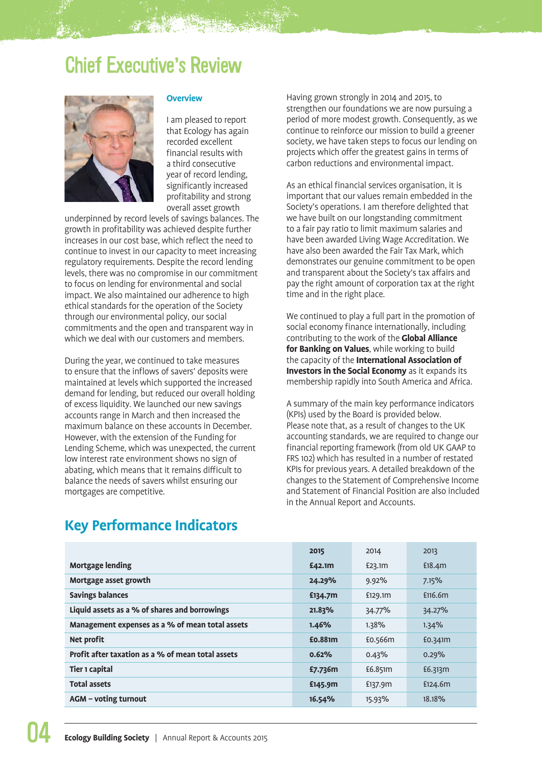# Chief Executive's Review

## Overview

I am pleased to report that Ecology has again recorded excellent financial results with a third consecutive year of record lending, significantly increased profitability and strong overall asset growth underpinned by record levels of savings balances. The growth in profitability was achieved despite further increases in our cost base, which reflect the need to continue to invest in our capacity to meet increasing regulatory requirements. Despite the record lending levels, there was no compromise in our commitment to focus on lending for environmental and social impact. We also maintained our adherence to high ethical standards for the operation of the Society through our environmental policy, our social commitments and the open and transparent way in which we deal with our customers and members.

During the year, we continued to take measures to ensure that the inflows of savers' deposits were maintained at levels which supported the increased demand for lending, but reduced our overall holding of excess liquidity. We launched our new savings accounts range in March and then increased the maximum balance on these accounts in December. However, with the extension of the Funding for Lending Scheme, which was unexpected, the current low interest rate environment shows no sign of abating, which means that it remains difficult to balance the needs of savers whilst ensuring our mortgages are competitive.

Having grown strongly in 2014 and 2015, to strengthen our foundations we are now pursuing a period of more modest growth. Consequently, as we continue to reinforce our mission to build a greener society, we have taken steps to focus our lending on projects which offer the greatest gains in terms of carbon reductions and environmental impact.

As an ethical financial services organisation, it is important that our values remain embedded in the Society's operations. I am therefore delighted that we have built on our longstanding commitment to a fair pay ratio to limit maximum salaries and have been awarded Living Wage Accreditation. We have also been awarded the Fair Tax Mark, which demonstrates our genuine commitment to be open and transparent about the Society's tax affairs and pay the right amount of corporation tax at the right time and in the right place.

We continued to play a full part in the promotion of social economy finance internationally, including contributing to the work of the **Global Alliance for Banking on Values**, while working to build the capacity of the **International Association of Investors in the Social Economy** as it expands its membership rapidly into South America and Africa.

A summary of the main key performance indicators (KPIs) used by the Board is provided below. Please note that, as a result of changes to the UK accounting standards, we are required to change our financial reporting framework (from old UK GAAP to FRS 102) which has resulted in a number of restated KPIs for previous years. A detailed breakdown of the changes to the Statement of Comprehensive Income and Statement of Financial Position are also included in the Annual Report and Accounts.

## Key Performance Indicators

| | **2015** | 2014 | 2013 |
|---|---|---|---|
| **Mortgage lending** | **£42.1m** | £23.1m | £18.4m |
| **Mortgage asset growth** | **24.29%** | 9.92% | 7.15% |
| **Savings balances** | **£134.7m** | £129.1m | £116.6m |
| **Liquid assets as a % of shares and borrowings** | **21.83%** | 34.77% | 34.27% |
| **Management expenses as a % of mean total assets** | **1.46%** | 1.38% | 1.34% |
| **Net profit** | **£0.881m** | £0.566m | £0.341m |
| **Profit after taxation as a % of mean total assets** | **0.62%** | 0.43% | 0.29% |
| **Tier 1 capital** | **£7.736m** | £6.851m | £6.313m |
| **Total assets** | **£145.9m** | £137.9m | £124.6m |
| **AGM – voting turnout** | **16.54%** | 15.93% | 18.18% |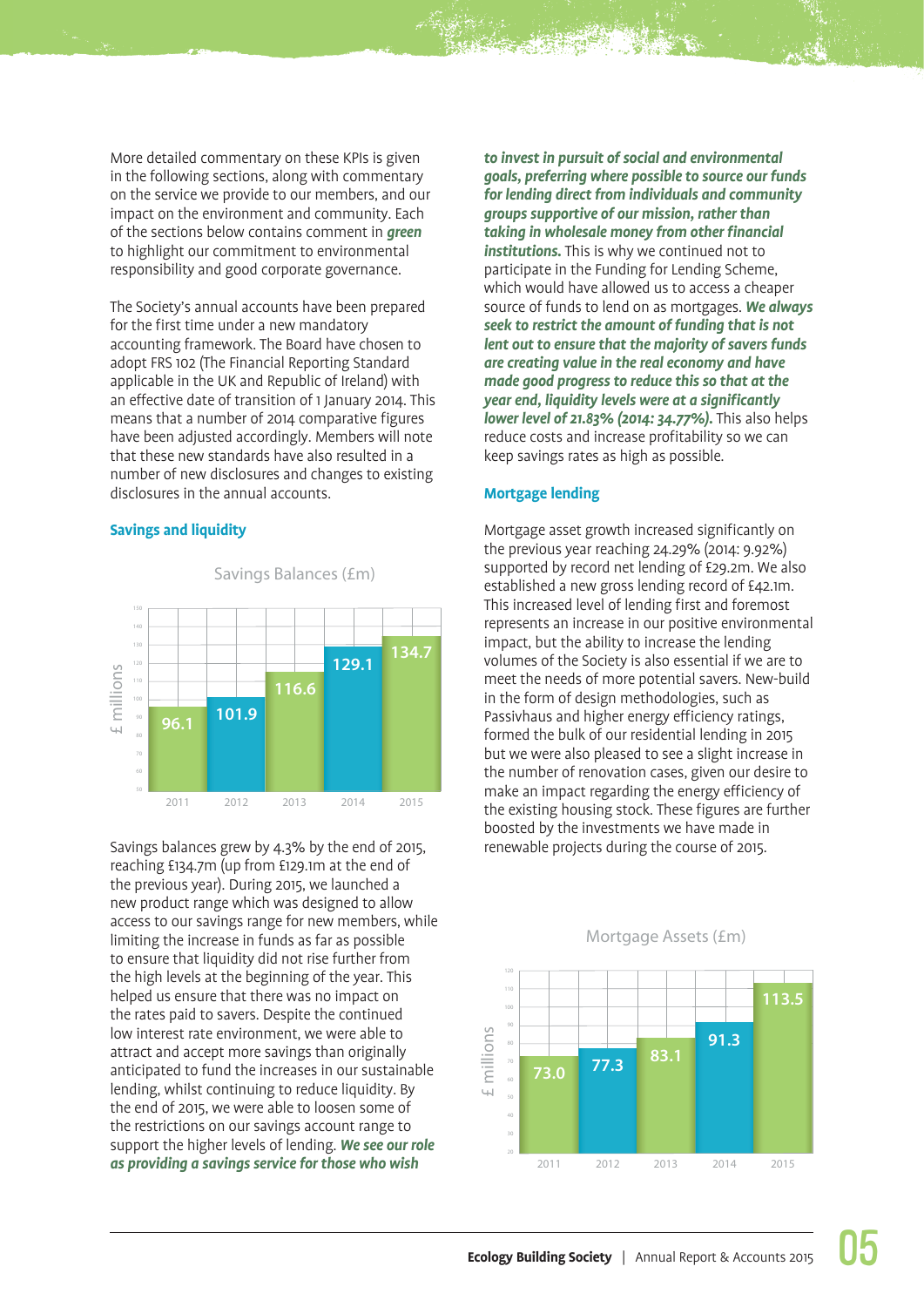More detailed commentary on these KPIs is given in the following sections, along with commentary on the service we provide to our members, and our impact on the environment and community. Each of the sections below contains comment in ***green*** to highlight our commitment to environmental responsibility and good corporate governance.

The Society's annual accounts have been prepared for the first time under a new mandatory accounting framework. The Board have chosen to adopt FRS 102 (The Financial Reporting Standard applicable in the UK and Republic of Ireland) with an effective date of transition of 1 January 2014. This means that a number of 2014 comparative figures have been adjusted accordingly. Members will note that these new standards have also resulted in a number of new disclosures and changes to existing disclosures in the annual accounts.

## Savings and liquidity

Savings Balances (£m)

| Year | £ millions |
|---|---|
| 2011 | 96.1 |
| 2012 | 101.9 |
| 2013 | 116.6 |
| 2014 | 129.1 |
| 2015 | 134.7 |

Savings balances grew by 4.3% by the end of 2015, reaching £134.7m (up from £129.1m at the end of the previous year). During 2015, we launched a new product range which was designed to allow access to our savings range for new members, while limiting the increase in funds as far as possible to ensure that liquidity did not rise further from the high levels at the beginning of the year. This helped us ensure that there was no impact on the rates paid to savers. Despite the continued low interest rate environment, we were able to attract and accept more savings than originally anticipated to fund the increases in our sustainable lending, whilst continuing to reduce liquidity. By the end of 2015, we were able to loosen some of the restrictions on our savings account range to support the higher levels of lending. ***We see our role as providing a savings service for those who wish to invest in pursuit of social and environmental goals, preferring where possible to source our funds for lending direct from individuals and community groups supportive of our mission, rather than taking in wholesale money from other financial institutions.*** This is why we continued not to participate in the Funding for Lending Scheme, which would have allowed us to access a cheaper source of funds to lend on as mortgages. ***We always seek to restrict the amount of funding that is not lent out to ensure that the majority of savers funds are creating value in the real economy and have made good progress to reduce this so that at the year end, liquidity levels were at a significantly lower level of 21.83% (2014: 34.77%).*** This also helps reduce costs and increase profitability so we can keep savings rates as high as possible.

## Mortgage lending

Mortgage asset growth increased significantly on the previous year reaching 24.29% (2014: 9.92%) supported by record net lending of £29.2m. We also established a new gross lending record of £42.1m. This increased level of lending first and foremost represents an increase in our positive environmental impact, but the ability to increase the lending volumes of the Society is also essential if we are to meet the needs of more potential savers. New-build in the form of design methodologies, such as Passivhaus and higher energy efficiency ratings, formed the bulk of our residential lending in 2015 but we were also pleased to see a slight increase in the number of renovation cases, given our desire to make an impact regarding the energy efficiency of the existing housing stock. These figures are further boosted by the investments we have made in renewable projects during the course of 2015.

Mortgage Assets (£m)

| Year | £ millions |
|---|---|
| 2011 | 73.0 |
| 2012 | 77.3 |
| 2013 | 83.1 |
| 2014 | 91.3 |
| 2015 | 113.5 |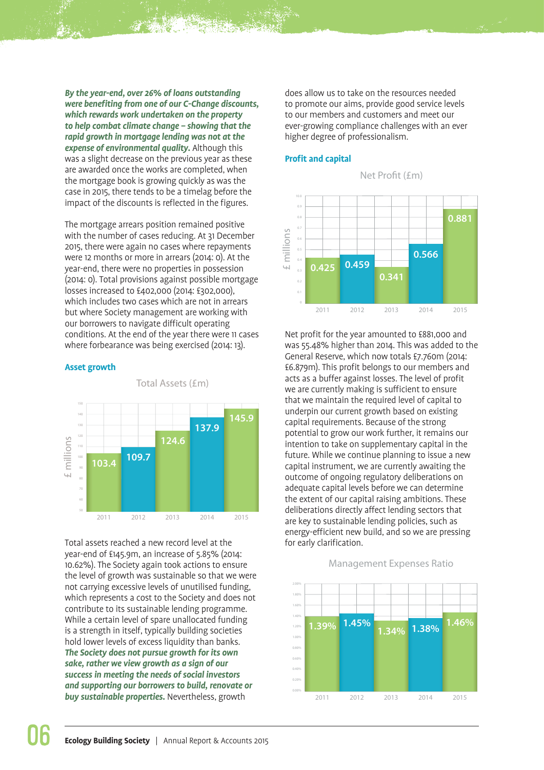***By the year-end, over 26% of loans outstanding were benefiting from one of our C-Change discounts, which rewards work undertaken on the property to help combat climate change – showing that the rapid growth in mortgage lending was not at the expense of environmental quality.*** Although this was a slight decrease on the previous year as these are awarded once the works are completed, when the mortgage book is growing quickly as was the case in 2015, there tends to be a timelag before the impact of the discounts is reflected in the figures.

The mortgage arrears position remained positive with the number of cases reducing. At 31 December 2015, there were again no cases where repayments were 12 months or more in arrears (2014: 0). At the year-end, there were no properties in possession (2014: 0). Total provisions against possible mortgage losses increased to £402,000 (2014: £302,000), which includes two cases which are not in arrears but where Society management are working with our borrowers to navigate difficult operating conditions. At the end of the year there were 11 cases where forbearance was being exercised (2014: 13).

## Asset growth

Total Assets (£m)

| Year | £ millions |
|---|---|
| 2011 | 103.4 |
| 2012 | 109.7 |
| 2013 | 124.6 |
| 2014 | 137.9 |
| 2015 | 145.9 |

Total assets reached a new record level at the year-end of £145.9m, an increase of 5.85% (2014: 10.62%). The Society again took actions to ensure the level of growth was sustainable so that we were not carrying excessive levels of unutilised funding, which represents a cost to the Society and does not contribute to its sustainable lending programme. While a certain level of spare unallocated funding is a strength in itself, typically building societies hold lower levels of excess liquidity than banks. ***The Society does not pursue growth for its own sake, rather we view growth as a sign of our success in meeting the needs of social investors and supporting our borrowers to build, renovate or buy sustainable properties.*** Nevertheless, growth does allow us to take on the resources needed to promote our aims, provide good service levels to our members and customers and meet our ever-growing compliance challenges with an ever higher degree of professionalism.

## Profit and capital

Net Profit (£m)

| Year | £ millions |
|---|---|
| 2011 | 0.425 |
| 2012 | 0.459 |
| 2013 | 0.341 |
| 2014 | 0.566 |
| 2015 | 0.881 |

Net profit for the year amounted to £881,000 and was 55.48% higher than 2014. This was added to the General Reserve, which now totals £7.760m (2014: £6.879m). This profit belongs to our members and acts as a buffer against losses. The level of profit we are currently making is sufficient to ensure that we maintain the required level of capital to underpin our current growth based on existing capital requirements. Because of the strong potential to grow our work further, it remains our intention to take on supplementary capital in the future. While we continue planning to issue a new capital instrument, we are currently awaiting the outcome of ongoing regulatory deliberations on adequate capital levels before we can determine the extent of our capital raising ambitions. These deliberations directly affect lending sectors that are key to sustainable lending policies, such as energy-efficient new build, and so we are pressing for early clarification.

Management Expenses Ratio

| Year | Ratio |
|---|---|
| 2011 | 1.39% |
| 2012 | 1.45% |
| 2013 | 1.34% |
| 2014 | 1.38% |
| 2015 | 1.46% |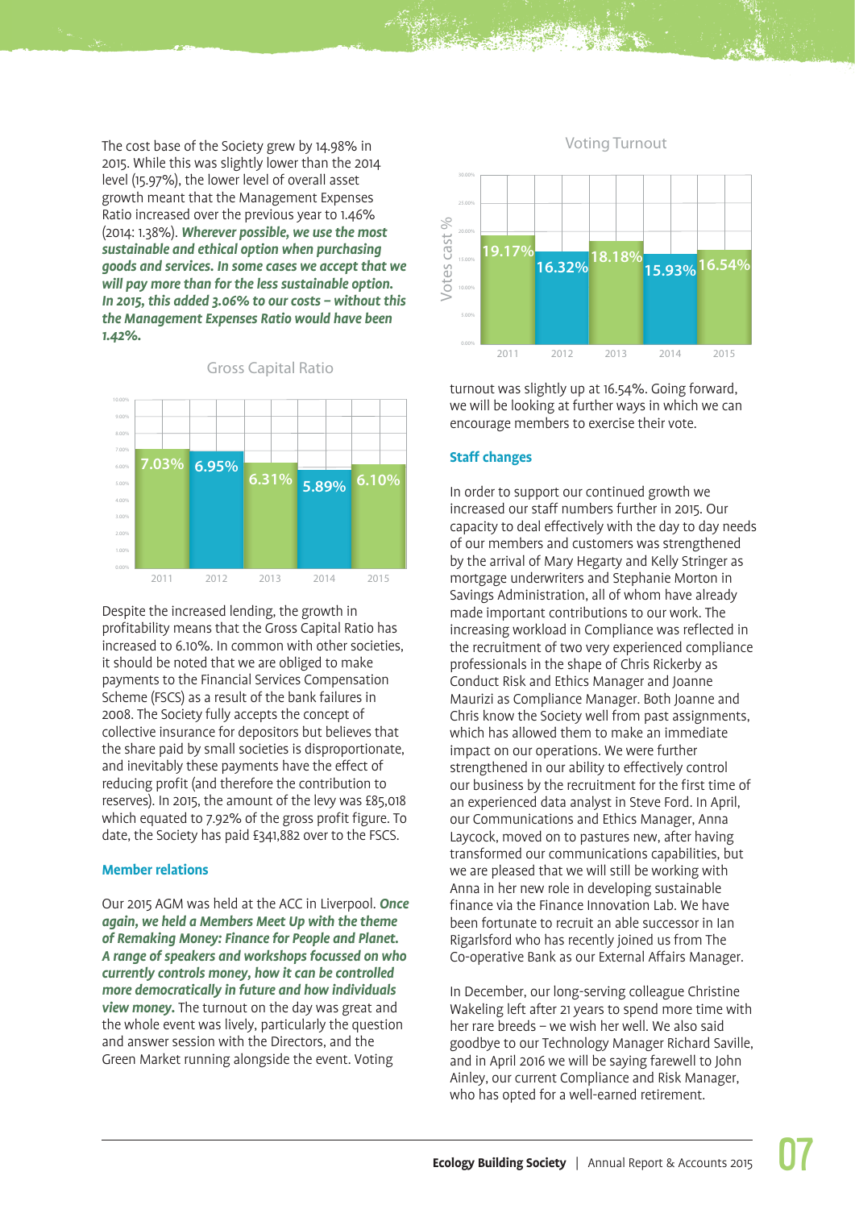The cost base of the Society grew by 14.98% in 2015. While this was slightly lower than the 2014 level (15.97%), the lower level of overall asset growth meant that the Management Expenses Ratio increased over the previous year to 1.46% (2014: 1.38%). ***Wherever possible, we use the most sustainable and ethical option when purchasing goods and services. In some cases we accept that we will pay more than for the less sustainable option. In 2015, this added 3.06% to our costs – without this the Management Expenses Ratio would have been 1.42%.***

Gross Capital Ratio

| Year | Gross Capital Ratio |
|---|---|
| 2011 | 7.03% |
| 2012 | 6.95% |
| 2013 | 6.31% |
| 2014 | 5.89% |
| 2015 | 6.10% |

Despite the increased lending, the growth in profitability means that the Gross Capital Ratio has increased to 6.10%. In common with other societies, it should be noted that we are obliged to make payments to the Financial Services Compensation Scheme (FSCS) as a result of the bank failures in 2008. The Society fully accepts the concept of collective insurance for depositors but believes that the share paid by small societies is disproportionate, and inevitably these payments have the effect of reducing profit (and therefore the contribution to reserves). In 2015, the amount of the levy was £85,018 which equated to 7.92% of the gross profit figure. To date, the Society has paid £341,882 over to the FSCS.

## Member relations

Our 2015 AGM was held at the ACC in Liverpool. ***Once again, we held a Members Meet Up with the theme of Remaking Money: Finance for People and Planet. A range of speakers and workshops focussed on who currently controls money, how it can be controlled more democratically in future and how individuals view money.*** The turnout on the day was great and the whole event was lively, particularly the question and answer session with the Directors, and the Green Market running alongside the event. Voting turnout was slightly up at 16.54%. Going forward, we will be looking at further ways in which we can encourage members to exercise their vote.

Voting Turnout

| Year | Votes cast % |
|---|---|
| 2011 | 19.17% |
| 2012 | 16.32% |
| 2013 | 18.18% |
| 2014 | 15.93% |
| 2015 | 16.54% |

## Staff changes

In order to support our continued growth we increased our staff numbers further in 2015. Our capacity to deal effectively with the day to day needs of our members and customers was strengthened by the arrival of Mary Hegarty and Kelly Stringer as mortgage underwriters and Stephanie Morton in Savings Administration, all of whom have already made important contributions to our work. The increasing workload in Compliance was reflected in the recruitment of two very experienced compliance professionals in the shape of Chris Rickerby as Conduct Risk and Ethics Manager and Joanne Maurizi as Compliance Manager. Both Joanne and Chris know the Society well from past assignments, which has allowed them to make an immediate impact on our operations. We were further strengthened in our ability to effectively control our business by the recruitment for the first time of an experienced data analyst in Steve Ford. In April, our Communications and Ethics Manager, Anna Laycock, moved on to pastures new, after having transformed our communications capabilities, but we are pleased that we will still be working with Anna in her new role in developing sustainable finance via the Finance Innovation Lab. We have been fortunate to recruit an able successor in Ian Rigarlsford who has recently joined us from The Co-operative Bank as our External Affairs Manager.

In December, our long-serving colleague Christine Wakeling left after 21 years to spend more time with her rare breeds – we wish her well. We also said goodbye to our Technology Manager Richard Saville, and in April 2016 we will be saying farewell to John Ainley, our current Compliance and Risk Manager, who has opted for a well-earned retirement.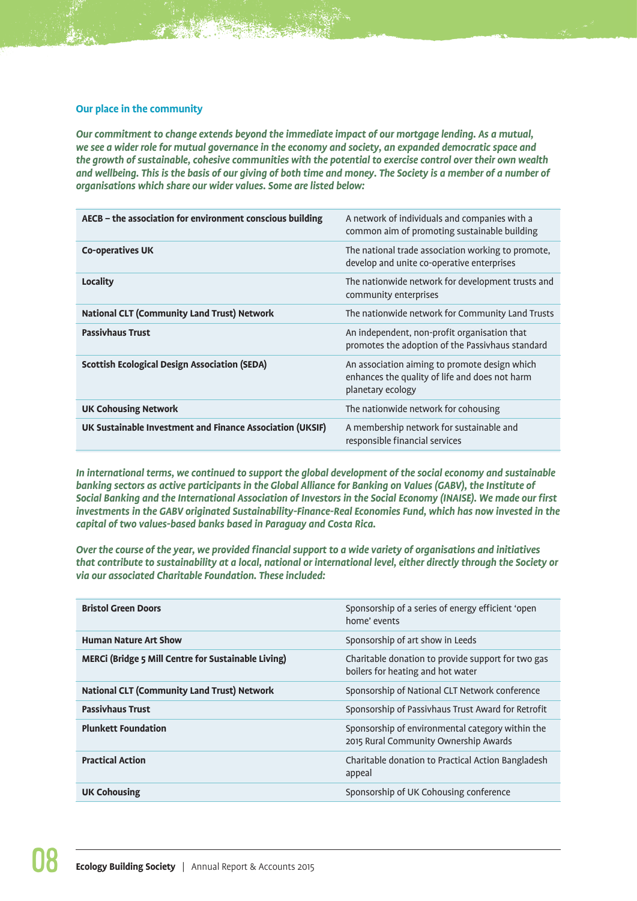### Our place in the community

***Our commitment to change extends beyond the immediate impact of our mortgage lending. As a mutual, we see a wider role for mutual governance in the economy and society, an expanded democratic space and the growth of sustainable, cohesive communities with the potential to exercise control over their own wealth and wellbeing. This is the basis of our giving of both time and money. The Society is a member of a number of organisations which share our wider values. Some are listed below:***

| | |
|---|---|
| **AECB – the association for environment conscious building** | A network of individuals and companies with a common aim of promoting sustainable building |
| **Co-operatives UK** | The national trade association working to promote, develop and unite co-operative enterprises |
| **Locality** | The nationwide network for development trusts and community enterprises |
| **National CLT (Community Land Trust) Network** | The nationwide network for Community Land Trusts |
| **Passivhaus Trust** | An independent, non-profit organisation that promotes the adoption of the Passivhaus standard |
| **Scottish Ecological Design Association (SEDA)** | An association aiming to promote design which enhances the quality of life and does not harm planetary ecology |
| **UK Cohousing Network** | The nationwide network for cohousing |
| **UK Sustainable Investment and Finance Association (UKSIF)** | A membership network for sustainable and responsible financial services |

***In international terms, we continued to support the global development of the social economy and sustainable banking sectors as active participants in the Global Alliance for Banking on Values (GABV), the Institute of Social Banking and the International Association of Investors in the Social Economy (INAISE). We made our first investments in the GABV originated Sustainability-Finance-Real Economies Fund, which has now invested in the capital of two values-based banks based in Paraguay and Costa Rica.***

***Over the course of the year, we provided financial support to a wide variety of organisations and initiatives that contribute to sustainability at a local, national or international level, either directly through the Society or via our associated Charitable Foundation. These included:***

| | |
|---|---|
| **Bristol Green Doors** | Sponsorship of a series of energy efficient 'open home' events |
| **Human Nature Art Show** | Sponsorship of art show in Leeds |
| **MERCi (Bridge 5 Mill Centre for Sustainable Living)** | Charitable donation to provide support for two gas boilers for heating and hot water |
| **National CLT (Community Land Trust) Network** | Sponsorship of National CLT Network conference |
| **Passivhaus Trust** | Sponsorship of Passivhaus Trust Award for Retrofit |
| **Plunkett Foundation** | Sponsorship of environmental category within the 2015 Rural Community Ownership Awards |
| **Practical Action** | Charitable donation to Practical Action Bangladesh appeal |
| **UK Cohousing** | Sponsorship of UK Cohousing conference |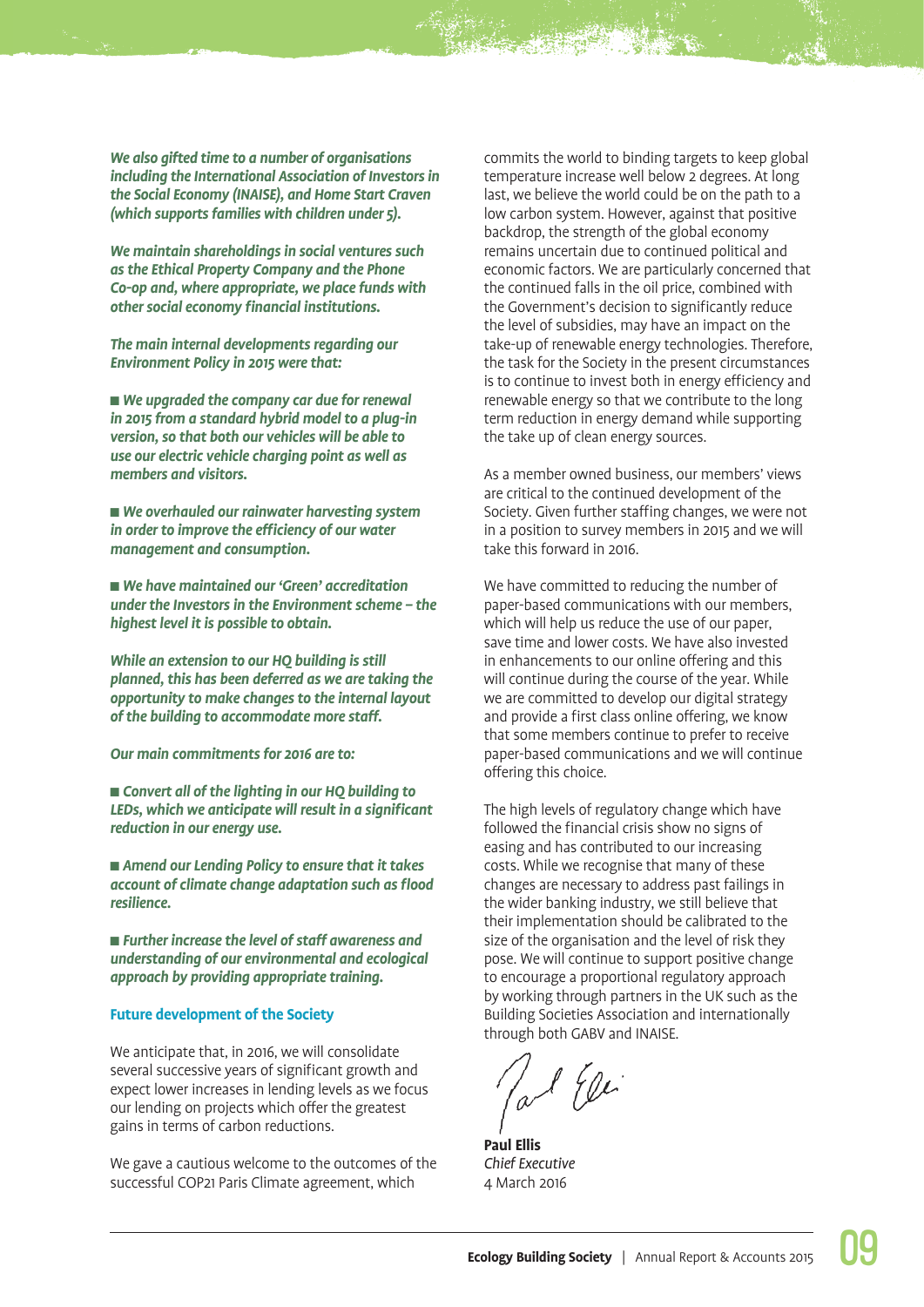*We also gifted time to a number of organisations including the International Association of Investors in the Social Economy (INAISE), and Home Start Craven (which supports families with children under 5).*

*We maintain shareholdings in social ventures such as the Ethical Property Company and the Phone Co-op and, where appropriate, we place funds with other social economy financial institutions.*

*The main internal developments regarding our Environment Policy in 2015 were that:*

- *We upgraded the company car due for renewal in 2015 from a standard hybrid model to a plug-in version, so that both our vehicles will be able to use our electric vehicle charging point as well as members and visitors.*
- *We overhauled our rainwater harvesting system in order to improve the efficiency of our water management and consumption.*
- *We have maintained our 'Green' accreditation under the Investors in the Environment scheme – the highest level it is possible to obtain.*

*While an extension to our HQ building is still planned, this has been deferred as we are taking the opportunity to make changes to the internal layout of the building to accommodate more staff.*

*Our main commitments for 2016 are to:*

- *Convert all of the lighting in our HQ building to LEDs, which we anticipate will result in a significant reduction in our energy use.*
- *Amend our Lending Policy to ensure that it takes account of climate change adaptation such as flood resilience.*
- *Further increase the level of staff awareness and understanding of our environmental and ecological approach by providing appropriate training.*

### Future development of the Society

We anticipate that, in 2016, we will consolidate several successive years of significant growth and expect lower increases in lending levels as we focus our lending on projects which offer the greatest gains in terms of carbon reductions.

We gave a cautious welcome to the outcomes of the successful COP21 Paris Climate agreement, which commits the world to binding targets to keep global temperature increase well below 2 degrees. At long last, we believe the world could be on the path to a low carbon system. However, against that positive backdrop, the strength of the global economy remains uncertain due to continued political and economic factors. We are particularly concerned that the continued falls in the oil price, combined with the Government's decision to significantly reduce the level of subsidies, may have an impact on the take-up of renewable energy technologies. Therefore, the task for the Society in the present circumstances is to continue to invest both in energy efficiency and renewable energy so that we contribute to the long term reduction in energy demand while supporting the take up of clean energy sources.

As a member owned business, our members' views are critical to the continued development of the Society. Given further staffing changes, we were not in a position to survey members in 2015 and we will take this forward in 2016.

We have committed to reducing the number of paper-based communications with our members, which will help us reduce the use of our paper, save time and lower costs. We have also invested in enhancements to our online offering and this will continue during the course of the year. While we are committed to develop our digital strategy and provide a first class online offering, we know that some members continue to prefer to receive paper-based communications and we will continue offering this choice.

The high levels of regulatory change which have followed the financial crisis show no signs of easing and has contributed to our increasing costs. While we recognise that many of these changes are necessary to address past failings in the wider banking industry, we still believe that their implementation should be calibrated to the size of the organisation and the level of risk they pose. We will continue to support positive change to encourage a proportional regulatory approach by working through partners in the UK such as the Building Societies Association and internationally through both GABV and INAISE.

**Paul Ellis**
*Chief Executive*
4 March 2016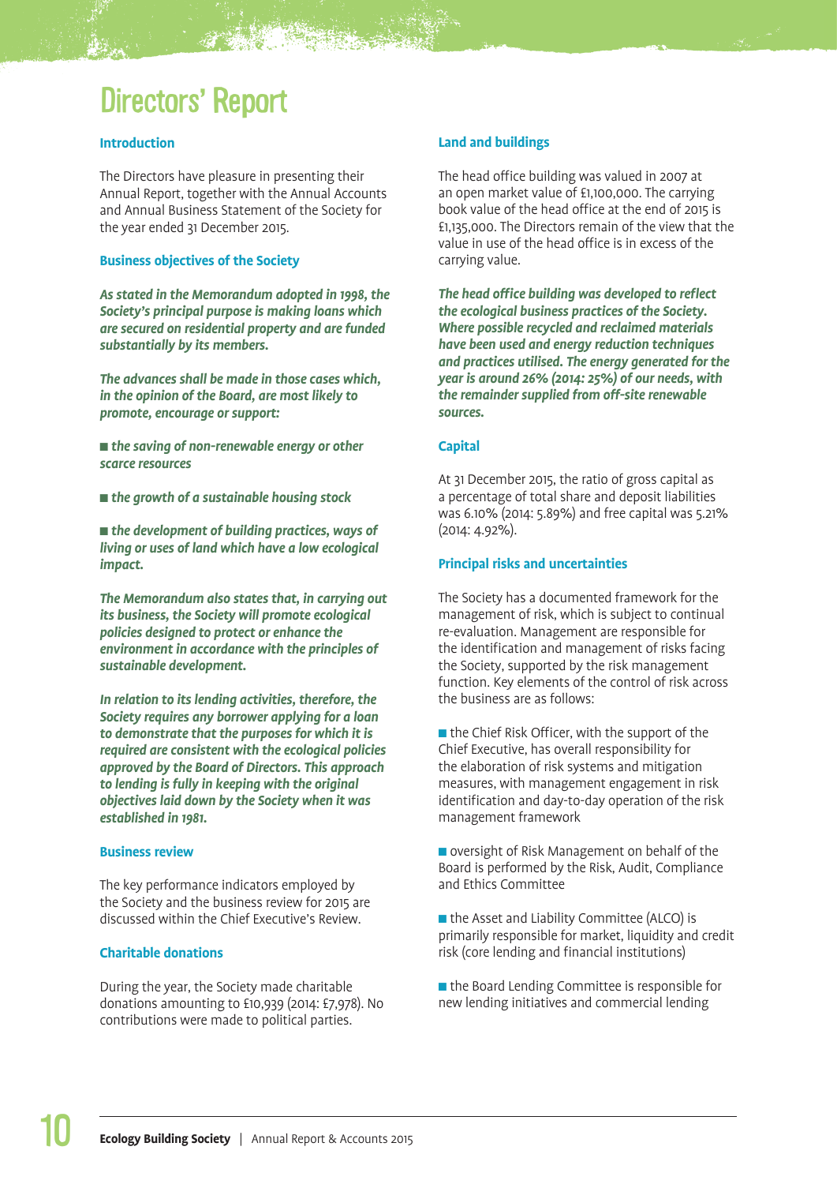# Directors' Report

## Introduction

The Directors have pleasure in presenting their Annual Report, together with the Annual Accounts and Annual Business Statement of the Society for the year ended 31 December 2015.

## Business objectives of the Society

***As stated in the Memorandum adopted in 1998, the Society's principal purpose is making loans which are secured on residential property and are funded substantially by its members.***

***The advances shall be made in those cases which, in the opinion of the Board, are most likely to promote, encourage or support:***

- ***the saving of non-renewable energy or other scarce resources***
- ***the growth of a sustainable housing stock***
- ***the development of building practices, ways of living or uses of land which have a low ecological impact.***

***The Memorandum also states that, in carrying out its business, the Society will promote ecological policies designed to protect or enhance the environment in accordance with the principles of sustainable development.***

***In relation to its lending activities, therefore, the Society requires any borrower applying for a loan to demonstrate that the purposes for which it is required are consistent with the ecological policies approved by the Board of Directors. This approach to lending is fully in keeping with the original objectives laid down by the Society when it was established in 1981.***

## Business review

The key performance indicators employed by the Society and the business review for 2015 are discussed within the Chief Executive's Review.

## Charitable donations

During the year, the Society made charitable donations amounting to £10,939 (2014: £7,978). No contributions were made to political parties.

## Land and buildings

The head office building was valued in 2007 at an open market value of £1,100,000. The carrying book value of the head office at the end of 2015 is £1,135,000. The Directors remain of the view that the value in use of the head office is in excess of the carrying value.

***The head office building was developed to reflect the ecological business practices of the Society. Where possible recycled and reclaimed materials have been used and energy reduction techniques and practices utilised. The energy generated for the year is around 26% (2014: 25%) of our needs, with the remainder supplied from off-site renewable sources.***

## Capital

At 31 December 2015, the ratio of gross capital as a percentage of total share and deposit liabilities was 6.10% (2014: 5.89%) and free capital was 5.21% (2014: 4.92%).

## Principal risks and uncertainties

The Society has a documented framework for the management of risk, which is subject to continual re-evaluation. Management are responsible for the identification and management of risks facing the Society, supported by the risk management function. Key elements of the control of risk across the business are as follows:

- the Chief Risk Officer, with the support of the Chief Executive, has overall responsibility for the elaboration of risk systems and mitigation measures, with management engagement in risk identification and day-to-day operation of the risk management framework
- oversight of Risk Management on behalf of the Board is performed by the Risk, Audit, Compliance and Ethics Committee
- the Asset and Liability Committee (ALCO) is primarily responsible for market, liquidity and credit risk (core lending and financial institutions)
- the Board Lending Committee is responsible for new lending initiatives and commercial lending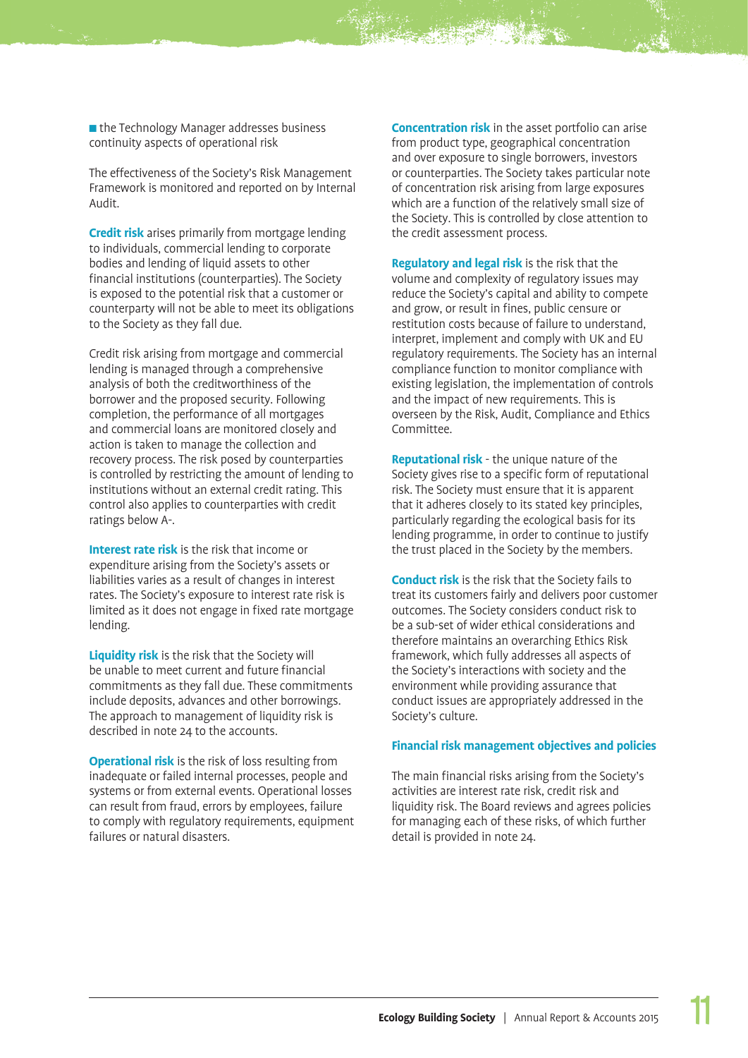- the Technology Manager addresses business continuity aspects of operational risk

The effectiveness of the Society's Risk Management Framework is monitored and reported on by Internal Audit.

**Credit risk** arises primarily from mortgage lending to individuals, commercial lending to corporate bodies and lending of liquid assets to other financial institutions (counterparties). The Society is exposed to the potential risk that a customer or counterparty will not be able to meet its obligations to the Society as they fall due.

Credit risk arising from mortgage and commercial lending is managed through a comprehensive analysis of both the creditworthiness of the borrower and the proposed security. Following completion, the performance of all mortgages and commercial loans are monitored closely and action is taken to manage the collection and recovery process. The risk posed by counterparties is controlled by restricting the amount of lending to institutions without an external credit rating. This control also applies to counterparties with credit ratings below A-.

**Interest rate risk** is the risk that income or expenditure arising from the Society's assets or liabilities varies as a result of changes in interest rates. The Society's exposure to interest rate risk is limited as it does not engage in fixed rate mortgage lending.

**Liquidity risk** is the risk that the Society will be unable to meet current and future financial commitments as they fall due. These commitments include deposits, advances and other borrowings. The approach to management of liquidity risk is described in note 24 to the accounts.

**Operational risk** is the risk of loss resulting from inadequate or failed internal processes, people and systems or from external events. Operational losses can result from fraud, errors by employees, failure to comply with regulatory requirements, equipment failures or natural disasters.

**Concentration risk** in the asset portfolio can arise from product type, geographical concentration and over exposure to single borrowers, investors or counterparties. The Society takes particular note of concentration risk arising from large exposures which are a function of the relatively small size of the Society. This is controlled by close attention to the credit assessment process.

**Regulatory and legal risk** is the risk that the volume and complexity of regulatory issues may reduce the Society's capital and ability to compete and grow, or result in fines, public censure or restitution costs because of failure to understand, interpret, implement and comply with UK and EU regulatory requirements. The Society has an internal compliance function to monitor compliance with existing legislation, the implementation of controls and the impact of new requirements. This is overseen by the Risk, Audit, Compliance and Ethics Committee.

**Reputational risk** - the unique nature of the Society gives rise to a specific form of reputational risk. The Society must ensure that it is apparent that it adheres closely to its stated key principles, particularly regarding the ecological basis for its lending programme, in order to continue to justify the trust placed in the Society by the members.

**Conduct risk** is the risk that the Society fails to treat its customers fairly and delivers poor customer outcomes. The Society considers conduct risk to be a sub-set of wider ethical considerations and therefore maintains an overarching Ethics Risk framework, which fully addresses all aspects of the Society's interactions with society and the environment while providing assurance that conduct issues are appropriately addressed in the Society's culture.

### Financial risk management objectives and policies

The main financial risks arising from the Society's activities are interest rate risk, credit risk and liquidity risk. The Board reviews and agrees policies for managing each of these risks, of which further detail is provided in note 24.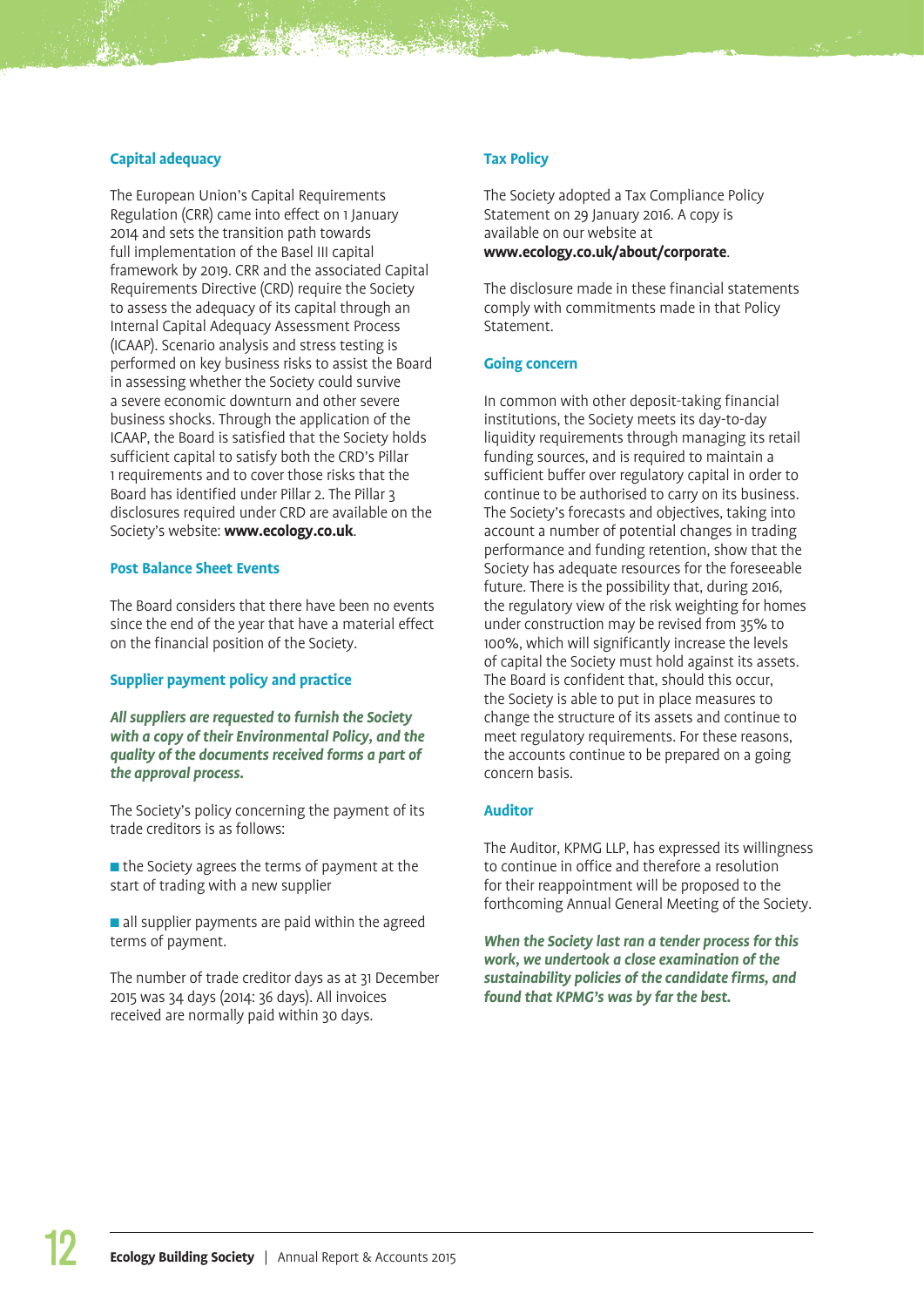## Capital adequacy

The European Union's Capital Requirements Regulation (CRR) came into effect on 1 January 2014 and sets the transition path towards full implementation of the Basel III capital framework by 2019. CRR and the associated Capital Requirements Directive (CRD) require the Society to assess the adequacy of its capital through an Internal Capital Adequacy Assessment Process (ICAAP). Scenario analysis and stress testing is performed on key business risks to assist the Board in assessing whether the Society could survive a severe economic downturn and other severe business shocks. Through the application of the ICAAP, the Board is satisfied that the Society holds sufficient capital to satisfy both the CRD's Pillar 1 requirements and to cover those risks that the Board has identified under Pillar 2. The Pillar 3 disclosures required under CRD are available on the Society's website: **www.ecology.co.uk**.

## Post Balance Sheet Events

The Board considers that there have been no events since the end of the year that have a material effect on the financial position of the Society.

## Supplier payment policy and practice

***All suppliers are requested to furnish the Society with a copy of their Environmental Policy, and the quality of the documents received forms a part of the approval process.***

The Society's policy concerning the payment of its trade creditors is as follows:

- the Society agrees the terms of payment at the start of trading with a new supplier
- all supplier payments are paid within the agreed terms of payment.

The number of trade creditor days as at 31 December 2015 was 34 days (2014: 36 days). All invoices received are normally paid within 30 days.

## Tax Policy

The Society adopted a Tax Compliance Policy Statement on 29 January 2016. A copy is available on our website at **www.ecology.co.uk/about/corporate**.

The disclosure made in these financial statements comply with commitments made in that Policy Statement.

## Going concern

In common with other deposit-taking financial institutions, the Society meets its day-to-day liquidity requirements through managing its retail funding sources, and is required to maintain a sufficient buffer over regulatory capital in order to continue to be authorised to carry on its business. The Society's forecasts and objectives, taking into account a number of potential changes in trading performance and funding retention, show that the Society has adequate resources for the foreseeable future. There is the possibility that, during 2016, the regulatory view of the risk weighting for homes under construction may be revised from 35% to 100%, which will significantly increase the levels of capital the Society must hold against its assets. The Board is confident that, should this occur, the Society is able to put in place measures to change the structure of its assets and continue to meet regulatory requirements. For these reasons, the accounts continue to be prepared on a going concern basis.

## Auditor

The Auditor, KPMG LLP, has expressed its willingness to continue in office and therefore a resolution for their reappointment will be proposed to the forthcoming Annual General Meeting of the Society.

***When the Society last ran a tender process for this work, we undertook a close examination of the sustainability policies of the candidate firms, and found that KPMG's was by far the best.***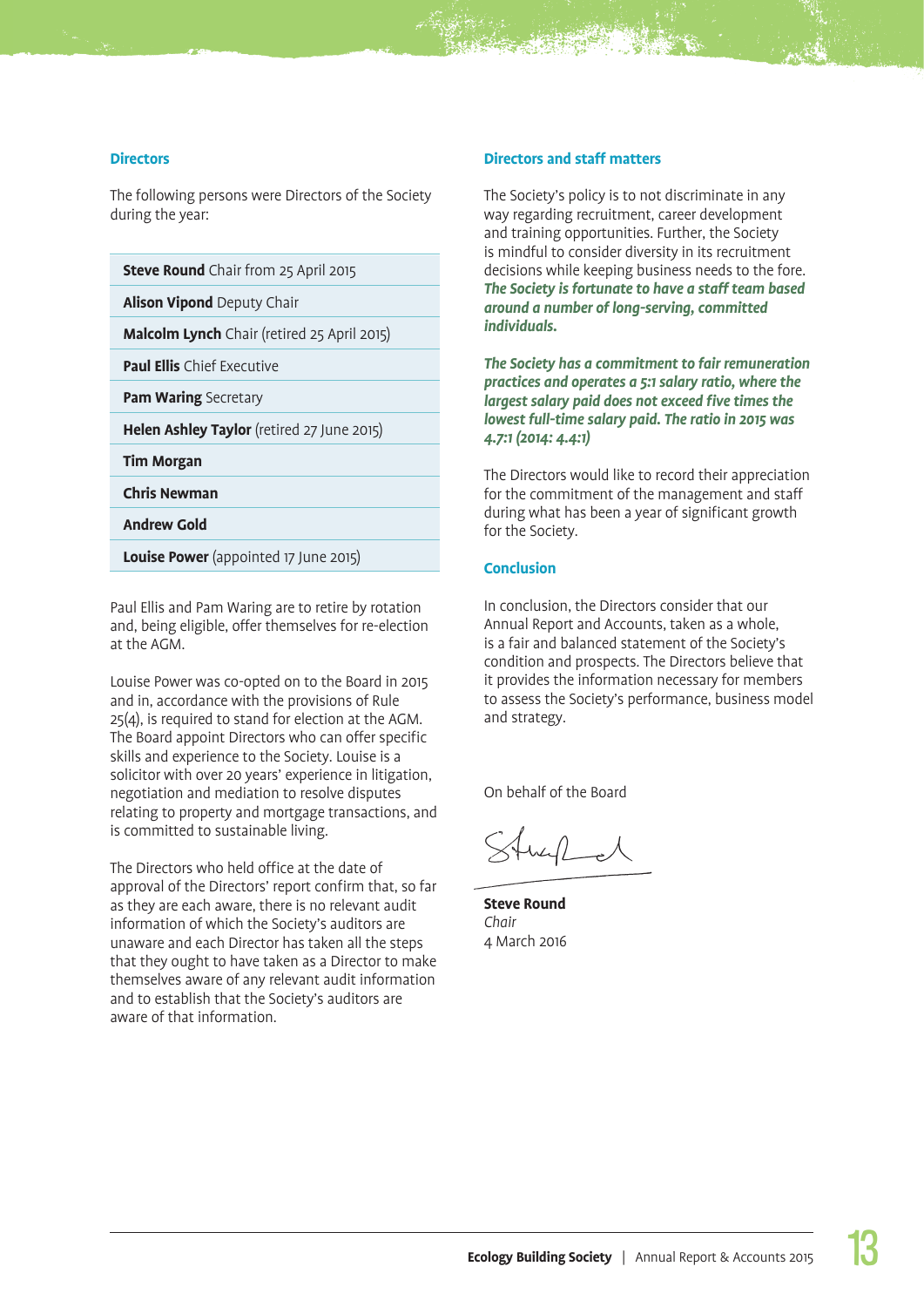## Directors

The following persons were Directors of the Society during the year:

- **Steve Round** Chair from 25 April 2015
- **Alison Vipond** Deputy Chair
- **Malcolm Lynch** Chair (retired 25 April 2015)
- **Paul Ellis** Chief Executive
- **Pam Waring** Secretary
- **Helen Ashley Taylor** (retired 27 June 2015)
- **Tim Morgan**
- **Chris Newman**
- **Andrew Gold**
- **Louise Power** (appointed 17 June 2015)

Paul Ellis and Pam Waring are to retire by rotation and, being eligible, offer themselves for re-election at the AGM.

Louise Power was co-opted on to the Board in 2015 and in, accordance with the provisions of Rule 25(4), is required to stand for election at the AGM. The Board appoint Directors who can offer specific skills and experience to the Society. Louise is a solicitor with over 20 years' experience in litigation, negotiation and mediation to resolve disputes relating to property and mortgage transactions, and is committed to sustainable living.

The Directors who held office at the date of approval of the Directors' report confirm that, so far as they are each aware, there is no relevant audit information of which the Society's auditors are unaware and each Director has taken all the steps that they ought to have taken as a Director to make themselves aware of any relevant audit information and to establish that the Society's auditors are aware of that information.

## Directors and staff matters

The Society's policy is to not discriminate in any way regarding recruitment, career development and training opportunities. Further, the Society is mindful to consider diversity in its recruitment decisions while keeping business needs to the fore. ***The Society is fortunate to have a staff team based around a number of long-serving, committed individuals.***

***The Society has a commitment to fair remuneration practices and operates a 5:1 salary ratio, where the largest salary paid does not exceed five times the lowest full-time salary paid. The ratio in 2015 was 4.7:1 (2014: 4.4:1)***

The Directors would like to record their appreciation for the commitment of the management and staff during what has been a year of significant growth for the Society.

## Conclusion

In conclusion, the Directors consider that our Annual Report and Accounts, taken as a whole, is a fair and balanced statement of the Society's condition and prospects. The Directors believe that it provides the information necessary for members to assess the Society's performance, business model and strategy.

On behalf of the Board

**Steve Round**
*Chair*
4 March 2016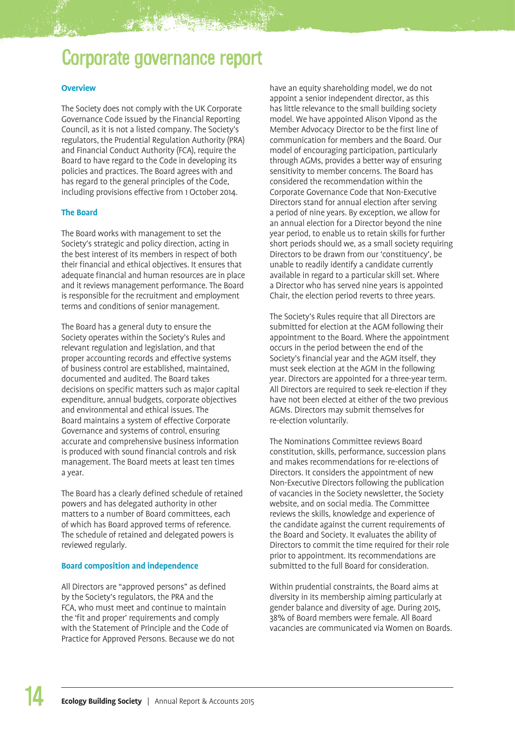# Corporate governance report

### Overview

The Society does not comply with the UK Corporate Governance Code issued by the Financial Reporting Council, as it is not a listed company. The Society's regulators, the Prudential Regulation Authority (PRA) and Financial Conduct Authority (FCA), require the Board to have regard to the Code in developing its policies and practices. The Board agrees with and has regard to the general principles of the Code, including provisions effective from 1 October 2014.

### The Board

The Board works with management to set the Society's strategic and policy direction, acting in the best interest of its members in respect of both their financial and ethical objectives. It ensures that adequate financial and human resources are in place and it reviews management performance. The Board is responsible for the recruitment and employment terms and conditions of senior management.

The Board has a general duty to ensure the Society operates within the Society's Rules and relevant regulation and legislation, and that proper accounting records and effective systems of business control are established, maintained, documented and audited. The Board takes decisions on specific matters such as major capital expenditure, annual budgets, corporate objectives and environmental and ethical issues. The Board maintains a system of effective Corporate Governance and systems of control, ensuring accurate and comprehensive business information is produced with sound financial controls and risk management. The Board meets at least ten times a year.

The Board has a clearly defined schedule of retained powers and has delegated authority in other matters to a number of Board committees, each of which has Board approved terms of reference. The schedule of retained and delegated powers is reviewed regularly.

### Board composition and independence

All Directors are "approved persons" as defined by the Society's regulators, the PRA and the FCA, who must meet and continue to maintain the 'fit and proper' requirements and comply with the Statement of Principle and the Code of Practice for Approved Persons. Because we do not have an equity shareholding model, we do not appoint a senior independent director, as this has little relevance to the small building society model. We have appointed Alison Vipond as the Member Advocacy Director to be the first line of communication for members and the Board. Our model of encouraging participation, particularly through AGMs, provides a better way of ensuring sensitivity to member concerns. The Board has considered the recommendation within the Corporate Governance Code that Non-Executive Directors stand for annual election after serving a period of nine years. By exception, we allow for an annual election for a Director beyond the nine year period, to enable us to retain skills for further short periods should we, as a small society requiring Directors to be drawn from our 'constituency', be unable to readily identify a candidate currently available in regard to a particular skill set. Where a Director who has served nine years is appointed Chair, the election period reverts to three years.

The Society's Rules require that all Directors are submitted for election at the AGM following their appointment to the Board. Where the appointment occurs in the period between the end of the Society's financial year and the AGM itself, they must seek election at the AGM in the following year. Directors are appointed for a three-year term. All Directors are required to seek re-election if they have not been elected at either of the two previous AGMs. Directors may submit themselves for re-election voluntarily.

The Nominations Committee reviews Board constitution, skills, performance, succession plans and makes recommendations for re-elections of Directors. It considers the appointment of new Non-Executive Directors following the publication of vacancies in the Society newsletter, the Society website, and on social media. The Committee reviews the skills, knowledge and experience of the candidate against the current requirements of the Board and Society. It evaluates the ability of Directors to commit the time required for their role prior to appointment. Its recommendations are submitted to the full Board for consideration.

Within prudential constraints, the Board aims at diversity in its membership aiming particularly at gender balance and diversity of age. During 2015, 38% of Board members were female. All Board vacancies are communicated via Women on Boards.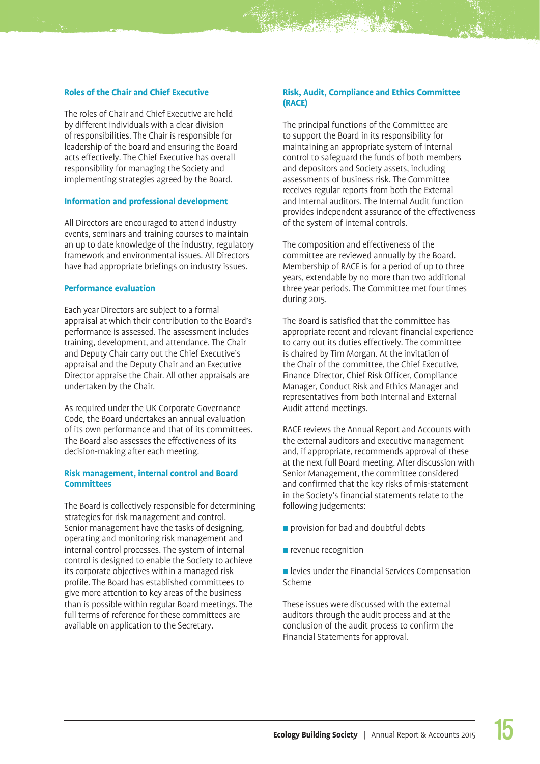### Roles of the Chair and Chief Executive

The roles of Chair and Chief Executive are held by different individuals with a clear division of responsibilities. The Chair is responsible for leadership of the board and ensuring the Board acts effectively. The Chief Executive has overall responsibility for managing the Society and implementing strategies agreed by the Board.

### Information and professional development

All Directors are encouraged to attend industry events, seminars and training courses to maintain an up to date knowledge of the industry, regulatory framework and environmental issues. All Directors have had appropriate briefings on industry issues.

### Performance evaluation

Each year Directors are subject to a formal appraisal at which their contribution to the Board's performance is assessed. The assessment includes training, development, and attendance. The Chair and Deputy Chair carry out the Chief Executive's appraisal and the Deputy Chair and an Executive Director appraise the Chair. All other appraisals are undertaken by the Chair.

As required under the UK Corporate Governance Code, the Board undertakes an annual evaluation of its own performance and that of its committees. The Board also assesses the effectiveness of its decision-making after each meeting.

### Risk management, internal control and Board Committees

The Board is collectively responsible for determining strategies for risk management and control. Senior management have the tasks of designing, operating and monitoring risk management and internal control processes. The system of internal control is designed to enable the Society to achieve its corporate objectives within a managed risk profile. The Board has established committees to give more attention to key areas of the business than is possible within regular Board meetings. The full terms of reference for these committees are available on application to the Secretary.

### Risk, Audit, Compliance and Ethics Committee (RACE)

The principal functions of the Committee are to support the Board in its responsibility for maintaining an appropriate system of internal control to safeguard the funds of both members and depositors and Society assets, including assessments of business risk. The Committee receives regular reports from both the External and Internal auditors. The Internal Audit function provides independent assurance of the effectiveness of the system of internal controls.

The composition and effectiveness of the committee are reviewed annually by the Board. Membership of RACE is for a period of up to three years, extendable by no more than two additional three year periods. The Committee met four times during 2015.

The Board is satisfied that the committee has appropriate recent and relevant financial experience to carry out its duties effectively. The committee is chaired by Tim Morgan. At the invitation of the Chair of the committee, the Chief Executive, Finance Director, Chief Risk Officer, Compliance Manager, Conduct Risk and Ethics Manager and representatives from both Internal and External Audit attend meetings.

RACE reviews the Annual Report and Accounts with the external auditors and executive management and, if appropriate, recommends approval of these at the next full Board meeting. After discussion with Senior Management, the committee considered and confirmed that the key risks of mis-statement in the Society's financial statements relate to the following judgements:

- provision for bad and doubtful debts
- revenue recognition
- levies under the Financial Services Compensation Scheme

These issues were discussed with the external auditors through the audit process and at the conclusion of the audit process to confirm the Financial Statements for approval.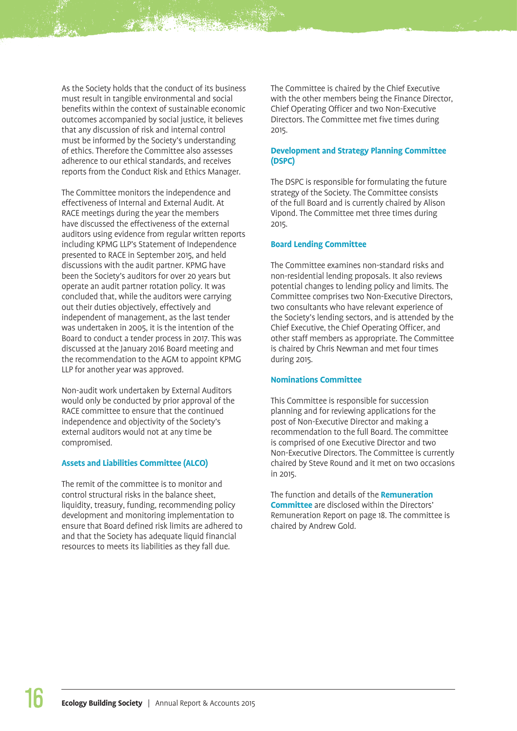As the Society holds that the conduct of its business must result in tangible environmental and social benefits within the context of sustainable economic outcomes accompanied by social justice, it believes that any discussion of risk and internal control must be informed by the Society's understanding of ethics. Therefore the Committee also assesses adherence to our ethical standards, and receives reports from the Conduct Risk and Ethics Manager.

The Committee monitors the independence and effectiveness of Internal and External Audit. At RACE meetings during the year the members have discussed the effectiveness of the external auditors using evidence from regular written reports including KPMG LLP's Statement of Independence presented to RACE in September 2015, and held discussions with the audit partner. KPMG have been the Society's auditors for over 20 years but operate an audit partner rotation policy. It was concluded that, while the auditors were carrying out their duties objectively, effectively and independent of management, as the last tender was undertaken in 2005, it is the intention of the Board to conduct a tender process in 2017. This was discussed at the January 2016 Board meeting and the recommendation to the AGM to appoint KPMG LLP for another year was approved.

Non-audit work undertaken by External Auditors would only be conducted by prior approval of the RACE committee to ensure that the continued independence and objectivity of the Society's external auditors would not at any time be compromised.

### Assets and Liabilities Committee (ALCO)

The remit of the committee is to monitor and control structural risks in the balance sheet, liquidity, treasury, funding, recommending policy development and monitoring implementation to ensure that Board defined risk limits are adhered to and that the Society has adequate liquid financial resources to meets its liabilities as they fall due.

The Committee is chaired by the Chief Executive with the other members being the Finance Director, Chief Operating Officer and two Non-Executive Directors. The Committee met five times during 2015.

### Development and Strategy Planning Committee (DSPC)

The DSPC is responsible for formulating the future strategy of the Society. The Committee consists of the full Board and is currently chaired by Alison Vipond. The Committee met three times during 2015.

### Board Lending Committee

The Committee examines non-standard risks and non-residential lending proposals. It also reviews potential changes to lending policy and limits. The Committee comprises two Non-Executive Directors, two consultants who have relevant experience of the Society's lending sectors, and is attended by the Chief Executive, the Chief Operating Officer, and other staff members as appropriate. The Committee is chaired by Chris Newman and met four times during 2015.

### Nominations Committee

This Committee is responsible for succession planning and for reviewing applications for the post of Non-Executive Director and making a recommendation to the full Board. The committee is comprised of one Executive Director and two Non-Executive Directors. The Committee is currently chaired by Steve Round and it met on two occasions in 2015.

The function and details of the **Remuneration Committee** are disclosed within the Directors' Remuneration Report on page 18. The committee is chaired by Andrew Gold.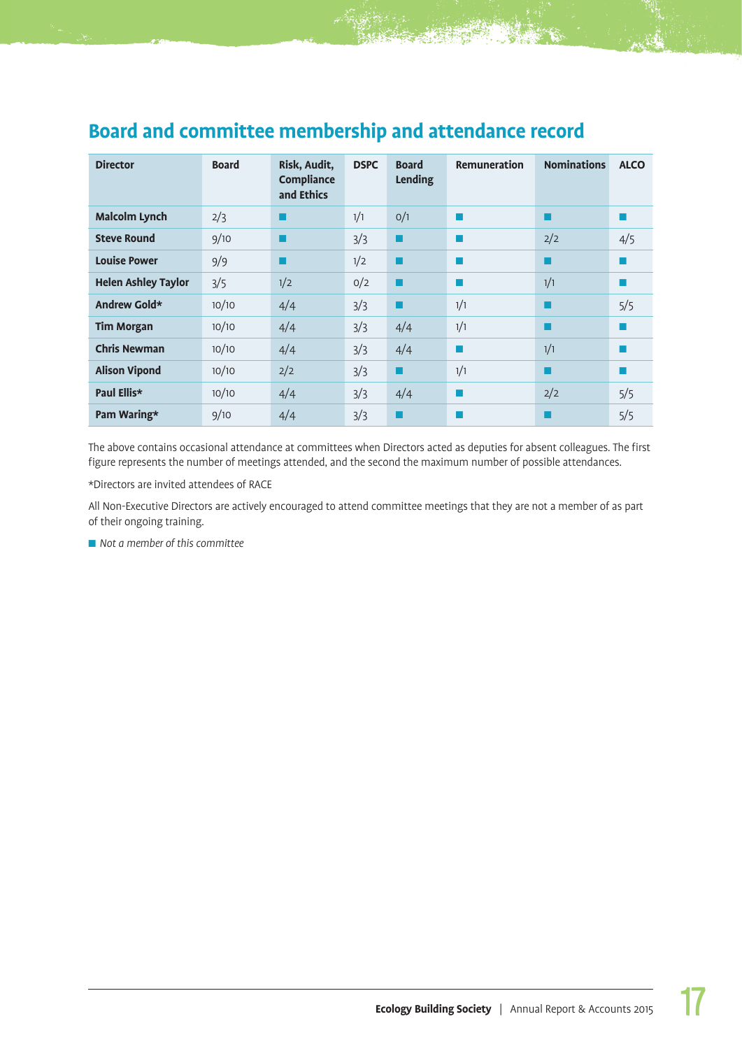## Board and committee membership and attendance record

| Director | Board | Risk, Audit, Compliance and Ethics | DSPC | Board Lending | Remuneration | Nominations | ALCO |
|---|---|---|---|---|---|---|---|
| **Malcolm Lynch** | 2/3 | ■ | 1/1 | 0/1 | ■ | ■ | ■ |
| **Steve Round** | 9/10 | ■ | 3/3 | ■ | ■ | 2/2 | 4/5 |
| **Louise Power** | 9/9 | ■ | 1/2 | ■ | ■ | ■ | ■ |
| **Helen Ashley Taylor** | 3/5 | 1/2 | 0/2 | ■ | ■ | 1/1 | ■ |
| **Andrew Gold*** | 10/10 | 4/4 | 3/3 | ■ | 1/1 | ■ | 5/5 |
| **Tim Morgan** | 10/10 | 4/4 | 3/3 | 4/4 | 1/1 | ■ | ■ |
| **Chris Newman** | 10/10 | 4/4 | 3/3 | 4/4 | ■ | 1/1 | ■ |
| **Alison Vipond** | 10/10 | 2/2 | 3/3 | ■ | 1/1 | ■ | ■ |
| **Paul Ellis*** | 10/10 | 4/4 | 3/3 | 4/4 | ■ | 2/2 | 5/5 |
| **Pam Waring*** | 9/10 | 4/4 | 3/3 | ■ | ■ | ■ | 5/5 |

The above contains occasional attendance at committees when Directors acted as deputies for absent colleagues. The first figure represents the number of meetings attended, and the second the maximum number of possible attendances.

*Directors are invited attendees of RACE

All Non-Executive Directors are actively encouraged to attend committee meetings that they are not a member of as part of their ongoing training.

■ *Not a member of this committee*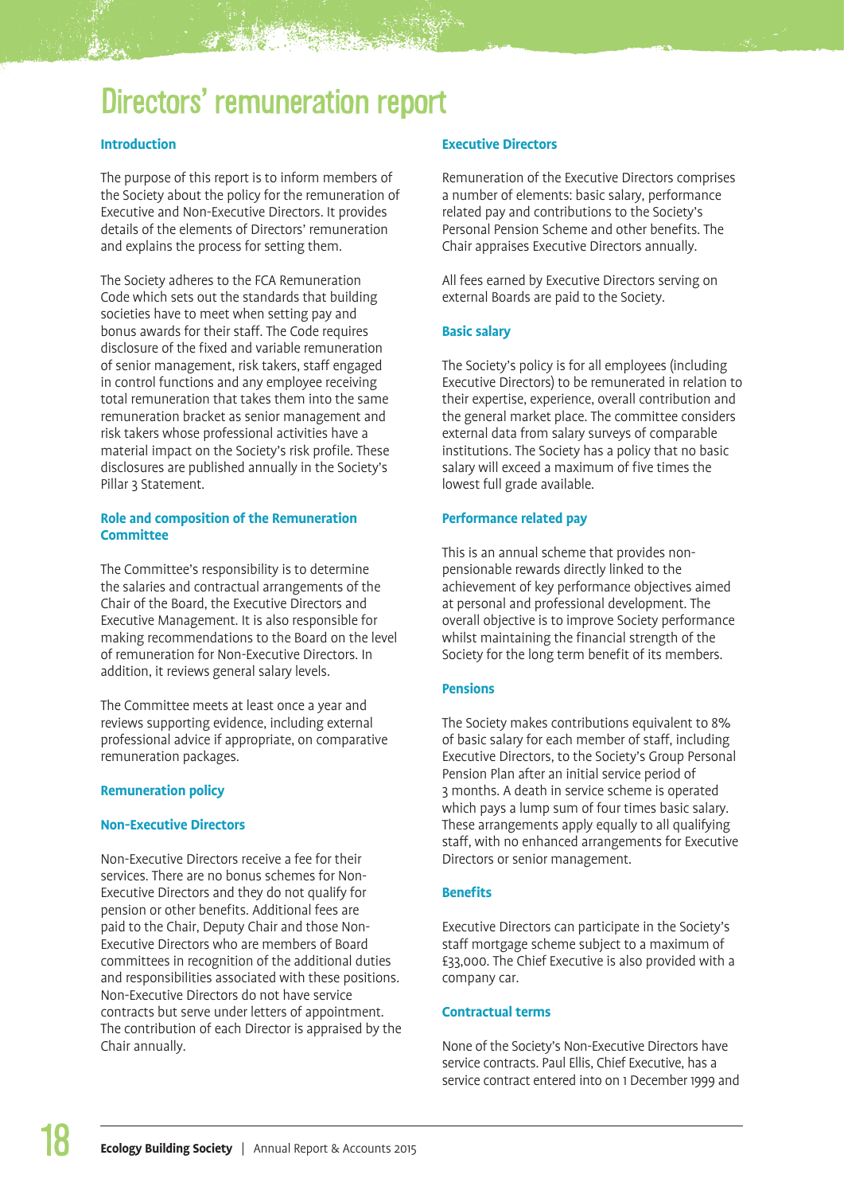# Directors' remuneration report

## Introduction

The purpose of this report is to inform members of the Society about the policy for the remuneration of Executive and Non-Executive Directors. It provides details of the elements of Directors' remuneration and explains the process for setting them.

The Society adheres to the FCA Remuneration Code which sets out the standards that building societies have to meet when setting pay and bonus awards for their staff. The Code requires disclosure of the fixed and variable remuneration of senior management, risk takers, staff engaged in control functions and any employee receiving total remuneration that takes them into the same remuneration bracket as senior management and risk takers whose professional activities have a material impact on the Society's risk profile. These disclosures are published annually in the Society's Pillar 3 Statement.

## Role and composition of the Remuneration Committee

The Committee's responsibility is to determine the salaries and contractual arrangements of the Chair of the Board, the Executive Directors and Executive Management. It is also responsible for making recommendations to the Board on the level of remuneration for Non-Executive Directors. In addition, it reviews general salary levels.

The Committee meets at least once a year and reviews supporting evidence, including external professional advice if appropriate, on comparative remuneration packages.

## Remuneration policy

### Non-Executive Directors

Non-Executive Directors receive a fee for their services. There are no bonus schemes for Non-Executive Directors and they do not qualify for pension or other benefits. Additional fees are paid to the Chair, Deputy Chair and those Non-Executive Directors who are members of Board committees in recognition of the additional duties and responsibilities associated with these positions. Non-Executive Directors do not have service contracts but serve under letters of appointment. The contribution of each Director is appraised by the Chair annually.

### Executive Directors

Remuneration of the Executive Directors comprises a number of elements: basic salary, performance related pay and contributions to the Society's Personal Pension Scheme and other benefits. The Chair appraises Executive Directors annually.

All fees earned by Executive Directors serving on external Boards are paid to the Society.

### Basic salary

The Society's policy is for all employees (including Executive Directors) to be remunerated in relation to their expertise, experience, overall contribution and the general market place. The committee considers external data from salary surveys of comparable institutions. The Society has a policy that no basic salary will exceed a maximum of five times the lowest full grade available.

### Performance related pay

This is an annual scheme that provides non-pensionable rewards directly linked to the achievement of key performance objectives aimed at personal and professional development. The overall objective is to improve Society performance whilst maintaining the financial strength of the Society for the long term benefit of its members.

### Pensions

The Society makes contributions equivalent to 8% of basic salary for each member of staff, including Executive Directors, to the Society's Group Personal Pension Plan after an initial service period of 3 months. A death in service scheme is operated which pays a lump sum of four times basic salary. These arrangements apply equally to all qualifying staff, with no enhanced arrangements for Executive Directors or senior management.

### Benefits

Executive Directors can participate in the Society's staff mortgage scheme subject to a maximum of £33,000. The Chief Executive is also provided with a company car.

### Contractual terms

None of the Society's Non-Executive Directors have service contracts. Paul Ellis, Chief Executive, has a service contract entered into on 1 December 1999 and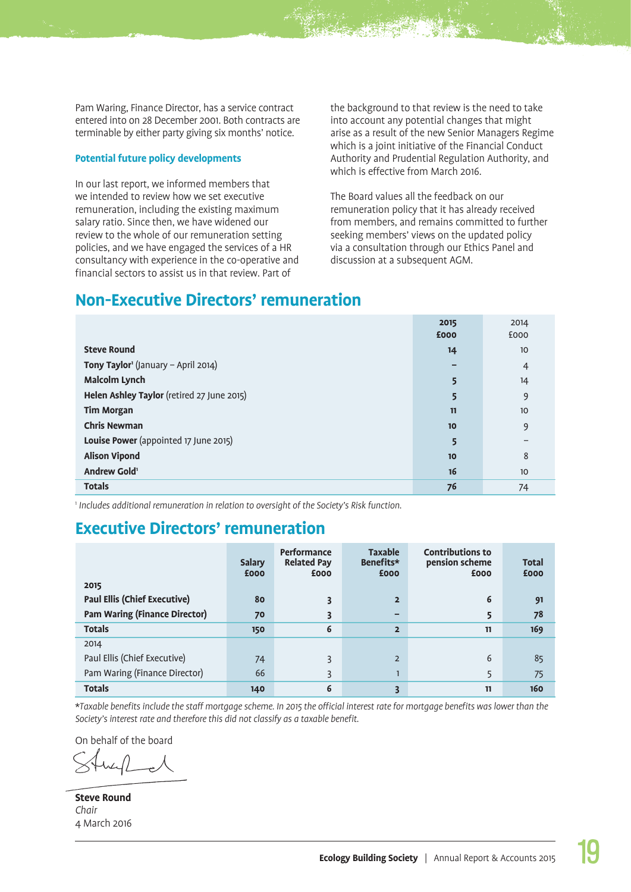Pam Waring, Finance Director, has a service contract entered into on 28 December 2001. Both contracts are terminable by either party giving six months' notice.

### Potential future policy developments

In our last report, we informed members that we intended to review how we set executive remuneration, including the existing maximum salary ratio. Since then, we have widened our review to the whole of our remuneration setting policies, and we have engaged the services of a HR consultancy with experience in the co-operative and financial sectors to assist us in that review. Part of the background to that review is the need to take into account any potential changes that might arise as a result of the new Senior Managers Regime which is a joint initiative of the Financial Conduct Authority and Prudential Regulation Authority, and which is effective from March 2016.

The Board values all the feedback on our remuneration policy that it has already received from members, and remains committed to further seeking members' views on the updated policy via a consultation through our Ethics Panel and discussion at a subsequent AGM.

## Non-Executive Directors' remuneration

| | 2015 £000 | 2014 £000 |
|---|---|---|
| **Steve Round** | **14** | 10 |
| **Tony Taylor**[1] (January – April 2014) | **–** | 4 |
| **Malcolm Lynch** | **5** | 14 |
| **Helen Ashley Taylor** (retired 27 June 2015) | **5** | 9 |
| **Tim Morgan** | **11** | 10 |
| **Chris Newman** | **10** | 9 |
| **Louise Power** (appointed 17 June 2015) | **5** | – |
| **Alison Vipond** | **10** | 8 |
| **Andrew Gold**[1] | **16** | 10 |
| **Totals** | **76** | 74 |

[1] *Includes additional remuneration in relation to oversight of the Society's Risk function.*

## Executive Directors' remuneration

| | Salary £000 | Performance Related Pay £000 | Taxable Benefits* £000 | Contributions to pension scheme £000 | Total £000 |
|---|---|---|---|---|---|
| **2015** | | | | | |
| **Paul Ellis (Chief Executive)** | **80** | **3** | **2** | **6** | **91** |
| **Pam Waring (Finance Director)** | **70** | **3** | **–** | **5** | **78** |
| **Totals** | **150** | **6** | **2** | **11** | **169** |
| 2014 | | | | | |
| Paul Ellis (Chief Executive) | 74 | 3 | 2 | 6 | 85 |
| Pam Waring (Finance Director) | 66 | 3 | 1 | 5 | 75 |
| **Totals** | **140** | **6** | **3** | **11** | **160** |

*\*Taxable benefits include the staff mortgage scheme. In 2015 the official interest rate for mortgage benefits was lower than the Society's interest rate and therefore this did not classify as a taxable benefit.*

On behalf of the board

**Steve Round**
*Chair*
4 March 2016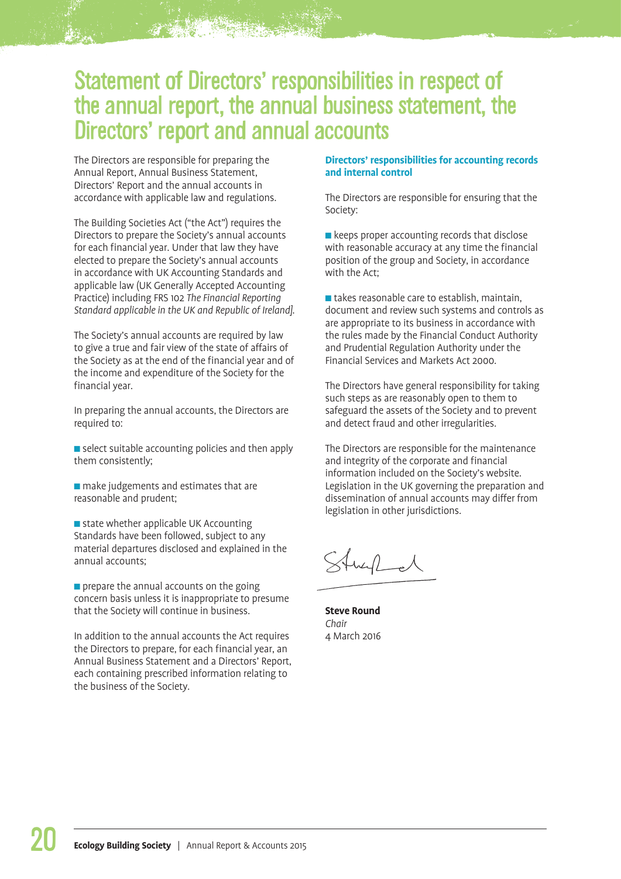# Statement of Directors' responsibilities in respect of the annual report, the annual business statement, the Directors' report and annual accounts

The Directors are responsible for preparing the Annual Report, Annual Business Statement, Directors' Report and the annual accounts in accordance with applicable law and regulations.

The Building Societies Act ("the Act") requires the Directors to prepare the Society's annual accounts for each financial year. Under that law they have elected to prepare the Society's annual accounts in accordance with UK Accounting Standards and applicable law (UK Generally Accepted Accounting Practice) including FRS 102 *The Financial Reporting Standard applicable in the UK and Republic of Ireland]*.

The Society's annual accounts are required by law to give a true and fair view of the state of affairs of the Society as at the end of the financial year and of the income and expenditure of the Society for the financial year.

In preparing the annual accounts, the Directors are required to:

- select suitable accounting policies and then apply them consistently;
- make judgements and estimates that are reasonable and prudent;
- state whether applicable UK Accounting Standards have been followed, subject to any material departures disclosed and explained in the annual accounts;
- prepare the annual accounts on the going concern basis unless it is inappropriate to presume that the Society will continue in business.

In addition to the annual accounts the Act requires the Directors to prepare, for each financial year, an Annual Business Statement and a Directors' Report, each containing prescribed information relating to the business of the Society.

### Directors' responsibilities for accounting records and internal control

The Directors are responsible for ensuring that the Society:

- keeps proper accounting records that disclose with reasonable accuracy at any time the financial position of the group and Society, in accordance with the Act;
- takes reasonable care to establish, maintain, document and review such systems and controls as are appropriate to its business in accordance with the rules made by the Financial Conduct Authority and Prudential Regulation Authority under the Financial Services and Markets Act 2000.

The Directors have general responsibility for taking such steps as are reasonably open to them to safeguard the assets of the Society and to prevent and detect fraud and other irregularities.

The Directors are responsible for the maintenance and integrity of the corporate and financial information included on the Society's website. Legislation in the UK governing the preparation and dissemination of annual accounts may differ from legislation in other jurisdictions.

**Steve Round**
*Chair*
4 March 2016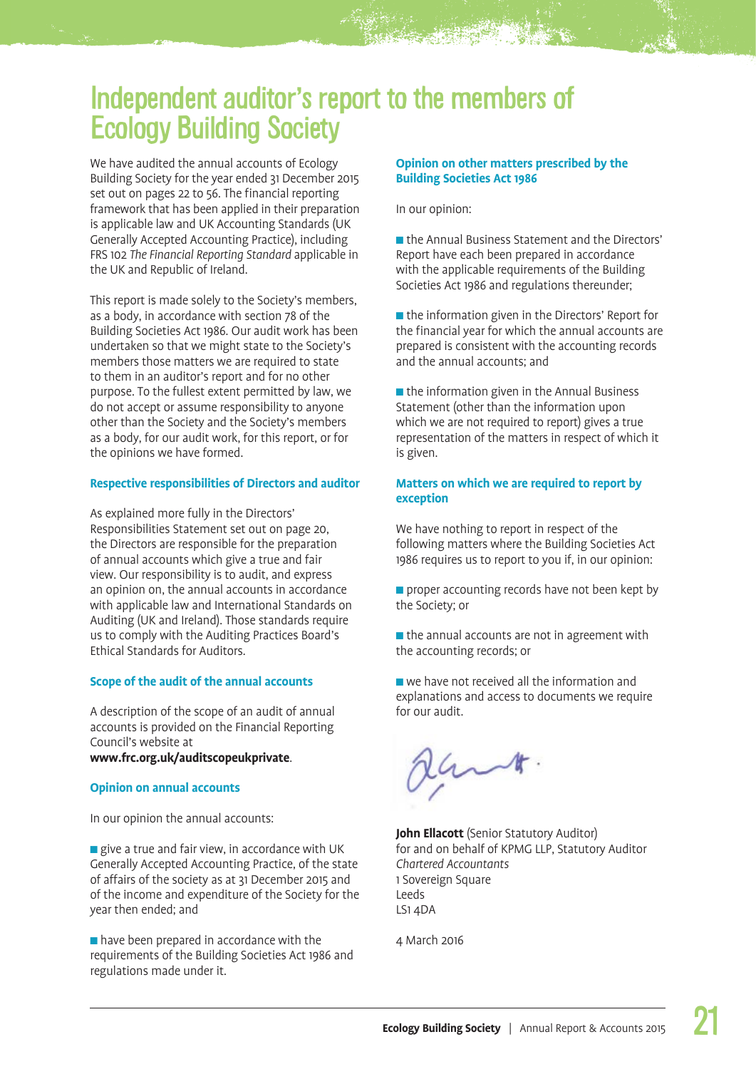# Independent auditor's report to the members of Ecology Building Society

We have audited the annual accounts of Ecology Building Society for the year ended 31 December 2015 set out on pages 22 to 56. The financial reporting framework that has been applied in their preparation is applicable law and UK Accounting Standards (UK Generally Accepted Accounting Practice), including FRS 102 *The Financial Reporting Standard* applicable in the UK and Republic of Ireland.

This report is made solely to the Society's members, as a body, in accordance with section 78 of the Building Societies Act 1986. Our audit work has been undertaken so that we might state to the Society's members those matters we are required to state to them in an auditor's report and for no other purpose. To the fullest extent permitted by law, we do not accept or assume responsibility to anyone other than the Society and the Society's members as a body, for our audit work, for this report, or for the opinions we have formed.

### Respective responsibilities of Directors and auditor

As explained more fully in the Directors' Responsibilities Statement set out on page 20, the Directors are responsible for the preparation of annual accounts which give a true and fair view. Our responsibility is to audit, and express an opinion on, the annual accounts in accordance with applicable law and International Standards on Auditing (UK and Ireland). Those standards require us to comply with the Auditing Practices Board's Ethical Standards for Auditors.

### Scope of the audit of the annual accounts

A description of the scope of an audit of annual accounts is provided on the Financial Reporting Council's website at **www.frc.org.uk/auditscopeukprivate**.

### Opinion on annual accounts

In our opinion the annual accounts:

- give a true and fair view, in accordance with UK Generally Accepted Accounting Practice, of the state of affairs of the society as at 31 December 2015 and of the income and expenditure of the Society for the year then ended; and
- have been prepared in accordance with the requirements of the Building Societies Act 1986 and regulations made under it.

### Opinion on other matters prescribed by the Building Societies Act 1986

In our opinion:

- the Annual Business Statement and the Directors' Report have each been prepared in accordance with the applicable requirements of the Building Societies Act 1986 and regulations thereunder;
- the information given in the Directors' Report for the financial year for which the annual accounts are prepared is consistent with the accounting records and the annual accounts; and
- the information given in the Annual Business Statement (other than the information upon which we are not required to report) gives a true representation of the matters in respect of which it is given.

### Matters on which we are required to report by exception

We have nothing to report in respect of the following matters where the Building Societies Act 1986 requires us to report to you if, in our opinion:

- proper accounting records have not been kept by the Society; or
- the annual accounts are not in agreement with the accounting records; or
- we have not received all the information and explanations and access to documents we require for our audit.

**John Ellacott** (Senior Statutory Auditor)
for and on behalf of KPMG LLP, Statutory Auditor
*Chartered Accountants*
1 Sovereign Square
Leeds
LS1 4DA

4 March 2016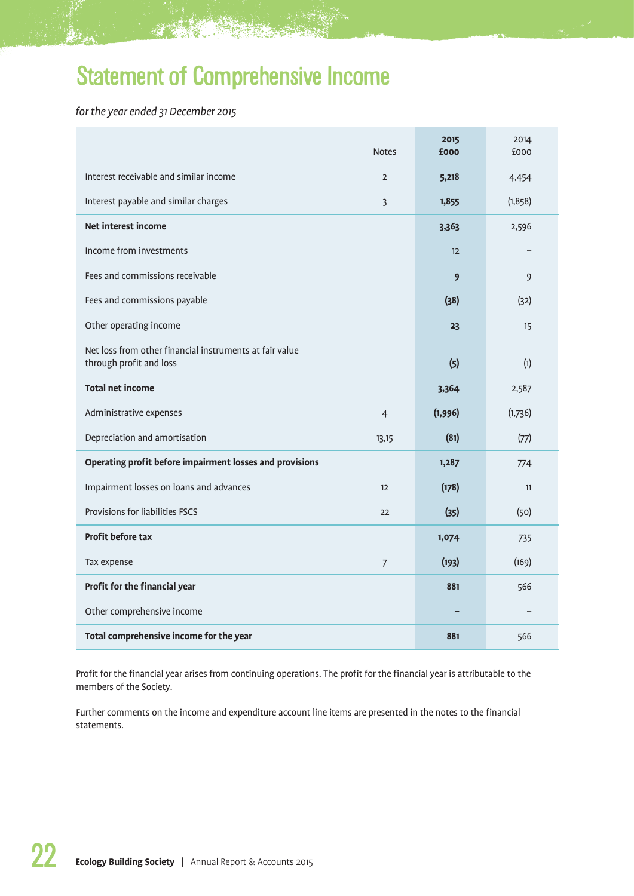# Statement of Comprehensive Income

*for the year ended 31 December 2015*

| | Notes | **2015 £000** | 2014 £000 |
|---|---|---|---|
| Interest receivable and similar income | 2 | **5,218** | 4,454 |
| Interest payable and similar charges | 3 | **1,855** | (1,858) |
| **Net interest income** | | **3,363** | 2,596 |
| Income from investments | | **12** | – |
| Fees and commissions receivable | | **9** | 9 |
| Fees and commissions payable | | **(38)** | (32) |
| Other operating income | | **23** | 15 |
| Net loss from other financial instruments at fair value through profit and loss | | **(5)** | (1) |
| **Total net income** | | **3,364** | 2,587 |
| Administrative expenses | 4 | **(1,996)** | (1,736) |
| Depreciation and amortisation | 13,15 | **(81)** | (77) |
| **Operating profit before impairment losses and provisions** | | **1,287** | 774 |
| Impairment losses on loans and advances | 12 | **(178)** | 11 |
| Provisions for liabilities FSCS | 22 | **(35)** | (50) |
| **Profit before tax** | | **1,074** | 735 |
| Tax expense | 7 | **(193)** | (169) |
| **Profit for the financial year** | | **881** | 566 |
| Other comprehensive income | | **–** | – |
| **Total comprehensive income for the year** | | **881** | 566 |

Profit for the financial year arises from continuing operations. The profit for the financial year is attributable to the members of the Society.

Further comments on the income and expenditure account line items are presented in the notes to the financial statements.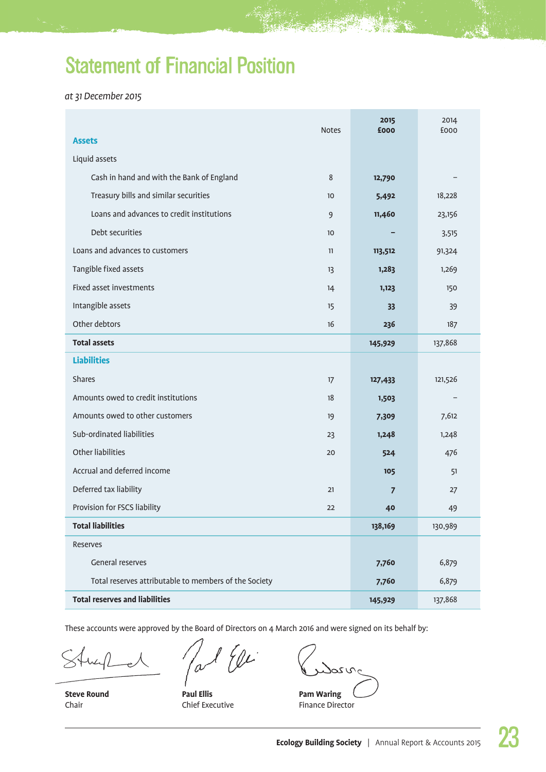# Statement of Financial Position

*at 31 December 2015*

| | Notes | 2015 £000 | 2014 £000 |
|---|---|---|---|
| **Assets** | | | |
| Liquid assets | | | |
| Cash in hand and with the Bank of England | 8 | **12,790** | – |
| Treasury bills and similar securities | 10 | **5,492** | 18,228 |
| Loans and advances to credit institutions | 9 | **11,460** | 23,156 |
| Debt securities | 10 | **–** | 3,515 |
| Loans and advances to customers | 11 | **113,512** | 91,324 |
| Tangible fixed assets | 13 | **1,283** | 1,269 |
| Fixed asset investments | 14 | **1,123** | 150 |
| Intangible assets | 15 | **33** | 39 |
| Other debtors | 16 | **236** | 187 |
| **Total assets** | | **145,929** | 137,868 |
| **Liabilities** | | | |
| Shares | 17 | **127,433** | 121,526 |
| Amounts owed to credit institutions | 18 | **1,503** | – |
| Amounts owed to other customers | 19 | **7,309** | 7,612 |
| Sub-ordinated liabilities | 23 | **1,248** | 1,248 |
| Other liabilities | 20 | **524** | 476 |
| Accrual and deferred income | | **105** | 51 |
| Deferred tax liability | 21 | **7** | 27 |
| Provision for FSCS liability | 22 | **40** | 49 |
| **Total liabilities** | | **138,169** | 130,989 |
| Reserves | | | |
| General reserves | | **7,760** | 6,879 |
| Total reserves attributable to members of the Society | | **7,760** | 6,879 |
| **Total reserves and liabilities** | | **145,929** | 137,868 |

These accounts were approved by the Board of Directors on 4 March 2016 and were signed on its behalf by:

**Steve Round**
Chair

**Paul Ellis**
Chief Executive

**Pam Waring**
Finance Director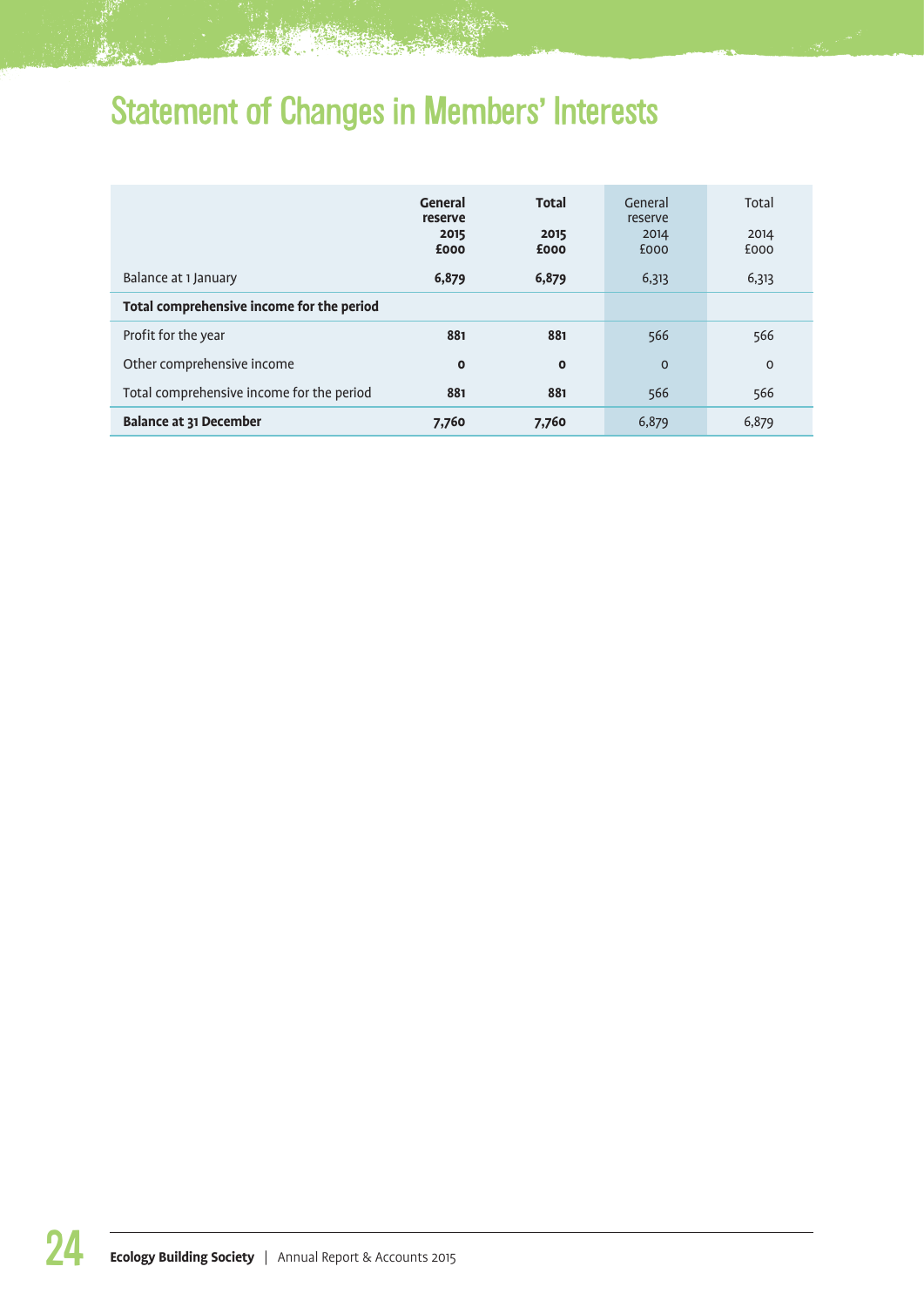# Statement of Changes in Members' Interests

| | **General reserve 2015 £000** | **Total 2015 £000** | General reserve 2014 £000 | Total 2014 £000 |
|---|---|---|---|---|
| Balance at 1 January | **6,879** | **6,879** | 6,313 | 6,313 |
| **Total comprehensive income for the period** | | | | |
| Profit for the year | **881** | **881** | 566 | 566 |
| Other comprehensive income | **0** | **0** | 0 | 0 |
| Total comprehensive income for the period | **881** | **881** | 566 | 566 |
| **Balance at 31 December** | **7,760** | **7,760** | 6,879 | 6,879 |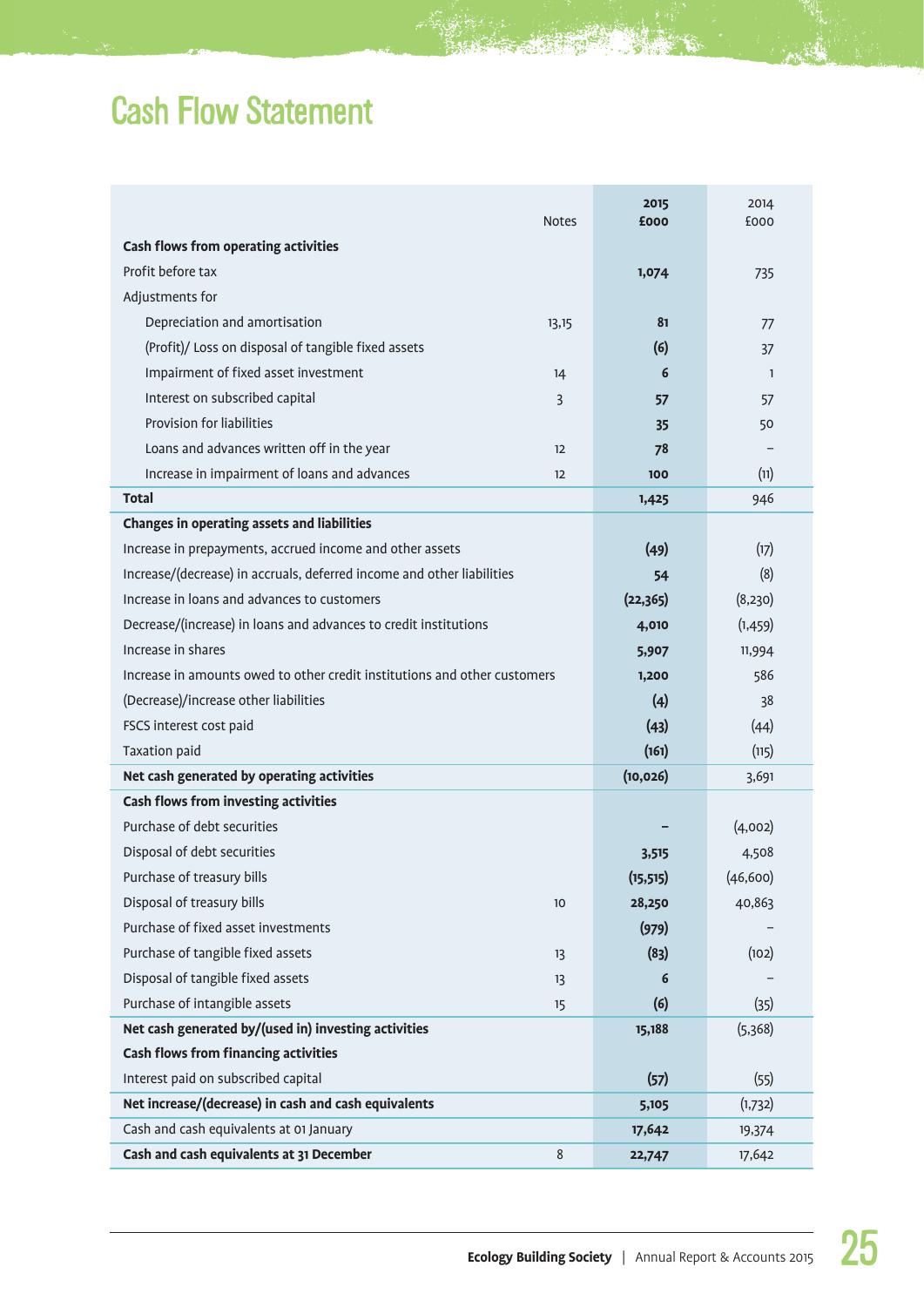# Cash Flow Statement

| | Notes | 2015 £000 | 2014 £000 |
|---|---|---|---|
| **Cash flows from operating activities** | | | |
| Profit before tax | | **1,074** | 735 |
| Adjustments for | | | |
| Depreciation and amortisation | 13,15 | **81** | 77 |
| (Profit)/ Loss on disposal of tangible fixed assets | | **(6)** | 37 |
| Impairment of fixed asset investment | 14 | **6** | 1 |
| Interest on subscribed capital | 3 | **57** | 57 |
| Provision for liabilities | | **35** | 50 |
| Loans and advances written off in the year | 12 | **78** | – |
| Increase in impairment of loans and advances | 12 | **100** | (11) |
| **Total** | | **1,425** | 946 |
| **Changes in operating assets and liabilities** | | | |
| Increase in prepayments, accrued income and other assets | | **(49)** | (17) |
| Increase/(decrease) in accruals, deferred income and other liabilities | | **54** | (8) |
| Increase in loans and advances to customers | | **(22,365)** | (8,230) |
| Decrease/(increase) in loans and advances to credit institutions | | **4,010** | (1,459) |
| Increase in shares | | **5,907** | 11,994 |
| Increase in amounts owed to other credit institutions and other customers | | **1,200** | 586 |
| (Decrease)/increase other liabilities | | **(4)** | 38 |
| FSCS interest cost paid | | **(43)** | (44) |
| Taxation paid | | **(161)** | (115) |
| **Net cash generated by operating activities** | | **(10,026)** | 3,691 |
| **Cash flows from investing activities** | | | |
| Purchase of debt securities | | **–** | (4,002) |
| Disposal of debt securities | | **3,515** | 4,508 |
| Purchase of treasury bills | | **(15,515)** | (46,600) |
| Disposal of treasury bills | 10 | **28,250** | 40,863 |
| Purchase of fixed asset investments | | **(979)** | – |
| Purchase of tangible fixed assets | 13 | **(83)** | (102) |
| Disposal of tangible fixed assets | 13 | **6** | – |
| Purchase of intangible assets | 15 | **(6)** | (35) |
| **Net cash generated by/(used in) investing activities** | | **15,188** | (5,368) |
| **Cash flows from financing activities** | | | |
| Interest paid on subscribed capital | | **(57)** | (55) |
| **Net increase/(decrease) in cash and cash equivalents** | | **5,105** | (1,732) |
| Cash and cash equivalents at 01 January | | **17,642** | 19,374 |
| **Cash and cash equivalents at 31 December** | 8 | **22,747** | 17,642 |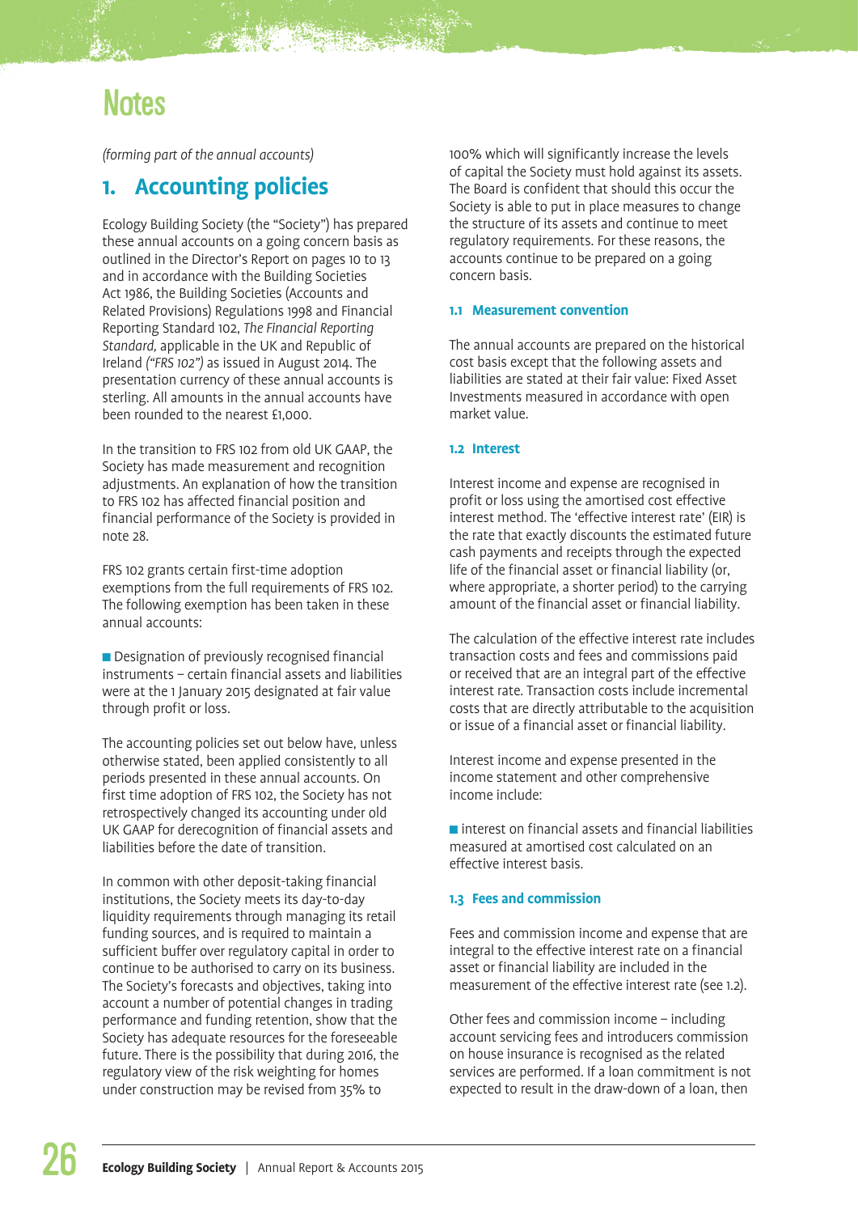# Notes

*(forming part of the annual accounts)*

## 1. Accounting policies

Ecology Building Society (the "Society") has prepared these annual accounts on a going concern basis as outlined in the Director's Report on pages 10 to 13 and in accordance with the Building Societies Act 1986, the Building Societies (Accounts and Related Provisions) Regulations 1998 and Financial Reporting Standard 102, *The Financial Reporting Standard,* applicable in the UK and Republic of Ireland *("FRS 102")* as issued in August 2014. The presentation currency of these annual accounts is sterling. All amounts in the annual accounts have been rounded to the nearest £1,000.

In the transition to FRS 102 from old UK GAAP, the Society has made measurement and recognition adjustments. An explanation of how the transition to FRS 102 has affected financial position and financial performance of the Society is provided in note 28.

FRS 102 grants certain first-time adoption exemptions from the full requirements of FRS 102. The following exemption has been taken in these annual accounts:

- Designation of previously recognised financial instruments – certain financial assets and liabilities were at the 1 January 2015 designated at fair value through profit or loss.

The accounting policies set out below have, unless otherwise stated, been applied consistently to all periods presented in these annual accounts. On first time adoption of FRS 102, the Society has not retrospectively changed its accounting under old UK GAAP for derecognition of financial assets and liabilities before the date of transition.

In common with other deposit-taking financial institutions, the Society meets its day-to-day liquidity requirements through managing its retail funding sources, and is required to maintain a sufficient buffer over regulatory capital in order to continue to be authorised to carry on its business. The Society's forecasts and objectives, taking into account a number of potential changes in trading performance and funding retention, show that the Society has adequate resources for the foreseeable future. There is the possibility that during 2016, the regulatory view of the risk weighting for homes under construction may be revised from 35% to 100% which will significantly increase the levels of capital the Society must hold against its assets. The Board is confident that should this occur the Society is able to put in place measures to change the structure of its assets and continue to meet regulatory requirements. For these reasons, the accounts continue to be prepared on a going concern basis.

### 1.1 Measurement convention

The annual accounts are prepared on the historical cost basis except that the following assets and liabilities are stated at their fair value: Fixed Asset Investments measured in accordance with open market value.

### 1.2 Interest

Interest income and expense are recognised in profit or loss using the amortised cost effective interest method. The 'effective interest rate' (EIR) is the rate that exactly discounts the estimated future cash payments and receipts through the expected life of the financial asset or financial liability (or, where appropriate, a shorter period) to the carrying amount of the financial asset or financial liability.

The calculation of the effective interest rate includes transaction costs and fees and commissions paid or received that are an integral part of the effective interest rate. Transaction costs include incremental costs that are directly attributable to the acquisition or issue of a financial asset or financial liability.

Interest income and expense presented in the income statement and other comprehensive income include:

- interest on financial assets and financial liabilities measured at amortised cost calculated on an effective interest basis.

### 1.3 Fees and commission

Fees and commission income and expense that are integral to the effective interest rate on a financial asset or financial liability are included in the measurement of the effective interest rate (see 1.2).

Other fees and commission income – including account servicing fees and introducers commission on house insurance is recognised as the related services are performed. If a loan commitment is not expected to result in the draw-down of a loan, then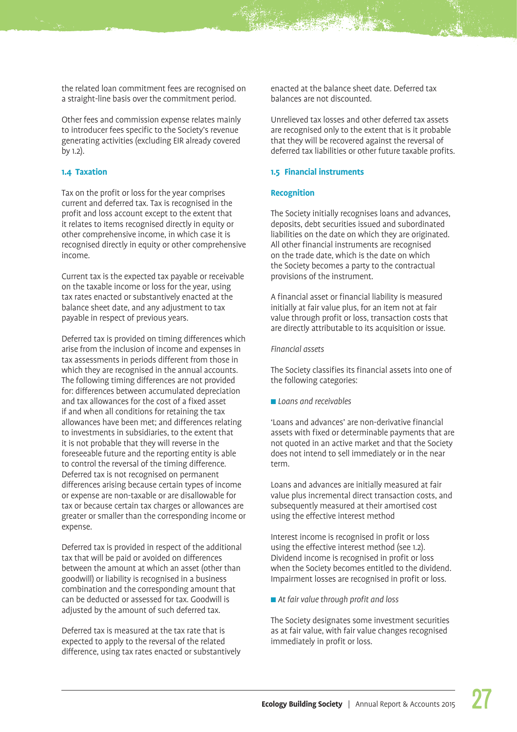the related loan commitment fees are recognised on a straight-line basis over the commitment period.

Other fees and commission expense relates mainly to introducer fees specific to the Society's revenue generating activities (excluding EIR already covered by 1.2).

### 1.4 Taxation

Tax on the profit or loss for the year comprises current and deferred tax. Tax is recognised in the profit and loss account except to the extent that it relates to items recognised directly in equity or other comprehensive income, in which case it is recognised directly in equity or other comprehensive income.

Current tax is the expected tax payable or receivable on the taxable income or loss for the year, using tax rates enacted or substantively enacted at the balance sheet date, and any adjustment to tax payable in respect of previous years.

Deferred tax is provided on timing differences which arise from the inclusion of income and expenses in tax assessments in periods different from those in which they are recognised in the annual accounts. The following timing differences are not provided for: differences between accumulated depreciation and tax allowances for the cost of a fixed asset if and when all conditions for retaining the tax allowances have been met; and differences relating to investments in subsidiaries, to the extent that it is not probable that they will reverse in the foreseeable future and the reporting entity is able to control the reversal of the timing difference. Deferred tax is not recognised on permanent differences arising because certain types of income or expense are non-taxable or are disallowable for tax or because certain tax charges or allowances are greater or smaller than the corresponding income or expense.

Deferred tax is provided in respect of the additional tax that will be paid or avoided on differences between the amount at which an asset (other than goodwill) or liability is recognised in a business combination and the corresponding amount that can be deducted or assessed for tax. Goodwill is adjusted by the amount of such deferred tax.

Deferred tax is measured at the tax rate that is expected to apply to the reversal of the related difference, using tax rates enacted or substantively enacted at the balance sheet date. Deferred tax balances are not discounted.

Unrelieved tax losses and other deferred tax assets are recognised only to the extent that is it probable that they will be recovered against the reversal of deferred tax liabilities or other future taxable profits.

### 1.5 Financial instruments

#### Recognition

The Society initially recognises loans and advances, deposits, debt securities issued and subordinated liabilities on the date on which they are originated. All other financial instruments are recognised on the trade date, which is the date on which the Society becomes a party to the contractual provisions of the instrument.

A financial asset or financial liability is measured initially at fair value plus, for an item not at fair value through profit or loss, transaction costs that are directly attributable to its acquisition or issue.

*Financial assets*

The Society classifies its financial assets into one of the following categories:

- *Loans and receivables*

'Loans and advances' are non-derivative financial assets with fixed or determinable payments that are not quoted in an active market and that the Society does not intend to sell immediately or in the near term.

Loans and advances are initially measured at fair value plus incremental direct transaction costs, and subsequently measured at their amortised cost using the effective interest method

Interest income is recognised in profit or loss using the effective interest method (see 1.2). Dividend income is recognised in profit or loss when the Society becomes entitled to the dividend. Impairment losses are recognised in profit or loss.

- *At fair value through profit and loss*

The Society designates some investment securities as at fair value, with fair value changes recognised immediately in profit or loss.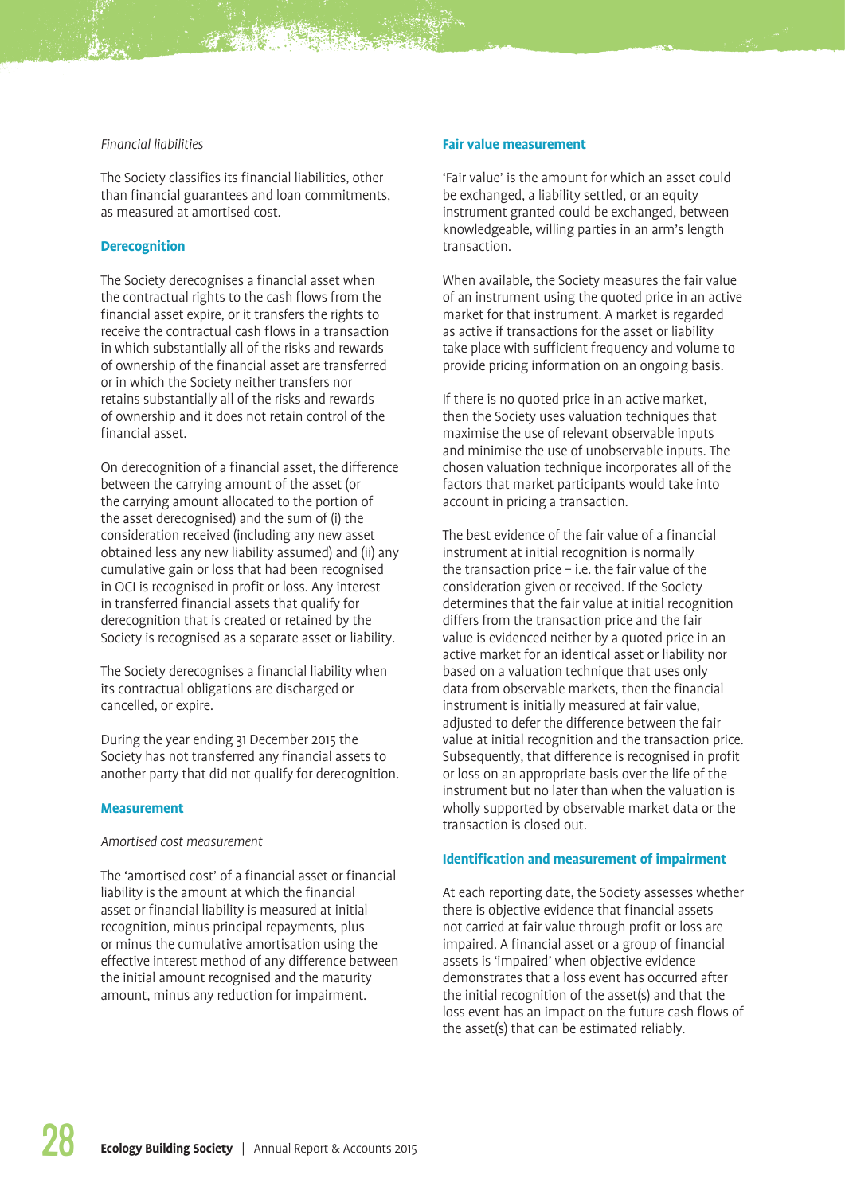*Financial liabilities*

The Society classifies its financial liabilities, other than financial guarantees and loan commitments, as measured at amortised cost.

### Derecognition

The Society derecognises a financial asset when the contractual rights to the cash flows from the financial asset expire, or it transfers the rights to receive the contractual cash flows in a transaction in which substantially all of the risks and rewards of ownership of the financial asset are transferred or in which the Society neither transfers nor retains substantially all of the risks and rewards of ownership and it does not retain control of the financial asset.

On derecognition of a financial asset, the difference between the carrying amount of the asset (or the carrying amount allocated to the portion of the asset derecognised) and the sum of (i) the consideration received (including any new asset obtained less any new liability assumed) and (ii) any cumulative gain or loss that had been recognised in OCI is recognised in profit or loss. Any interest in transferred financial assets that qualify for derecognition that is created or retained by the Society is recognised as a separate asset or liability.

The Society derecognises a financial liability when its contractual obligations are discharged or cancelled, or expire.

During the year ending 31 December 2015 the Society has not transferred any financial assets to another party that did not qualify for derecognition.

### Measurement

*Amortised cost measurement*

The 'amortised cost' of a financial asset or financial liability is the amount at which the financial asset or financial liability is measured at initial recognition, minus principal repayments, plus or minus the cumulative amortisation using the effective interest method of any difference between the initial amount recognised and the maturity amount, minus any reduction for impairment.

### Fair value measurement

'Fair value' is the amount for which an asset could be exchanged, a liability settled, or an equity instrument granted could be exchanged, between knowledgeable, willing parties in an arm's length transaction.

When available, the Society measures the fair value of an instrument using the quoted price in an active market for that instrument. A market is regarded as active if transactions for the asset or liability take place with sufficient frequency and volume to provide pricing information on an ongoing basis.

If there is no quoted price in an active market, then the Society uses valuation techniques that maximise the use of relevant observable inputs and minimise the use of unobservable inputs. The chosen valuation technique incorporates all of the factors that market participants would take into account in pricing a transaction.

The best evidence of the fair value of a financial instrument at initial recognition is normally the transaction price – i.e. the fair value of the consideration given or received. If the Society determines that the fair value at initial recognition differs from the transaction price and the fair value is evidenced neither by a quoted price in an active market for an identical asset or liability nor based on a valuation technique that uses only data from observable markets, then the financial instrument is initially measured at fair value, adjusted to defer the difference between the fair value at initial recognition and the transaction price. Subsequently, that difference is recognised in profit or loss on an appropriate basis over the life of the instrument but no later than when the valuation is wholly supported by observable market data or the transaction is closed out.

### Identification and measurement of impairment

At each reporting date, the Society assesses whether there is objective evidence that financial assets not carried at fair value through profit or loss are impaired. A financial asset or a group of financial assets is 'impaired' when objective evidence demonstrates that a loss event has occurred after the initial recognition of the asset(s) and that the loss event has an impact on the future cash flows of the asset(s) that can be estimated reliably.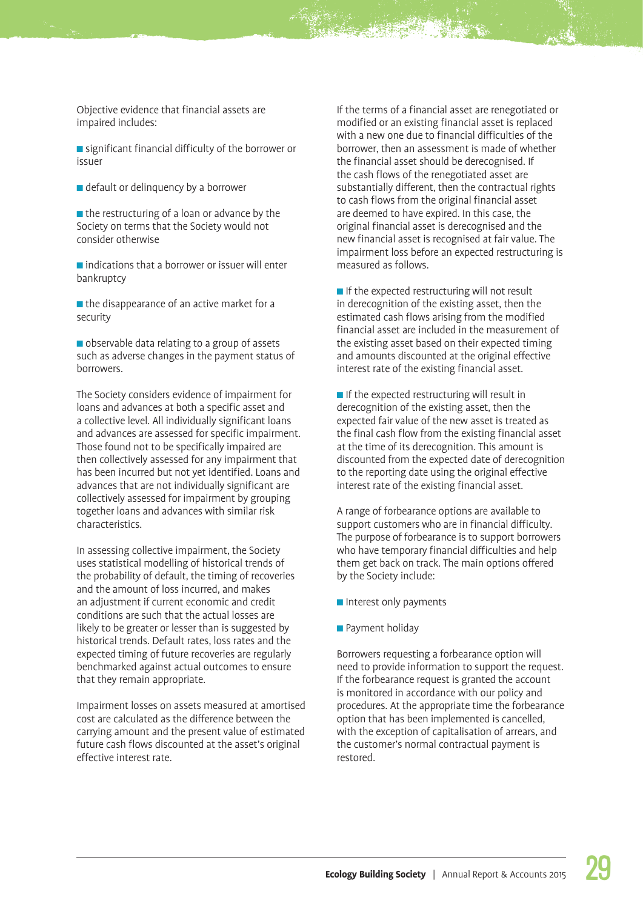Objective evidence that financial assets are impaired includes:

- significant financial difficulty of the borrower or issuer
- default or delinquency by a borrower
- the restructuring of a loan or advance by the Society on terms that the Society would not consider otherwise
- indications that a borrower or issuer will enter bankruptcy
- the disappearance of an active market for a security
- observable data relating to a group of assets such as adverse changes in the payment status of borrowers.

The Society considers evidence of impairment for loans and advances at both a specific asset and a collective level. All individually significant loans and advances are assessed for specific impairment. Those found not to be specifically impaired are then collectively assessed for any impairment that has been incurred but not yet identified. Loans and advances that are not individually significant are collectively assessed for impairment by grouping together loans and advances with similar risk characteristics.

In assessing collective impairment, the Society uses statistical modelling of historical trends of the probability of default, the timing of recoveries and the amount of loss incurred, and makes an adjustment if current economic and credit conditions are such that the actual losses are likely to be greater or lesser than is suggested by historical trends. Default rates, loss rates and the expected timing of future recoveries are regularly benchmarked against actual outcomes to ensure that they remain appropriate.

Impairment losses on assets measured at amortised cost are calculated as the difference between the carrying amount and the present value of estimated future cash flows discounted at the asset's original effective interest rate.

If the terms of a financial asset are renegotiated or modified or an existing financial asset is replaced with a new one due to financial difficulties of the borrower, then an assessment is made of whether the financial asset should be derecognised. If the cash flows of the renegotiated asset are substantially different, then the contractual rights to cash flows from the original financial asset are deemed to have expired. In this case, the original financial asset is derecognised and the new financial asset is recognised at fair value. The impairment loss before an expected restructuring is measured as follows.

- If the expected restructuring will not result in derecognition of the existing asset, then the estimated cash flows arising from the modified financial asset are included in the measurement of the existing asset based on their expected timing and amounts discounted at the original effective interest rate of the existing financial asset.
- If the expected restructuring will result in derecognition of the existing asset, then the expected fair value of the new asset is treated as the final cash flow from the existing financial asset at the time of its derecognition. This amount is discounted from the expected date of derecognition to the reporting date using the original effective interest rate of the existing financial asset.

A range of forbearance options are available to support customers who are in financial difficulty. The purpose of forbearance is to support borrowers who have temporary financial difficulties and help them get back on track. The main options offered by the Society include:

- Interest only payments
- Payment holiday

Borrowers requesting a forbearance option will need to provide information to support the request. If the forbearance request is granted the account is monitored in accordance with our policy and procedures. At the appropriate time the forbearance option that has been implemented is cancelled, with the exception of capitalisation of arrears, and the customer's normal contractual payment is restored.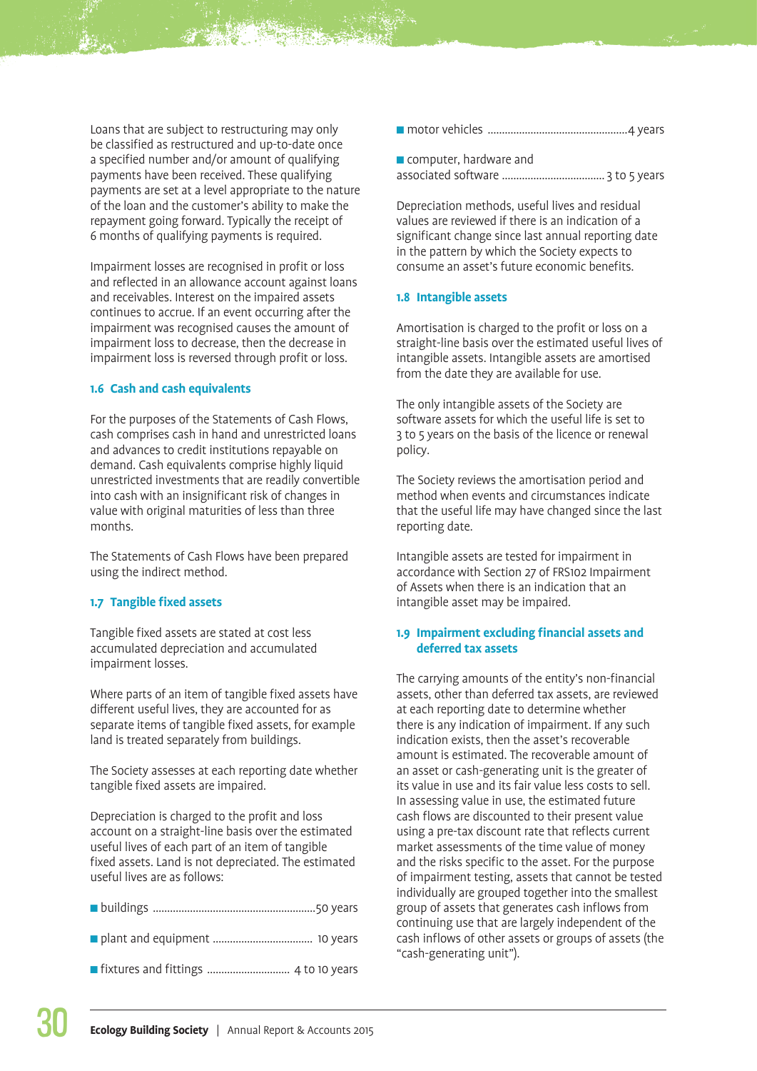Loans that are subject to restructuring may only be classified as restructured and up-to-date once a specified number and/or amount of qualifying payments have been received. These qualifying payments are set at a level appropriate to the nature of the loan and the customer's ability to make the repayment going forward. Typically the receipt of 6 months of qualifying payments is required.

Impairment losses are recognised in profit or loss and reflected in an allowance account against loans and receivables. Interest on the impaired assets continues to accrue. If an event occurring after the impairment was recognised causes the amount of impairment loss to decrease, then the decrease in impairment loss is reversed through profit or loss.

### 1.6 Cash and cash equivalents

For the purposes of the Statements of Cash Flows, cash comprises cash in hand and unrestricted loans and advances to credit institutions repayable on demand. Cash equivalents comprise highly liquid unrestricted investments that are readily convertible into cash with an insignificant risk of changes in value with original maturities of less than three months.

The Statements of Cash Flows have been prepared using the indirect method.

### 1.7 Tangible fixed assets

Tangible fixed assets are stated at cost less accumulated depreciation and accumulated impairment losses.

Where parts of an item of tangible fixed assets have different useful lives, they are accounted for as separate items of tangible fixed assets, for example land is treated separately from buildings.

The Society assesses at each reporting date whether tangible fixed assets are impaired.

Depreciation is charged to the profit and loss account on a straight-line basis over the estimated useful lives of each part of an item of tangible fixed assets. Land is not depreciated. The estimated useful lives are as follows:

- buildings ........................................................50 years
- plant and equipment .................................. 10 years
- fixtures and fittings ............................ 4 to 10 years
- motor vehicles ................................................4 years
- computer, hardware and associated software .................................. 3 to 5 years

Depreciation methods, useful lives and residual values are reviewed if there is an indication of a significant change since last annual reporting date in the pattern by which the Society expects to consume an asset's future economic benefits.

### 1.8 Intangible assets

Amortisation is charged to the profit or loss on a straight-line basis over the estimated useful lives of intangible assets. Intangible assets are amortised from the date they are available for use.

The only intangible assets of the Society are software assets for which the useful life is set to 3 to 5 years on the basis of the licence or renewal policy.

The Society reviews the amortisation period and method when events and circumstances indicate that the useful life may have changed since the last reporting date.

Intangible assets are tested for impairment in accordance with Section 27 of FRS102 Impairment of Assets when there is an indication that an intangible asset may be impaired.

### 1.9 Impairment excluding financial assets and deferred tax assets

The carrying amounts of the entity's non-financial assets, other than deferred tax assets, are reviewed at each reporting date to determine whether there is any indication of impairment. If any such indication exists, then the asset's recoverable amount is estimated. The recoverable amount of an asset or cash-generating unit is the greater of its value in use and its fair value less costs to sell. In assessing value in use, the estimated future cash flows are discounted to their present value using a pre-tax discount rate that reflects current market assessments of the time value of money and the risks specific to the asset. For the purpose of impairment testing, assets that cannot be tested individually are grouped together into the smallest group of assets that generates cash inflows from continuing use that are largely independent of the cash inflows of other assets or groups of assets (the "cash-generating unit").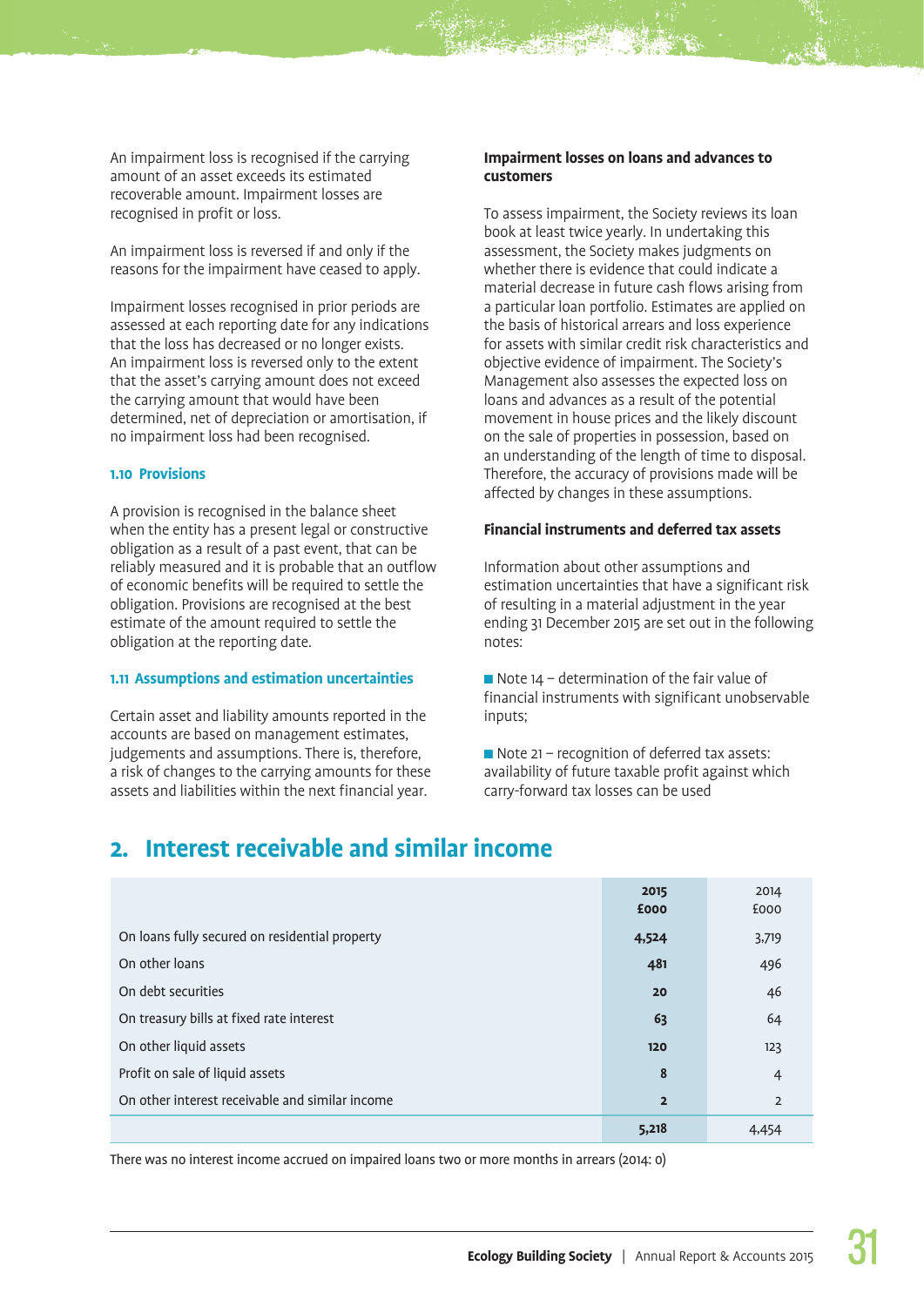An impairment loss is recognised if the carrying amount of an asset exceeds its estimated recoverable amount. Impairment losses are recognised in profit or loss.

An impairment loss is reversed if and only if the reasons for the impairment have ceased to apply.

Impairment losses recognised in prior periods are assessed at each reporting date for any indications that the loss has decreased or no longer exists. An impairment loss is reversed only to the extent that the asset's carrying amount does not exceed the carrying amount that would have been determined, net of depreciation or amortisation, if no impairment loss had been recognised.

### 1.10 Provisions

A provision is recognised in the balance sheet when the entity has a present legal or constructive obligation as a result of a past event, that can be reliably measured and it is probable that an outflow of economic benefits will be required to settle the obligation. Provisions are recognised at the best estimate of the amount required to settle the obligation at the reporting date.

### 1.11 Assumptions and estimation uncertainties

Certain asset and liability amounts reported in the accounts are based on management estimates, judgements and assumptions. There is, therefore, a risk of changes to the carrying amounts for these assets and liabilities within the next financial year.

**Impairment losses on loans and advances to customers**

To assess impairment, the Society reviews its loan book at least twice yearly. In undertaking this assessment, the Society makes judgments on whether there is evidence that could indicate a material decrease in future cash flows arising from a particular loan portfolio. Estimates are applied on the basis of historical arrears and loss experience for assets with similar credit risk characteristics and objective evidence of impairment. The Society's Management also assesses the expected loss on loans and advances as a result of the potential movement in house prices and the likely discount on the sale of properties in possession, based on an understanding of the length of time to disposal. Therefore, the accuracy of provisions made will be affected by changes in these assumptions.

**Financial instruments and deferred tax assets**

Information about other assumptions and estimation uncertainties that have a significant risk of resulting in a material adjustment in the year ending 31 December 2015 are set out in the following notes:

- Note 14 – determination of the fair value of financial instruments with significant unobservable inputs;
- Note 21 – recognition of deferred tax assets: availability of future taxable profit against which carry-forward tax losses can be used

## 2. Interest receivable and similar income

| | **2015 £000** | 2014 £000 |
|---|---|---|
| On loans fully secured on residential property | **4,524** | 3,719 |
| On other loans | **481** | 496 |
| On debt securities | **20** | 46 |
| On treasury bills at fixed rate interest | **63** | 64 |
| On other liquid assets | **120** | 123 |
| Profit on sale of liquid assets | **8** | 4 |
| On other interest receivable and similar income | **2** | 2 |
| | **5,218** | 4,454 |

There was no interest income accrued on impaired loans two or more months in arrears (2014: 0)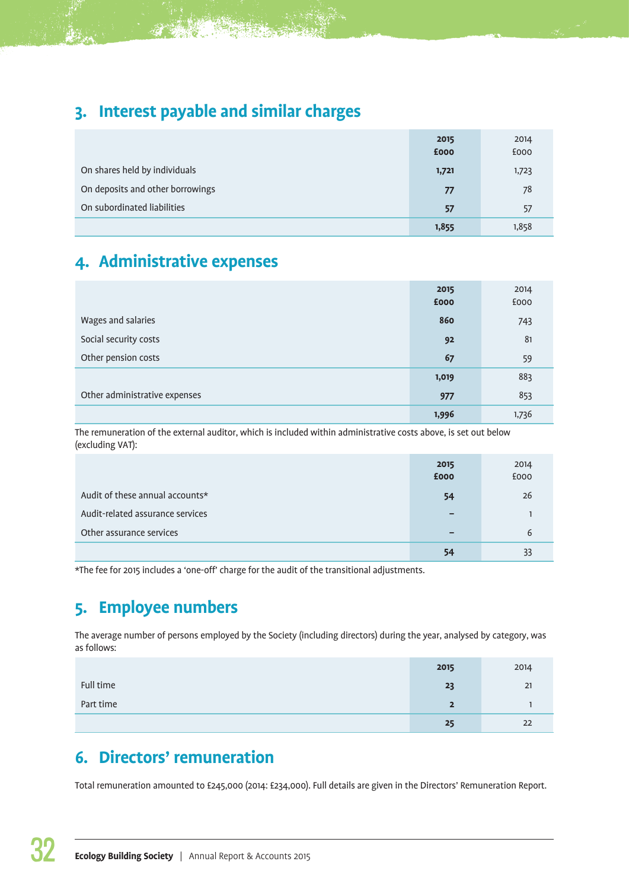## 3. Interest payable and similar charges

| | 2015 £000 | 2014 £000 |
|---|---|---|
| On shares held by individuals | **1,721** | 1,723 |
| On deposits and other borrowings | **77** | 78 |
| On subordinated liabilities | **57** | 57 |
| | **1,855** | 1,858 |

## 4. Administrative expenses

| | 2015 £000 | 2014 £000 |
|---|---|---|
| Wages and salaries | **860** | 743 |
| Social security costs | **92** | 81 |
| Other pension costs | **67** | 59 |
| | **1,019** | 883 |
| Other administrative expenses | **977** | 853 |
| | **1,996** | 1,736 |

The remuneration of the external auditor, which is included within administrative costs above, is set out below (excluding VAT):

| | 2015 £000 | 2014 £000 |
|---|---|---|
| Audit of these annual accounts* | **54** | 26 |
| Audit-related assurance services | **–** | 1 |
| Other assurance services | **–** | 6 |
| | **54** | 33 |

*The fee for 2015 includes a 'one-off' charge for the audit of the transitional adjustments.

## 5. Employee numbers

The average number of persons employed by the Society (including directors) during the year, analysed by category, was as follows:

| | 2015 | 2014 |
|---|---|---|
| Full time | **23** | 21 |
| Part time | **2** | 1 |
| | **25** | 22 |

## 6. Directors' remuneration

Total remuneration amounted to £245,000 (2014: £234,000). Full details are given in the Directors' Remuneration Report.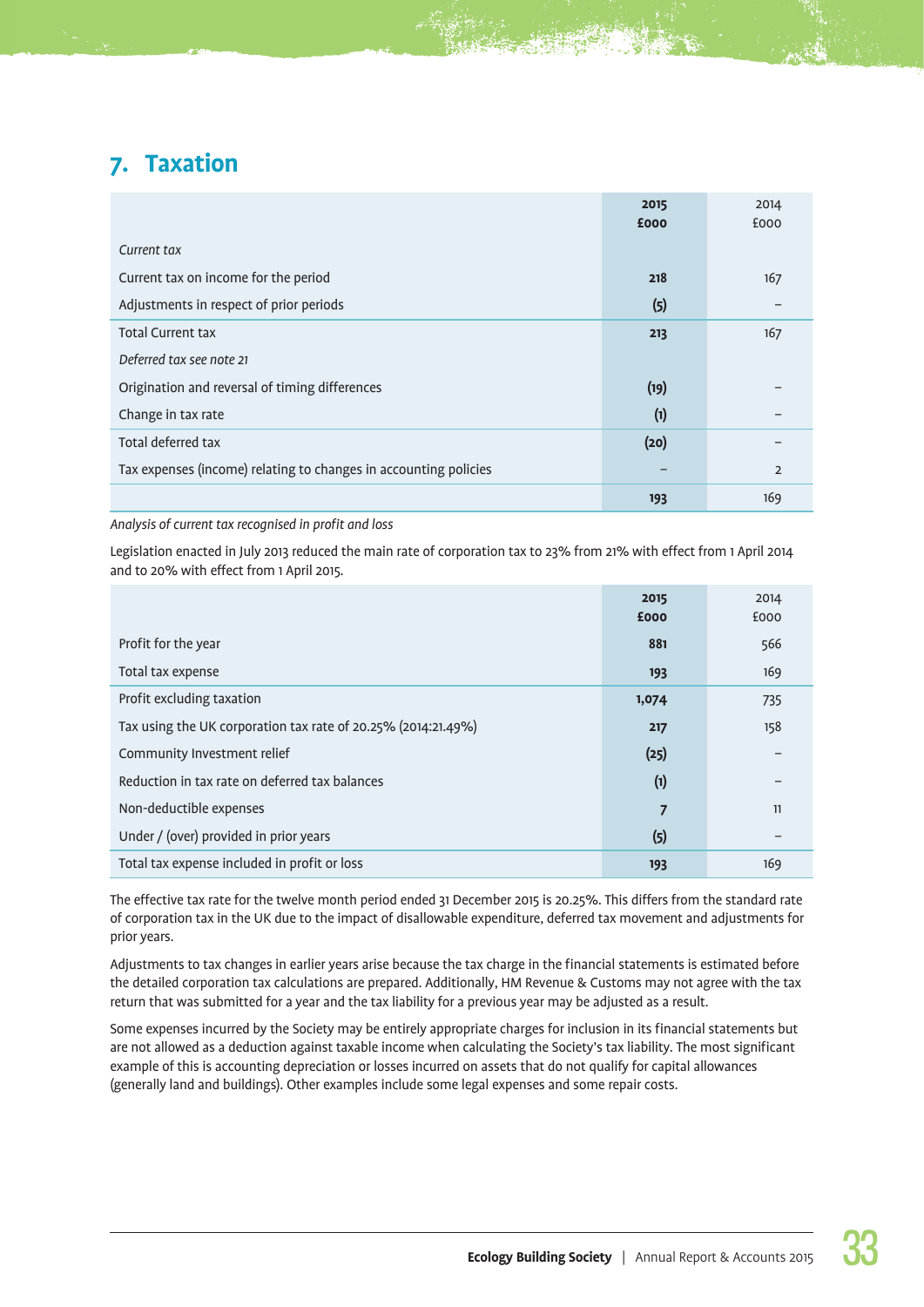## 7. Taxation

| | 2015 £000 | 2014 £000 |
|---|---|---|
| *Current tax* | | |
| Current tax on income for the period | **218** | 167 |
| Adjustments in respect of prior periods | **(5)** | – |
| Total Current tax | **213** | 167 |
| *Deferred tax see note 21* | | |
| Origination and reversal of timing differences | **(19)** | – |
| Change in tax rate | **(1)** | – |
| Total deferred tax | **(20)** | – |
| Tax expenses (income) relating to changes in accounting policies | – | 2 |
| | **193** | 169 |

*Analysis of current tax recognised in profit and loss*

Legislation enacted in July 2013 reduced the main rate of corporation tax to 23% from 21% with effect from 1 April 2014 and to 20% with effect from 1 April 2015.

| | 2015 £000 | 2014 £000 |
|---|---|---|
| Profit for the year | **881** | 566 |
| Total tax expense | **193** | 169 |
| Profit excluding taxation | **1,074** | 735 |
| Tax using the UK corporation tax rate of 20.25% (2014:21.49%) | **217** | 158 |
| Community Investment relief | **(25)** | – |
| Reduction in tax rate on deferred tax balances | **(1)** | – |
| Non-deductible expenses | **7** | 11 |
| Under / (over) provided in prior years | **(5)** | – |
| Total tax expense included in profit or loss | **193** | 169 |

The effective tax rate for the twelve month period ended 31 December 2015 is 20.25%. This differs from the standard rate of corporation tax in the UK due to the impact of disallowable expenditure, deferred tax movement and adjustments for prior years.

Adjustments to tax changes in earlier years arise because the tax charge in the financial statements is estimated before the detailed corporation tax calculations are prepared. Additionally, HM Revenue & Customs may not agree with the tax return that was submitted for a year and the tax liability for a previous year may be adjusted as a result.

Some expenses incurred by the Society may be entirely appropriate charges for inclusion in its financial statements but are not allowed as a deduction against taxable income when calculating the Society's tax liability. The most significant example of this is accounting depreciation or losses incurred on assets that do not qualify for capital allowances (generally land and buildings). Other examples include some legal expenses and some repair costs.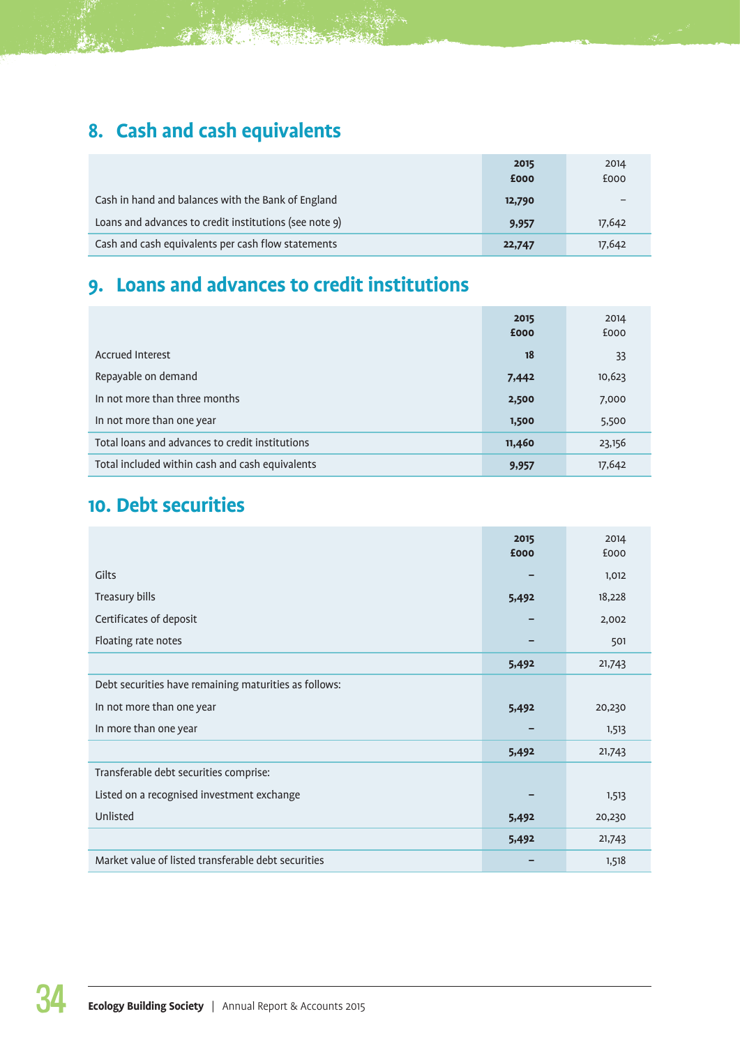## 8. Cash and cash equivalents

| | 2015 £000 | 2014 £000 |
|---|---|---|
| Cash in hand and balances with the Bank of England | **12,790** | – |
| Loans and advances to credit institutions (see note 9) | **9,957** | 17,642 |
| Cash and cash equivalents per cash flow statements | **22,747** | 17,642 |

## 9. Loans and advances to credit institutions

| | 2015 £000 | 2014 £000 |
|---|---|---|
| Accrued Interest | **18** | 33 |
| Repayable on demand | **7,442** | 10,623 |
| In not more than three months | **2,500** | 7,000 |
| In not more than one year | **1,500** | 5,500 |
| Total loans and advances to credit institutions | **11,460** | 23,156 |
| Total included within cash and cash equivalents | **9,957** | 17,642 |

## 10. Debt securities

| | 2015 £000 | 2014 £000 |
|---|---|---|
| Gilts | – | 1,012 |
| Treasury bills | **5,492** | 18,228 |
| Certificates of deposit | – | 2,002 |
| Floating rate notes | – | 501 |
| | **5,492** | 21,743 |
| Debt securities have remaining maturities as follows: | | |
| In not more than one year | **5,492** | 20,230 |
| In more than one year | – | 1,513 |
| | **5,492** | 21,743 |
| Transferable debt securities comprise: | | |
| Listed on a recognised investment exchange | – | 1,513 |
| Unlisted | **5,492** | 20,230 |
| | **5,492** | 21,743 |
| Market value of listed transferable debt securities | – | 1,518 |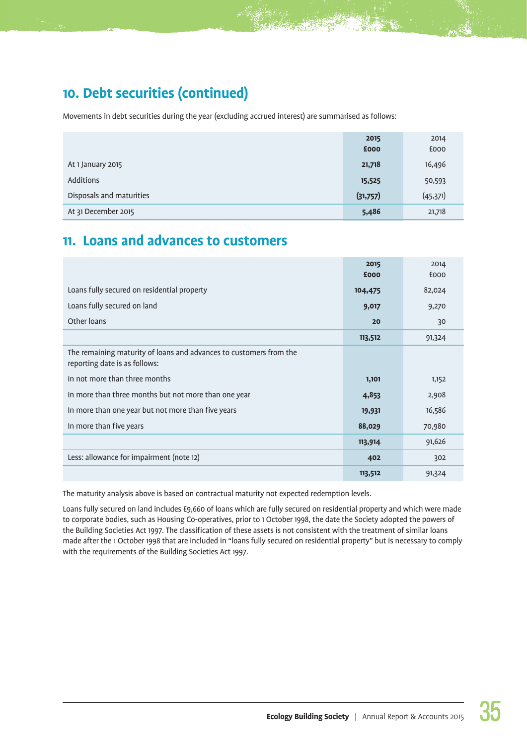## 10. Debt securities (continued)

Movements in debt securities during the year (excluding accrued interest) are summarised as follows:

| | 2015 £000 | 2014 £000 |
|---|---|---|
| At 1 January 2015 | **21,718** | 16,496 |
| Additions | **15,525** | 50,593 |
| Disposals and maturities | **(31,757)** | (45,371) |
| At 31 December 2015 | **5,486** | 21,718 |

## 11. Loans and advances to customers

| | 2015 £000 | 2014 £000 |
|---|---|---|
| Loans fully secured on residential property | **104,475** | 82,024 |
| Loans fully secured on land | **9,017** | 9,270 |
| Other loans | **20** | 30 |
| | **113,512** | 91,324 |
| The remaining maturity of loans and advances to customers from the reporting date is as follows: | | |
| In not more than three months | **1,101** | 1,152 |
| In more than three months but not more than one year | **4,853** | 2,908 |
| In more than one year but not more than five years | **19,931** | 16,586 |
| In more than five years | **88,029** | 70,980 |
| | **113,914** | 91,626 |
| Less: allowance for impairment (note 12) | **402** | 302 |
| | **113,512** | 91,324 |

The maturity analysis above is based on contractual maturity not expected redemption levels.

Loans fully secured on land includes £9,660 of loans which are fully secured on residential property and which were made to corporate bodies, such as Housing Co-operatives, prior to 1 October 1998, the date the Society adopted the powers of the Building Societies Act 1997. The classification of these assets is not consistent with the treatment of similar loans made after the 1 October 1998 that are included in "loans fully secured on residential property" but is necessary to comply with the requirements of the Building Societies Act 1997.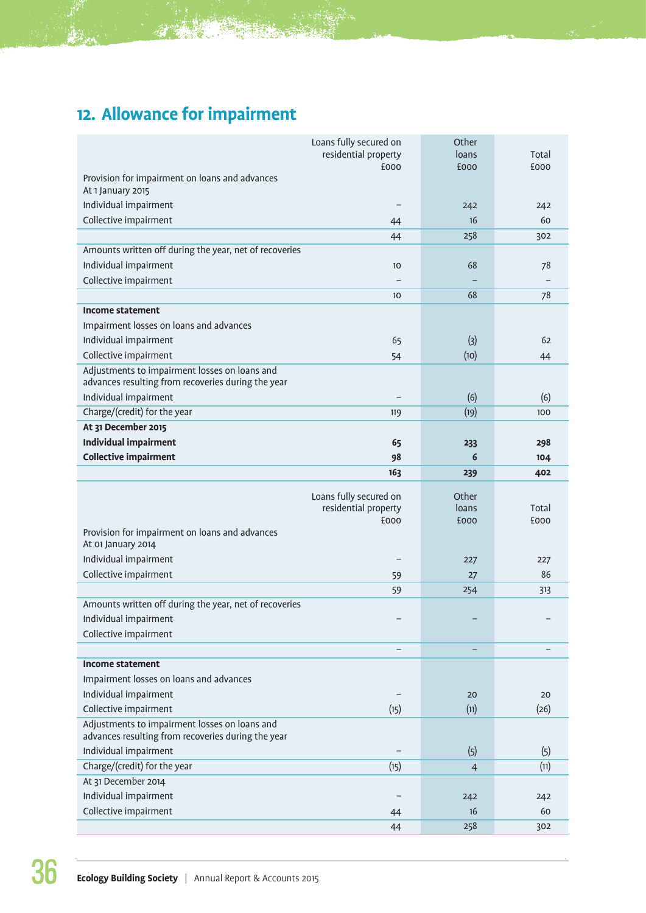## 12. Allowance for impairment

| | Loans fully secured on residential property £000 | Other loans £000 | Total £000 |
|---|---|---|---|
| Provision for impairment on loans and advances At 1 January 2015 | | | |
| Individual impairment | – | 242 | 242 |
| Collective impairment | 44 | 16 | 60 |
| | 44 | 258 | 302 |
| Amounts written off during the year, net of recoveries | | | |
| Individual impairment | 10 | 68 | 78 |
| Collective impairment | – | – | – |
| | 10 | 68 | 78 |
| **Income statement** | | | |
| Impairment losses on loans and advances | | | |
| Individual impairment | 65 | (3) | 62 |
| Collective impairment | 54 | (10) | 44 |
| Adjustments to impairment losses on loans and advances resulting from recoveries during the year | | | |
| Individual impairment | – | (6) | (6) |
| Charge/(credit) for the year | 119 | (19) | 100 |
| **At 31 December 2015** | | | |
| **Individual impairment** | **65** | **233** | **298** |
| **Collective impairment** | **98** | **6** | **104** |
| | **163** | **239** | **402** |

| | Loans fully secured on residential property £000 | Other loans £000 | Total £000 |
|---|---|---|---|
| Provision for impairment on loans and advances At 01 January 2014 | | | |
| Individual impairment | – | 227 | 227 |
| Collective impairment | 59 | 27 | 86 |
| | 59 | 254 | 313 |
| Amounts written off during the year, net of recoveries | | | |
| Individual impairment | – | – | – |
| Collective impairment | | | |
| | – | – | – |
| **Income statement** | | | |
| Impairment losses on loans and advances | | | |
| Individual impairment | – | 20 | 20 |
| Collective impairment | (15) | (11) | (26) |
| Adjustments to impairment losses on loans and advances resulting from recoveries during the year | | | |
| Individual impairment | – | (5) | (5) |
| Charge/(credit) for the year | (15) | 4 | (11) |
| At 31 December 2014 | | | |
| Individual impairment | – | 242 | 242 |
| Collective impairment | 44 | 16 | 60 |
| | 44 | 258 | 302 |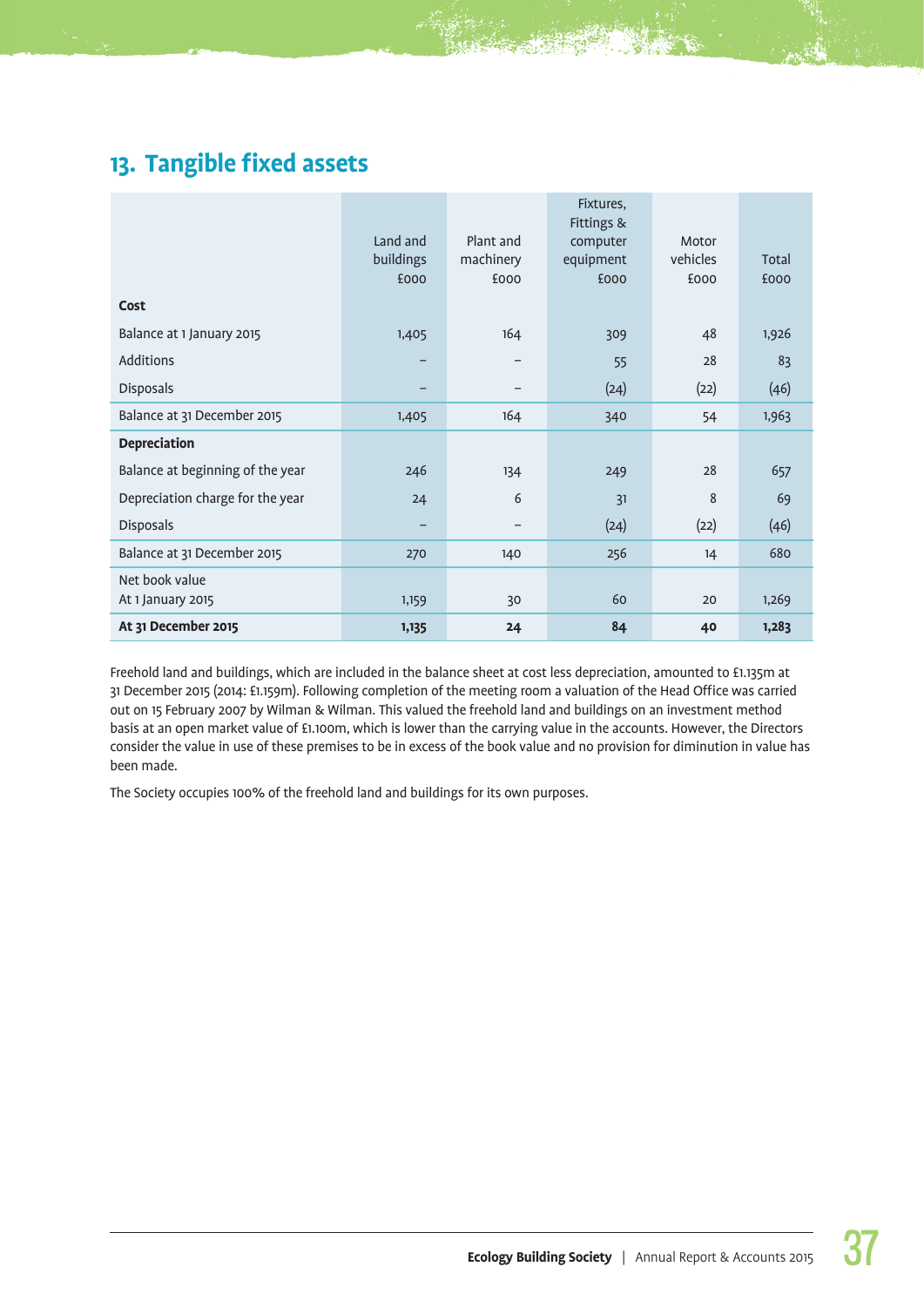## 13. Tangible fixed assets

| | Land and buildings £000 | Plant and machinery £000 | Fixtures, Fittings & computer equipment £000 | Motor vehicles £000 | Total £000 |
|---|---|---|---|---|---|
| **Cost** | | | | | |
| Balance at 1 January 2015 | 1,405 | 164 | 309 | 48 | 1,926 |
| Additions | – | – | 55 | 28 | 83 |
| Disposals | – | – | (24) | (22) | (46) |
| Balance at 31 December 2015 | 1,405 | 164 | 340 | 54 | 1,963 |
| **Depreciation** | | | | | |
| Balance at beginning of the year | 246 | 134 | 249 | 28 | 657 |
| Depreciation charge for the year | 24 | 6 | 31 | 8 | 69 |
| Disposals | – | – | (24) | (22) | (46) |
| Balance at 31 December 2015 | 270 | 140 | 256 | 14 | 680 |
| Net book value At 1 January 2015 | 1,159 | 30 | 60 | 20 | 1,269 |
| **At 31 December 2015** | **1,135** | **24** | **84** | **40** | **1,283** |

Freehold land and buildings, which are included in the balance sheet at cost less depreciation, amounted to £1.135m at 31 December 2015 (2014: £1.159m). Following completion of the meeting room a valuation of the Head Office was carried out on 15 February 2007 by Wilman & Wilman. This valued the freehold land and buildings on an investment method basis at an open market value of £1.100m, which is lower than the carrying value in the accounts. However, the Directors consider the value in use of these premises to be in excess of the book value and no provision for diminution in value has been made.

The Society occupies 100% of the freehold land and buildings for its own purposes.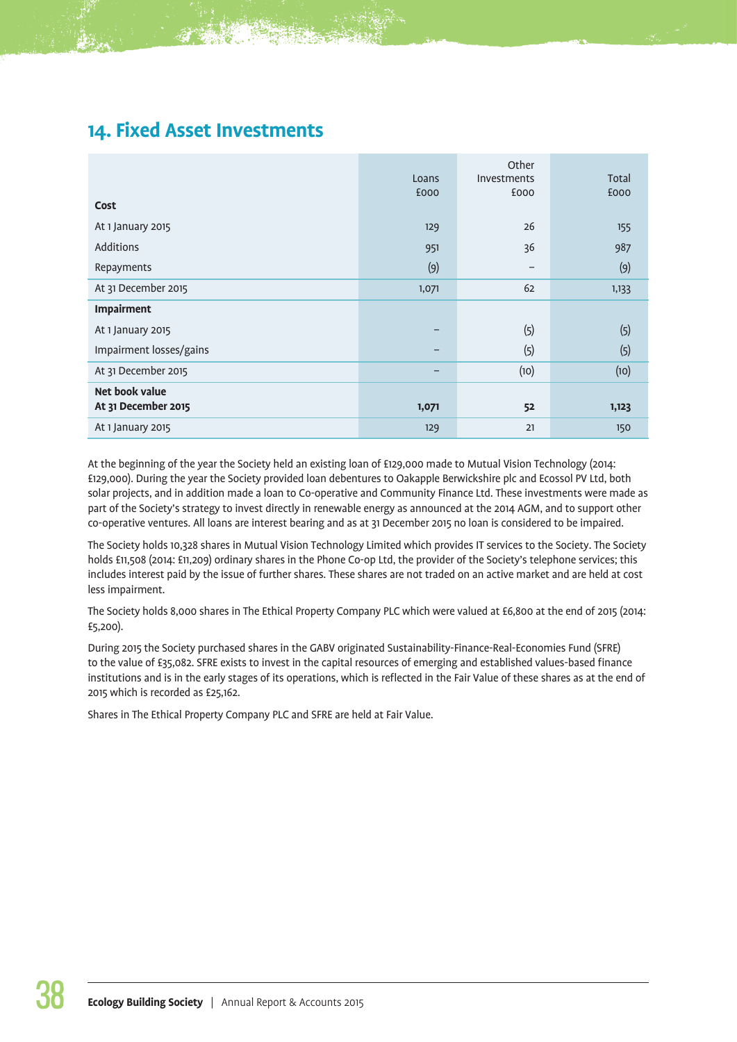## 14. Fixed Asset Investments

| | Loans £000 | Other Investments £000 | Total £000 |
|---|---|---|---|
| **Cost** | | | |
| At 1 January 2015 | 129 | 26 | 155 |
| Additions | 951 | 36 | 987 |
| Repayments | (9) | – | (9) |
| At 31 December 2015 | 1,071 | 62 | 1,133 |
| **Impairment** | | | |
| At 1 January 2015 | – | (5) | (5) |
| Impairment losses/gains | – | (5) | (5) |
| At 31 December 2015 | – | (10) | (10) |
| **Net book value** | | | |
| **At 31 December 2015** | **1,071** | **52** | **1,123** |
| At 1 January 2015 | 129 | 21 | 150 |

At the beginning of the year the Society held an existing loan of £129,000 made to Mutual Vision Technology (2014: £129,000). During the year the Society provided loan debentures to Oakapple Berwickshire plc and Ecossol PV Ltd, both solar projects, and in addition made a loan to Co-operative and Community Finance Ltd. These investments were made as part of the Society's strategy to invest directly in renewable energy as announced at the 2014 AGM, and to support other co-operative ventures. All loans are interest bearing and as at 31 December 2015 no loan is considered to be impaired.

The Society holds 10,328 shares in Mutual Vision Technology Limited which provides IT services to the Society. The Society holds £11,508 (2014: £11,209) ordinary shares in the Phone Co-op Ltd, the provider of the Society's telephone services; this includes interest paid by the issue of further shares. These shares are not traded on an active market and are held at cost less impairment.

The Society holds 8,000 shares in The Ethical Property Company PLC which were valued at £6,800 at the end of 2015 (2014: £5,200).

During 2015 the Society purchased shares in the GABV originated Sustainability-Finance-Real-Economies Fund (SFRE) to the value of £35,082. SFRE exists to invest in the capital resources of emerging and established values-based finance institutions and is in the early stages of its operations, which is reflected in the Fair Value of these shares as at the end of 2015 which is recorded as £25,162.

Shares in The Ethical Property Company PLC and SFRE are held at Fair Value.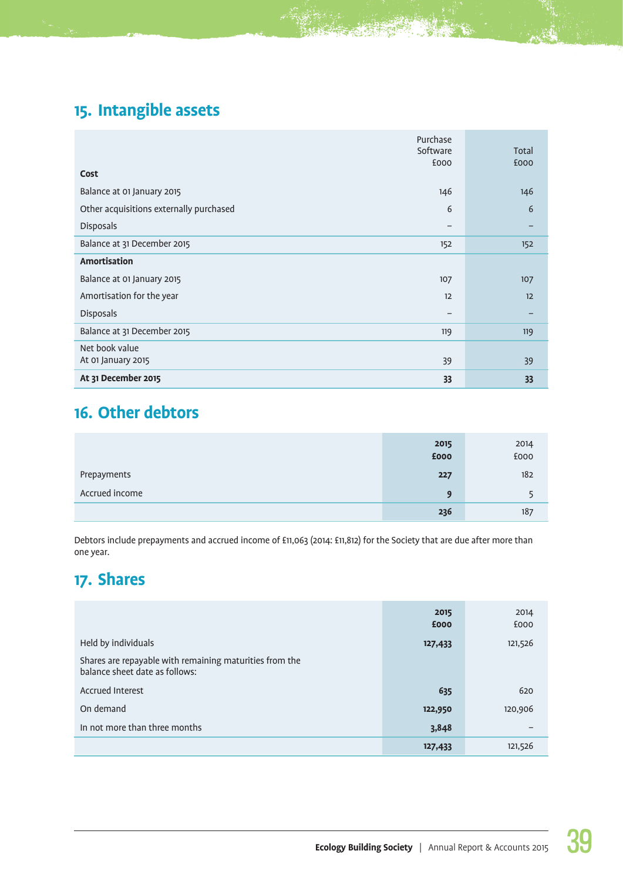## 15. Intangible assets

| | Purchase Software £000 | Total £000 |
|---|---|---|
| **Cost** | | |
| Balance at 01 January 2015 | 146 | 146 |
| Other acquisitions externally purchased | 6 | 6 |
| Disposals | – | – |
| Balance at 31 December 2015 | 152 | 152 |
| **Amortisation** | | |
| Balance at 01 January 2015 | 107 | 107 |
| Amortisation for the year | 12 | 12 |
| Disposals | – | – |
| Balance at 31 December 2015 | 119 | 119 |
| Net book value At 01 January 2015 | 39 | 39 |
| **At 31 December 2015** | **33** | **33** |

## 16. Other debtors

| | **2015 £000** | 2014 £000 |
|---|---|---|
| Prepayments | **227** | 182 |
| Accrued income | **9** | 5 |
| | **236** | 187 |

Debtors include prepayments and accrued income of £11,063 (2014: £11,812) for the Society that are due after more than one year.

## 17. Shares

| | **2015 £000** | 2014 £000 |
|---|---|---|
| Held by individuals | **127,433** | 121,526 |
| Shares are repayable with remaining maturities from the balance sheet date as follows: | | |
| Accrued Interest | **635** | 620 |
| On demand | **122,950** | 120,906 |
| In not more than three months | **3,848** | – |
| | **127,433** | 121,526 |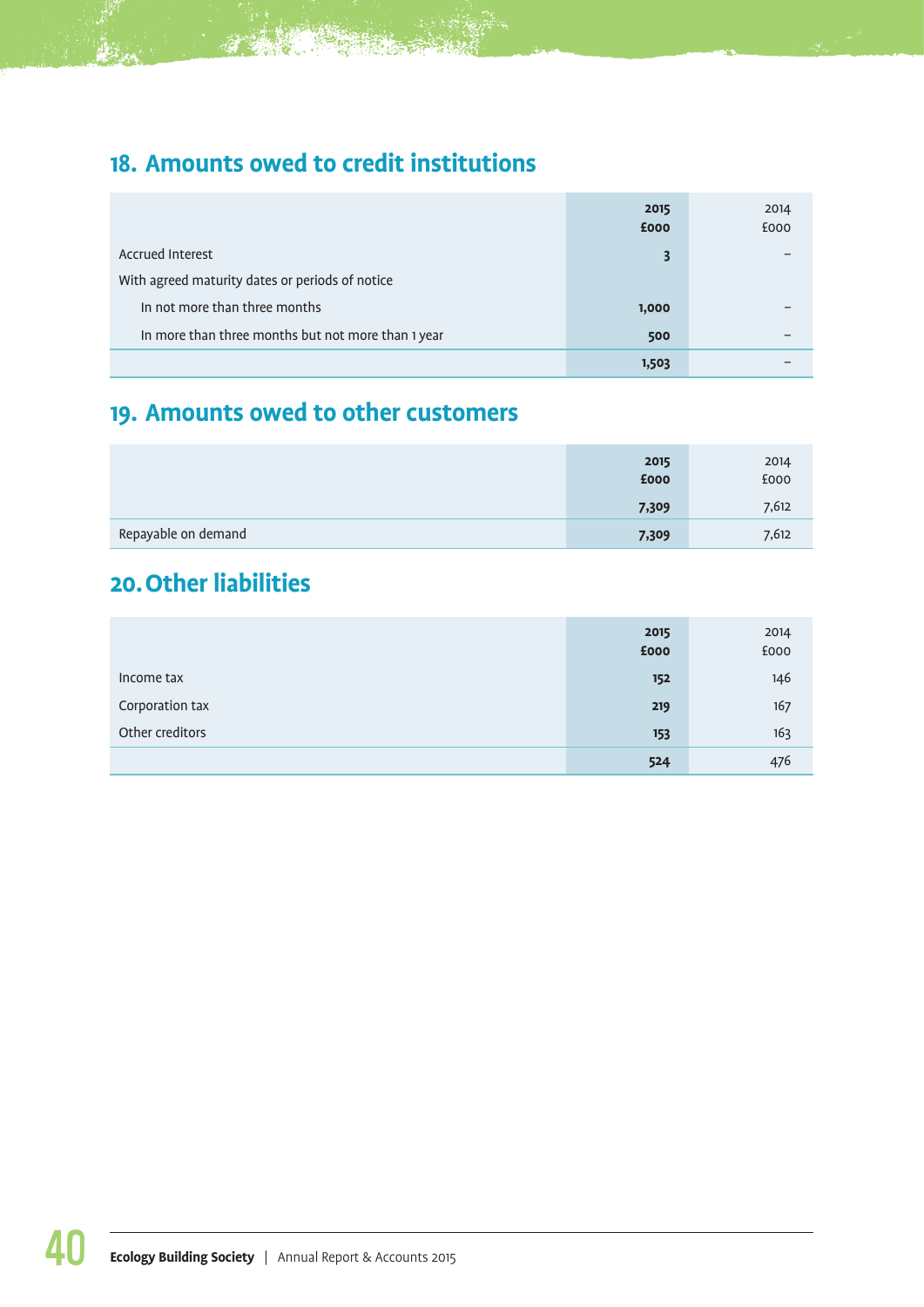## 18. Amounts owed to credit institutions

| | 2015<br>£000 | 2014<br>£000 |
|---|---|---|
| Accrued Interest | 3 | – |
| With agreed maturity dates or periods of notice | | |
| In not more than three months | 1,000 | – |
| In more than three months but not more than 1 year | 500 | – |
| | 1,503 | – |

## 19. Amounts owed to other customers

| | 2015<br>£000 | 2014<br>£000 |
|---|---|---|
| | 7,309 | 7,612 |
| Repayable on demand | 7,309 | 7,612 |

## 20. Other liabilities

| | 2015<br>£000 | 2014<br>£000 |
|---|---|---|
| Income tax | 152 | 146 |
| Corporation tax | 219 | 167 |
| Other creditors | 153 | 163 |
| | 524 | 476 |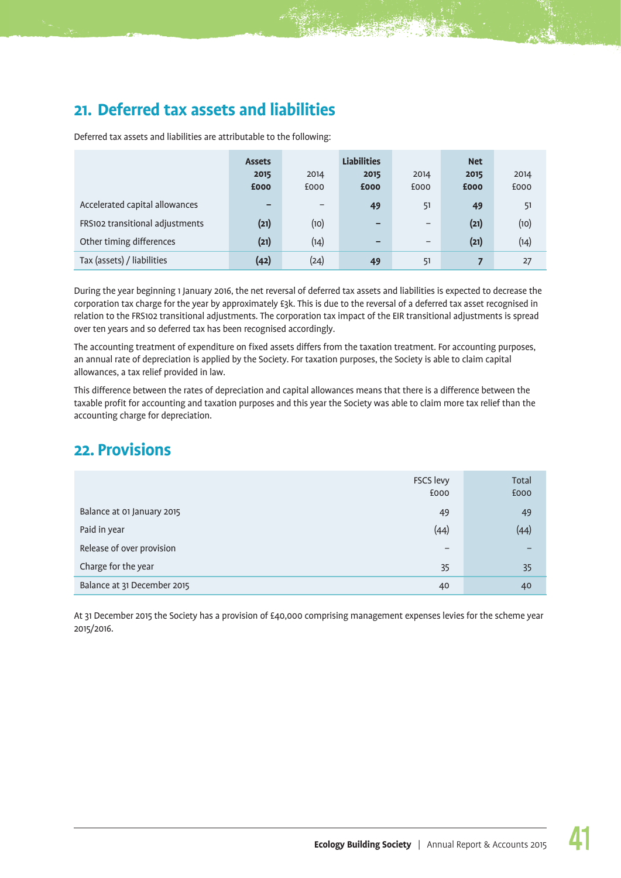## 21. Deferred tax assets and liabilities

Deferred tax assets and liabilities are attributable to the following:

| | Assets | | Liabilities | | Net | |
|---|---|---|---|---|---|---|
| | **2015 £000** | 2014 £000 | **2015 £000** | 2014 £000 | **2015 £000** | 2014 £000 |
| Accelerated capital allowances | **–** | – | **49** | 51 | **49** | 51 |
| FRS102 transitional adjustments | **(21)** | (10) | **–** | – | **(21)** | (10) |
| Other timing differences | **(21)** | (14) | **–** | – | **(21)** | (14) |
| Tax (assets) / liabilities | **(42)** | (24) | **49** | 51 | **7** | 27 |

During the year beginning 1 January 2016, the net reversal of deferred tax assets and liabilities is expected to decrease the corporation tax charge for the year by approximately £3k. This is due to the reversal of a deferred tax asset recognised in relation to the FRS102 transitional adjustments. The corporation tax impact of the EIR transitional adjustments is spread over ten years and so deferred tax has been recognised accordingly.

The accounting treatment of expenditure on fixed assets differs from the taxation treatment. For accounting purposes, an annual rate of depreciation is applied by the Society. For taxation purposes, the Society is able to claim capital allowances, a tax relief provided in law.

This difference between the rates of depreciation and capital allowances means that there is a difference between the taxable profit for accounting and taxation purposes and this year the Society was able to claim more tax relief than the accounting charge for depreciation.

## 22. Provisions

| | FSCS levy £000 | Total £000 |
|---|---|---|
| Balance at 01 January 2015 | 49 | 49 |
| Paid in year | (44) | (44) |
| Release of over provision | – | – |
| Charge for the year | 35 | 35 |
| Balance at 31 December 2015 | 40 | 40 |

At 31 December 2015 the Society has a provision of £40,000 comprising management expenses levies for the scheme year 2015/2016.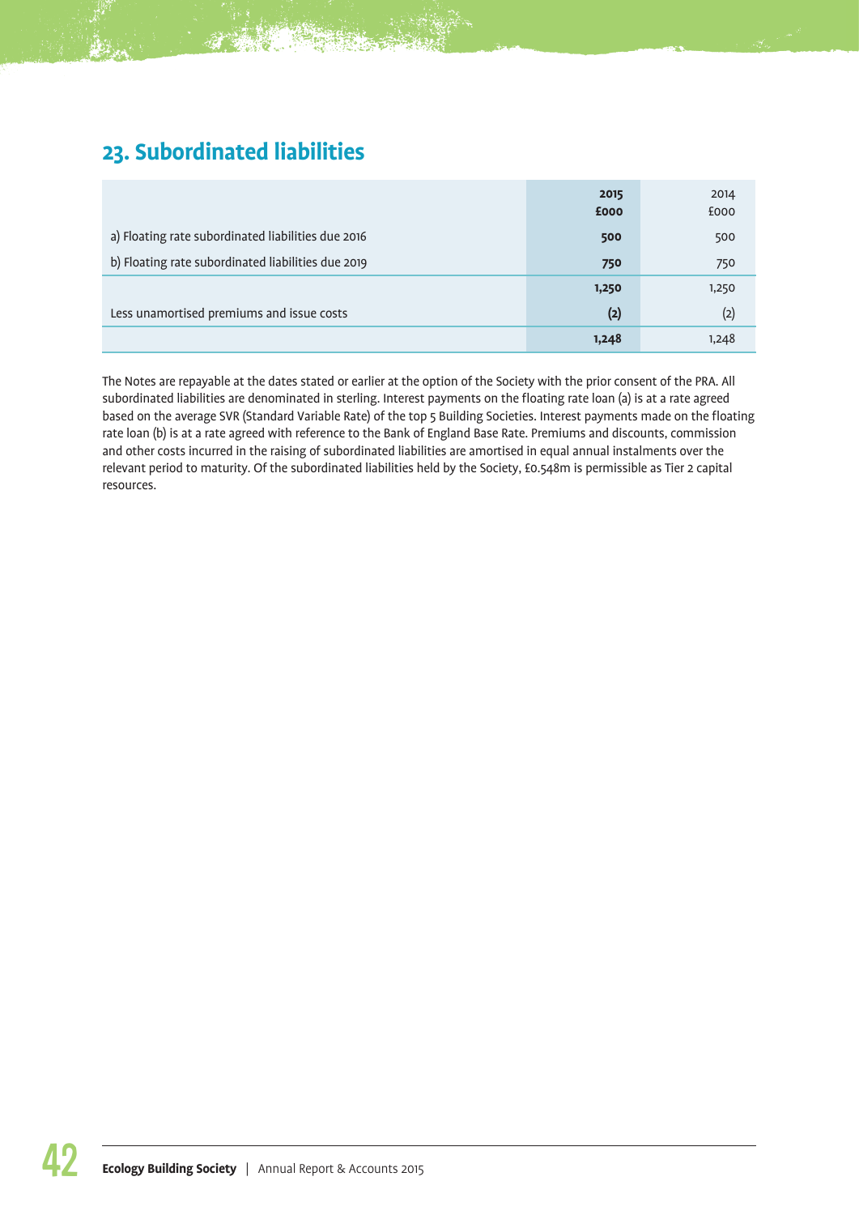## 23. Subordinated liabilities

| | 2015 £000 | 2014 £000 |
|---|---|---|
| a) Floating rate subordinated liabilities due 2016 | **500** | 500 |
| b) Floating rate subordinated liabilities due 2019 | **750** | 750 |
| | **1,250** | 1,250 |
| Less unamortised premiums and issue costs | **(2)** | (2) |
| | **1,248** | 1,248 |

The Notes are repayable at the dates stated or earlier at the option of the Society with the prior consent of the PRA. All subordinated liabilities are denominated in sterling. Interest payments on the floating rate loan (a) is at a rate agreed based on the average SVR (Standard Variable Rate) of the top 5 Building Societies. Interest payments made on the floating rate loan (b) is at a rate agreed with reference to the Bank of England Base Rate. Premiums and discounts, commission and other costs incurred in the raising of subordinated liabilities are amortised in equal annual instalments over the relevant period to maturity. Of the subordinated liabilities held by the Society, £0.548m is permissible as Tier 2 capital resources.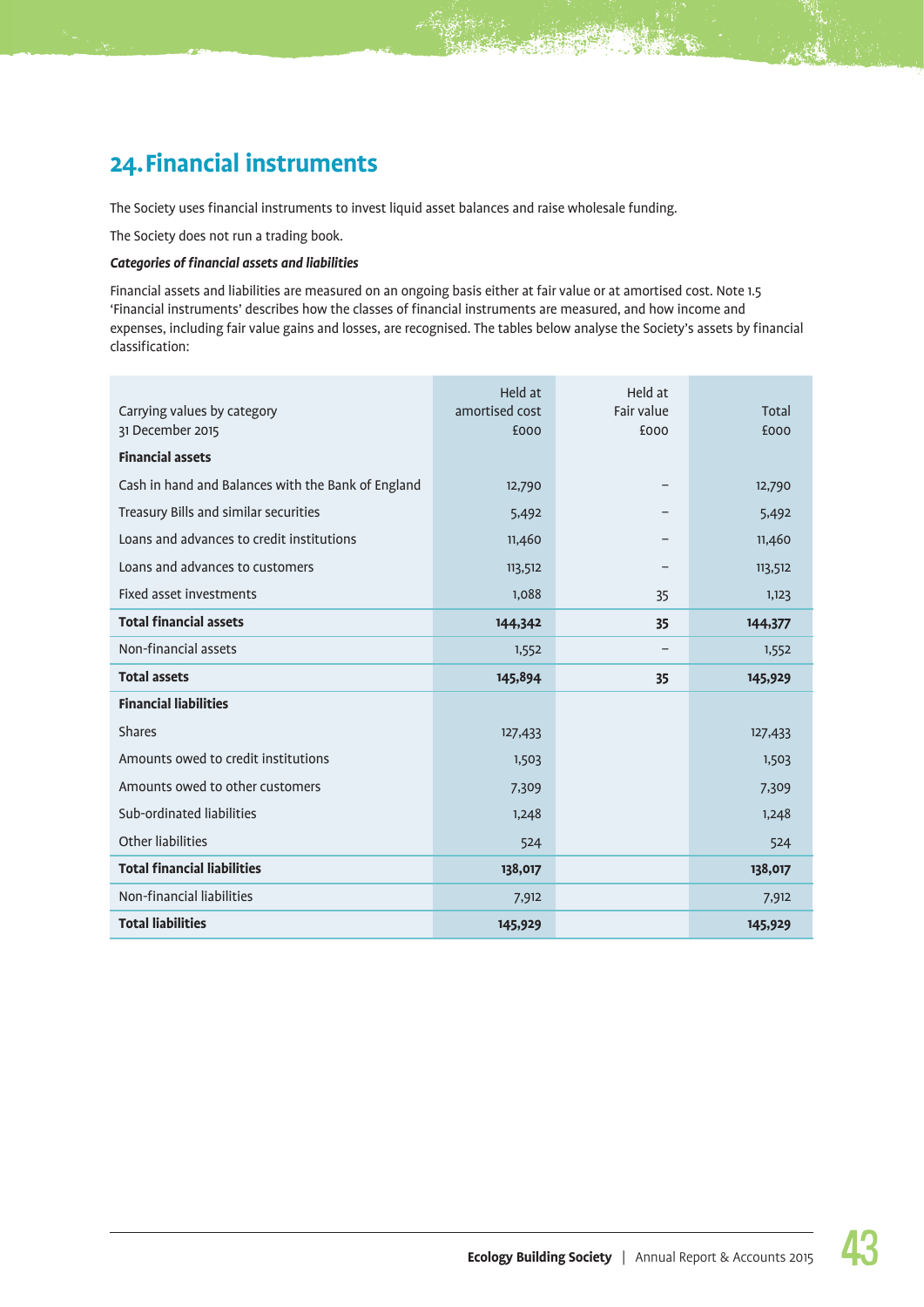## 24. Financial instruments

The Society uses financial instruments to invest liquid asset balances and raise wholesale funding.

The Society does not run a trading book.

***Categories of financial assets and liabilities***

Financial assets and liabilities are measured on an ongoing basis either at fair value or at amortised cost. Note 1.5 'Financial instruments' describes how the classes of financial instruments are measured, and how income and expenses, including fair value gains and losses, are recognised. The tables below analyse the Society's assets by financial classification:

| Carrying values by category<br>31 December 2015 | Held at amortised cost<br>£000 | Held at Fair value<br>£000 | Total<br>£000 |
|---|---|---|---|
| **Financial assets** | | | |
| Cash in hand and Balances with the Bank of England | 12,790 | – | 12,790 |
| Treasury Bills and similar securities | 5,492 | – | 5,492 |
| Loans and advances to credit institutions | 11,460 | – | 11,460 |
| Loans and advances to customers | 113,512 | – | 113,512 |
| Fixed asset investments | 1,088 | 35 | 1,123 |
| **Total financial assets** | **144,342** | **35** | **144,377** |
| Non-financial assets | 1,552 | – | 1,552 |
| **Total assets** | **145,894** | **35** | **145,929** |
| **Financial liabilities** | | | |
| Shares | 127,433 | | 127,433 |
| Amounts owed to credit institutions | 1,503 | | 1,503 |
| Amounts owed to other customers | 7,309 | | 7,309 |
| Sub-ordinated liabilities | 1,248 | | 1,248 |
| Other liabilities | 524 | | 524 |
| **Total financial liabilities** | **138,017** | | **138,017** |
| Non-financial liabilities | 7,912 | | 7,912 |
| **Total liabilities** | **145,929** | | **145,929** |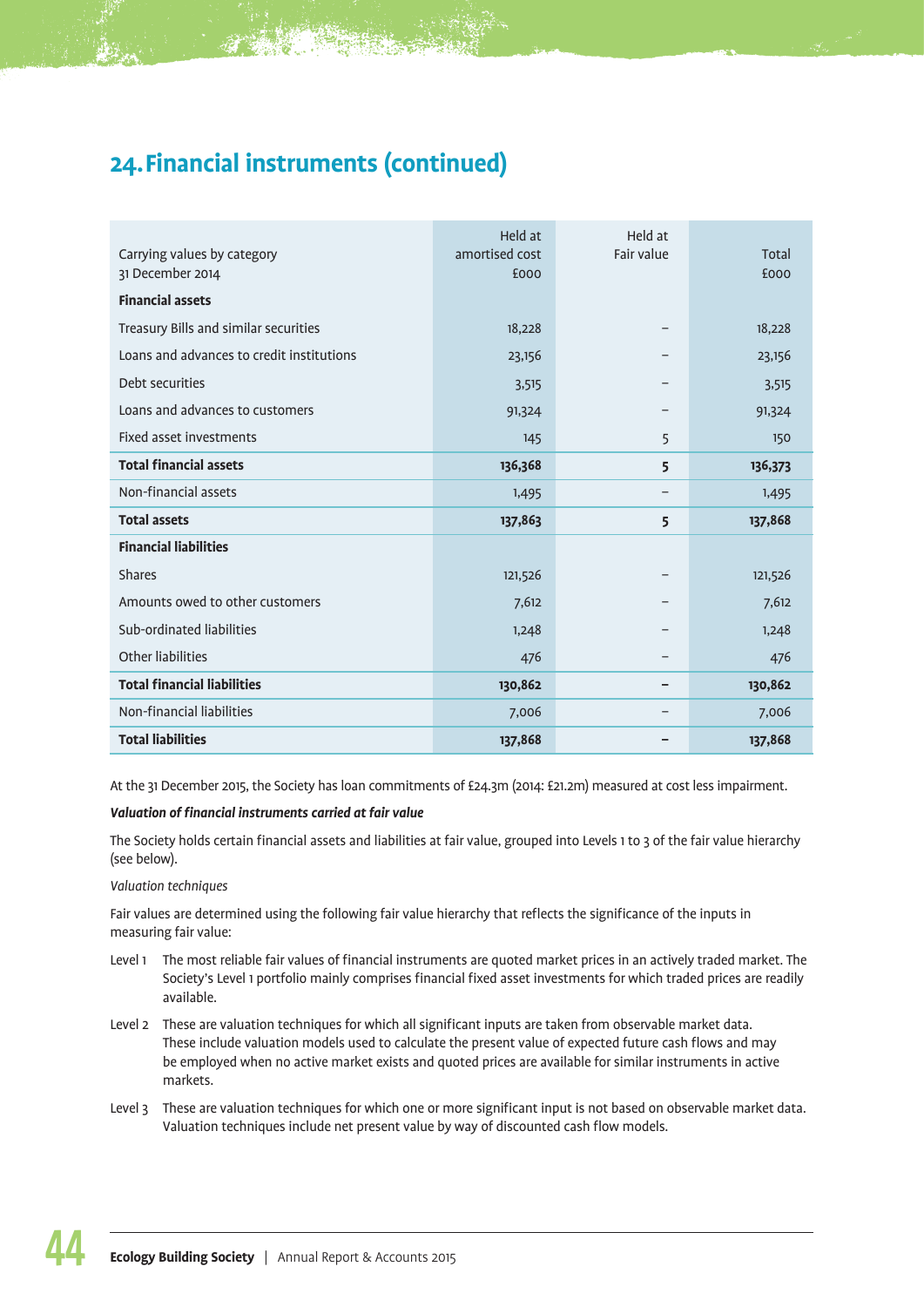## 24. Financial instruments (continued)

| Carrying values by category<br>31 December 2014 | Held at amortised cost<br>£000 | Held at Fair value | Total<br>£000 |
|---|---|---|---|
| **Financial assets** | | | |
| Treasury Bills and similar securities | 18,228 | – | 18,228 |
| Loans and advances to credit institutions | 23,156 | – | 23,156 |
| Debt securities | 3,515 | – | 3,515 |
| Loans and advances to customers | 91,324 | – | 91,324 |
| Fixed asset investments | 145 | 5 | 150 |
| **Total financial assets** | **136,368** | **5** | **136,373** |
| Non-financial assets | 1,495 | – | 1,495 |
| **Total assets** | **137,863** | **5** | **137,868** |
| **Financial liabilities** | | | |
| Shares | 121,526 | – | 121,526 |
| Amounts owed to other customers | 7,612 | – | 7,612 |
| Sub-ordinated liabilities | 1,248 | – | 1,248 |
| Other liabilities | 476 | – | 476 |
| **Total financial liabilities** | **130,862** | **–** | **130,862** |
| Non-financial liabilities | 7,006 | – | 7,006 |
| **Total liabilities** | **137,868** | **–** | **137,868** |

At the 31 December 2015, the Society has loan commitments of £24.3m (2014: £21.2m) measured at cost less impairment.

***Valuation of financial instruments carried at fair value***

The Society holds certain financial assets and liabilities at fair value, grouped into Levels 1 to 3 of the fair value hierarchy (see below).

*Valuation techniques*

Fair values are determined using the following fair value hierarchy that reflects the significance of the inputs in measuring fair value:

- Level 1 The most reliable fair values of financial instruments are quoted market prices in an actively traded market. The Society's Level 1 portfolio mainly comprises financial fixed asset investments for which traded prices are readily available.
- Level 2 These are valuation techniques for which all significant inputs are taken from observable market data. These include valuation models used to calculate the present value of expected future cash flows and may be employed when no active market exists and quoted prices are available for similar instruments in active markets.
- Level 3 These are valuation techniques for which one or more significant input is not based on observable market data. Valuation techniques include net present value by way of discounted cash flow models.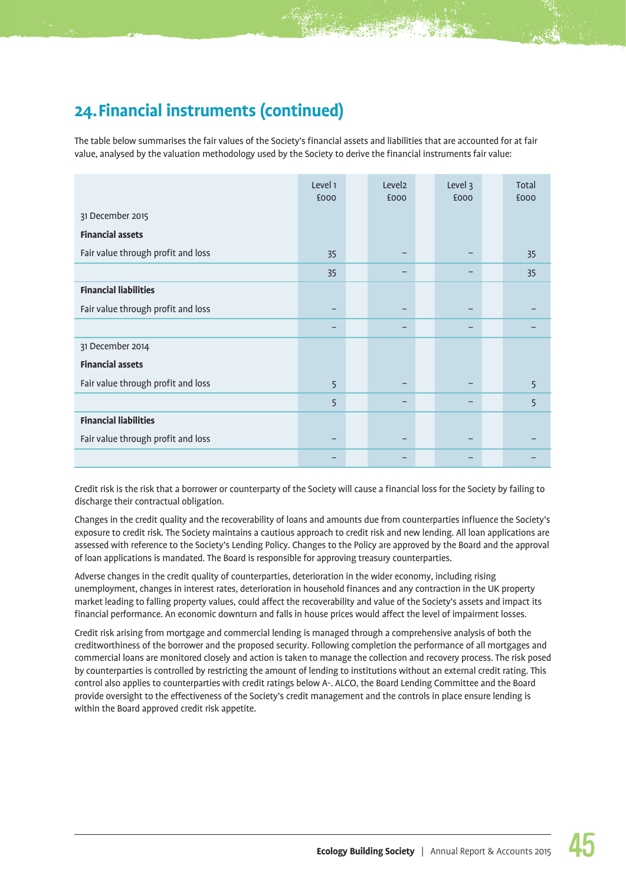## 24. Financial instruments (continued)

The table below summarises the fair values of the Society's financial assets and liabilities that are accounted for at fair value, analysed by the valuation methodology used by the Society to derive the financial instruments fair value:

| | Level 1 £000 | Level2 £000 | Level 3 £000 | Total £000 |
|---|---|---|---|---|
| 31 December 2015 | | | | |
| **Financial assets** | | | | |
| Fair value through profit and loss | 35 | – | – | 35 |
| | 35 | – | – | 35 |
| **Financial liabilities** | | | | |
| Fair value through profit and loss | – | – | – | – |
| | – | – | – | – |
| 31 December 2014 | | | | |
| **Financial assets** | | | | |
| Fair value through profit and loss | 5 | – | – | 5 |
| | 5 | – | – | 5 |
| **Financial liabilities** | | | | |
| Fair value through profit and loss | – | – | – | – |
| | – | – | – | – |

Credit risk is the risk that a borrower or counterparty of the Society will cause a financial loss for the Society by failing to discharge their contractual obligation.

Changes in the credit quality and the recoverability of loans and amounts due from counterparties influence the Society's exposure to credit risk. The Society maintains a cautious approach to credit risk and new lending. All loan applications are assessed with reference to the Society's Lending Policy. Changes to the Policy are approved by the Board and the approval of loan applications is mandated. The Board is responsible for approving treasury counterparties.

Adverse changes in the credit quality of counterparties, deterioration in the wider economy, including rising unemployment, changes in interest rates, deterioration in household finances and any contraction in the UK property market leading to falling property values, could affect the recoverability and value of the Society's assets and impact its financial performance. An economic downturn and falls in house prices would affect the level of impairment losses.

Credit risk arising from mortgage and commercial lending is managed through a comprehensive analysis of both the creditworthiness of the borrower and the proposed security. Following completion the performance of all mortgages and commercial loans are monitored closely and action is taken to manage the collection and recovery process. The risk posed by counterparties is controlled by restricting the amount of lending to institutions without an external credit rating. This control also applies to counterparties with credit ratings below A-. ALCO, the Board Lending Committee and the Board provide oversight to the effectiveness of the Society's credit management and the controls in place ensure lending is within the Board approved credit risk appetite.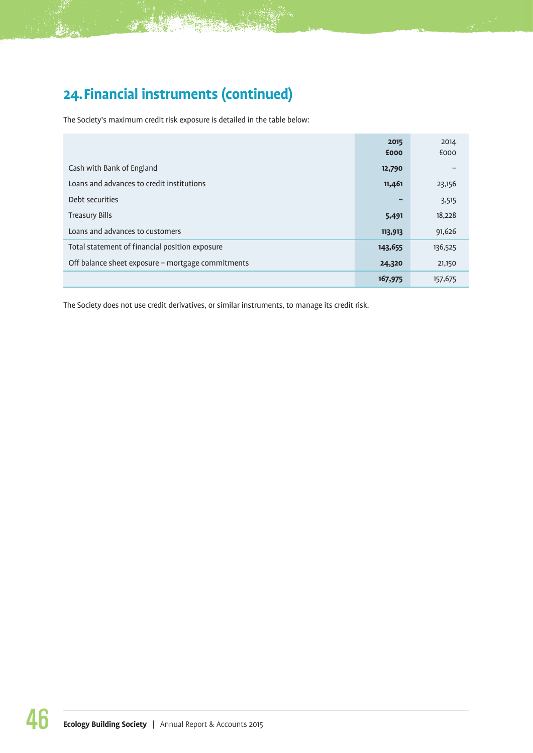## 24. Financial instruments (continued)

The Society's maximum credit risk exposure is detailed in the table below:

| | **2015** **£000** | 2014 £000 |
|---|---|---|
| Cash with Bank of England | **12,790** | – |
| Loans and advances to credit institutions | **11,461** | 23,156 |
| Debt securities | **–** | 3,515 |
| Treasury Bills | **5,491** | 18,228 |
| Loans and advances to customers | **113,913** | 91,626 |
| Total statement of financial position exposure | **143,655** | 136,525 |
| Off balance sheet exposure – mortgage commitments | **24,320** | 21,150 |
| | **167,975** | 157,675 |

The Society does not use credit derivatives, or similar instruments, to manage its credit risk.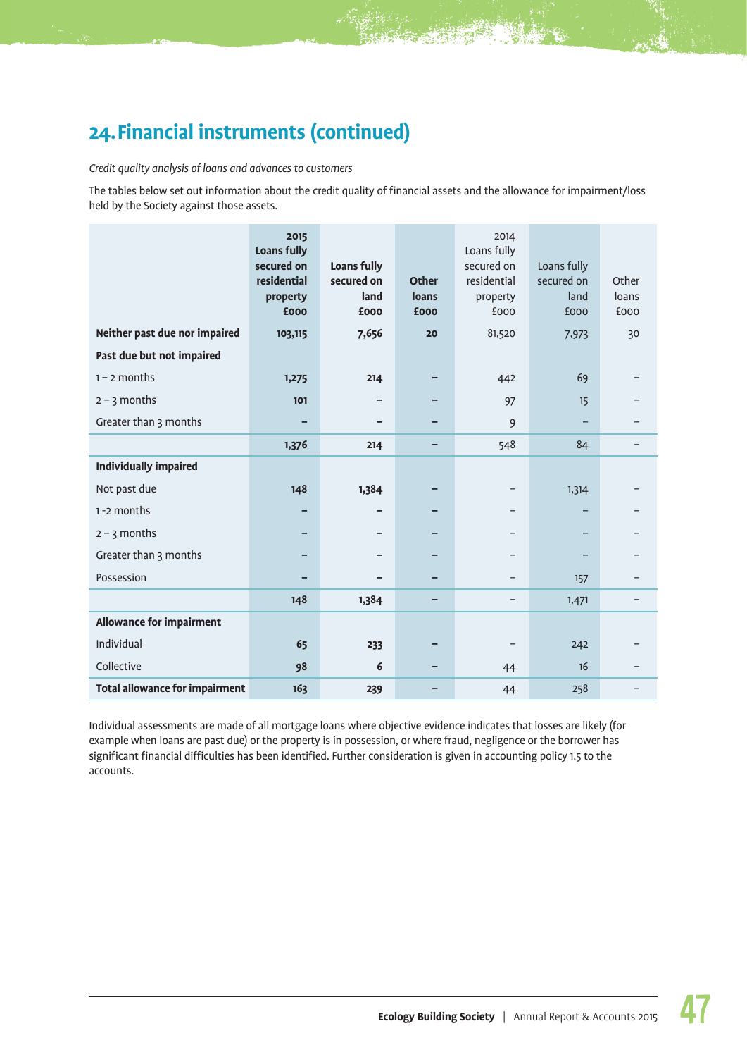## 24. Financial instruments (continued)

*Credit quality analysis of loans and advances to customers*

The tables below set out information about the credit quality of financial assets and the allowance for impairment/loss held by the Society against those assets.

| | **2015 Loans fully secured on residential property £000** | **Loans fully secured on land £000** | **Other loans £000** | 2014 Loans fully secured on residential property £000 | Loans fully secured on land £000 | Other loans £000 |
|---|---|---|---|---|---|---|
| **Neither past due nor impaired** | **103,115** | **7,656** | **20** | 81,520 | 7,973 | 30 |
| **Past due but not impaired** | | | | | | |
| 1 – 2 months | **1,275** | **214** | **–** | 442 | 69 | – |
| 2 – 3 months | **101** | **–** | **–** | 97 | 15 | – |
| Greater than 3 months | **–** | **–** | **–** | 9 | – | – |
| | **1,376** | **214** | **–** | 548 | 84 | – |
| **Individually impaired** | | | | | | |
| Not past due | **148** | **1,384** | **–** | – | 1,314 | – |
| 1 -2 months | **–** | **–** | **–** | – | – | – |
| 2 – 3 months | **–** | **–** | **–** | – | – | – |
| Greater than 3 months | **–** | **–** | **–** | – | – | – |
| Possession | **–** | **–** | **–** | – | 157 | – |
| | **148** | **1,384** | **–** | – | 1,471 | – |
| **Allowance for impairment** | | | | | | |
| Individual | **65** | **233** | **–** | – | 242 | – |
| Collective | **98** | **6** | **–** | 44 | 16 | – |
| **Total allowance for impairment** | **163** | **239** | **–** | 44 | 258 | – |

Individual assessments are made of all mortgage loans where objective evidence indicates that losses are likely (for example when loans are past due) or the property is in possession, or where fraud, negligence or the borrower has significant financial difficulties has been identified. Further consideration is given in accounting policy 1.5 to the accounts.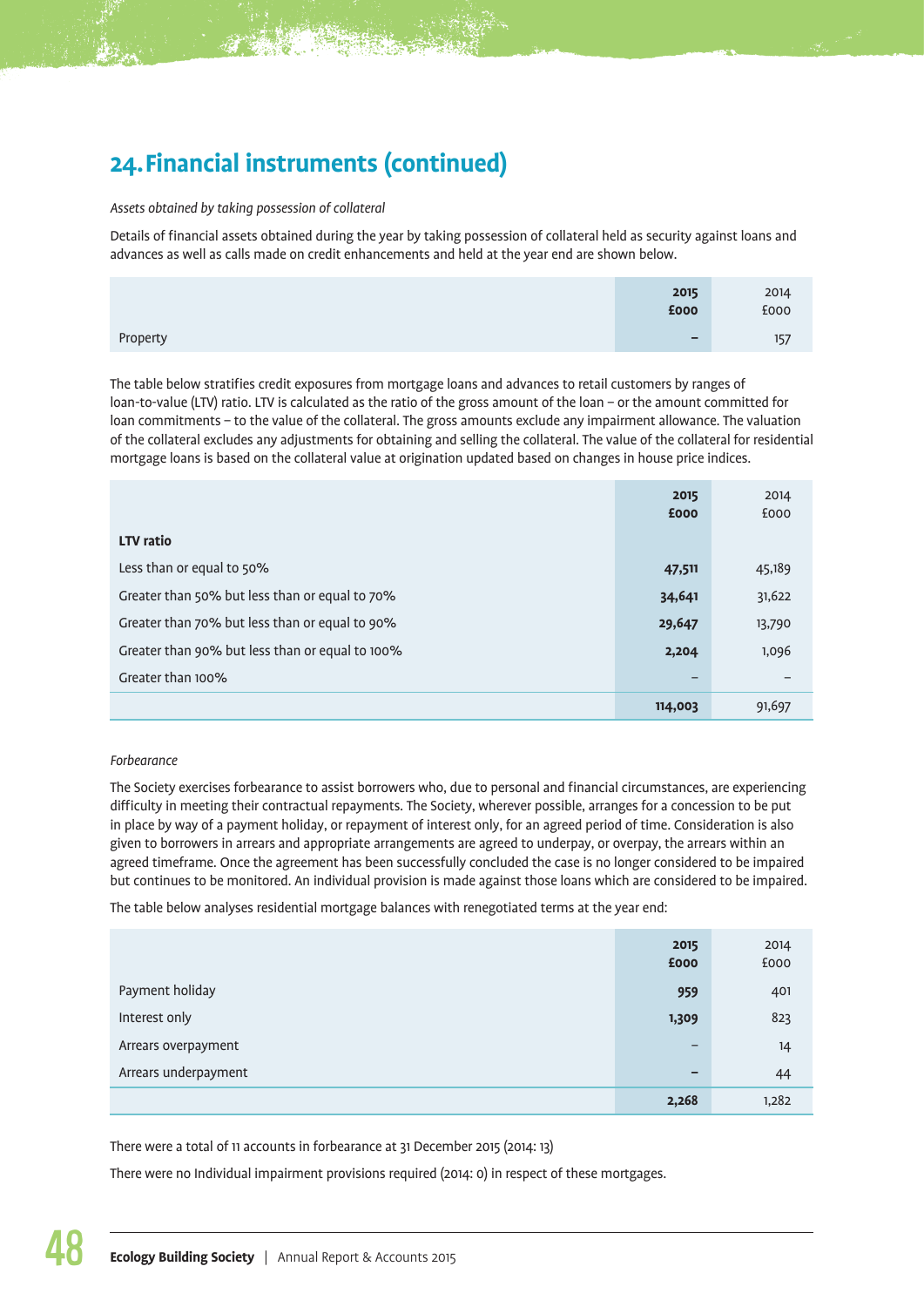## 24. Financial instruments (continued)

*Assets obtained by taking possession of collateral*

Details of financial assets obtained during the year by taking possession of collateral held as security against loans and advances as well as calls made on credit enhancements and held at the year end are shown below.

| | **2015 £000** | 2014 £000 |
|---|---|---|
| Property | – | 157 |

The table below stratifies credit exposures from mortgage loans and advances to retail customers by ranges of loan-to-value (LTV) ratio. LTV is calculated as the ratio of the gross amount of the loan – or the amount committed for loan commitments – to the value of the collateral. The gross amounts exclude any impairment allowance. The valuation of the collateral excludes any adjustments for obtaining and selling the collateral. The value of the collateral for residential mortgage loans is based on the collateral value at origination updated based on changes in house price indices.

| | **2015 £000** | 2014 £000 |
|---|---|---|
| **LTV ratio** | | |
| Less than or equal to 50% | **47,511** | 45,189 |
| Greater than 50% but less than or equal to 70% | **34,641** | 31,622 |
| Greater than 70% but less than or equal to 90% | **29,647** | 13,790 |
| Greater than 90% but less than or equal to 100% | **2,204** | 1,096 |
| Greater than 100% | – | – |
| | **114,003** | 91,697 |

*Forbearance*

The Society exercises forbearance to assist borrowers who, due to personal and financial circumstances, are experiencing difficulty in meeting their contractual repayments. The Society, wherever possible, arranges for a concession to be put in place by way of a payment holiday, or repayment of interest only, for an agreed period of time. Consideration is also given to borrowers in arrears and appropriate arrangements are agreed to underpay, or overpay, the arrears within an agreed timeframe. Once the agreement has been successfully concluded the case is no longer considered to be impaired but continues to be monitored. An individual provision is made against those loans which are considered to be impaired.

The table below analyses residential mortgage balances with renegotiated terms at the year end:

| | **2015 £000** | 2014 £000 |
|---|---|---|
| Payment holiday | **959** | 401 |
| Interest only | **1,309** | 823 |
| Arrears overpayment | – | 14 |
| Arrears underpayment | – | 44 |
| | **2,268** | 1,282 |

There were a total of 11 accounts in forbearance at 31 December 2015 (2014: 13)

There were no Individual impairment provisions required (2014: 0) in respect of these mortgages.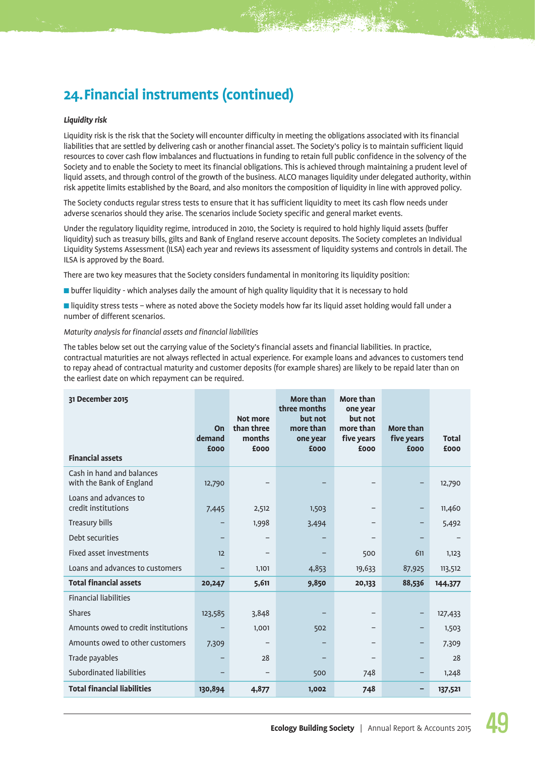# 24. Financial instruments (continued)

***Liquidity risk***

Liquidity risk is the risk that the Society will encounter difficulty in meeting the obligations associated with its financial liabilities that are settled by delivering cash or another financial asset. The Society's policy is to maintain sufficient liquid resources to cover cash flow imbalances and fluctuations in funding to retain full public confidence in the solvency of the Society and to enable the Society to meet its financial obligations. This is achieved through maintaining a prudent level of liquid assets, and through control of the growth of the business. ALCO manages liquidity under delegated authority, within risk appetite limits established by the Board, and also monitors the composition of liquidity in line with approved policy.

The Society conducts regular stress tests to ensure that it has sufficient liquidity to meet its cash flow needs under adverse scenarios should they arise. The scenarios include Society specific and general market events.

Under the regulatory liquidity regime, introduced in 2010, the Society is required to hold highly liquid assets (buffer liquidity) such as treasury bills, gilts and Bank of England reserve account deposits. The Society completes an Individual Liquidity Systems Assessment (ILSA) each year and reviews its assessment of liquidity systems and controls in detail. The ILSA is approved by the Board.

There are two key measures that the Society considers fundamental in monitoring its liquidity position:

- buffer liquidity - which analyses daily the amount of high quality liquidity that it is necessary to hold
- liquidity stress tests – where as noted above the Society models how far its liquid asset holding would fall under a number of different scenarios.

*Maturity analysis for financial assets and financial liabilities*

The tables below set out the carrying value of the Society's financial assets and financial liabilities. In practice, contractual maturities are not always reflected in actual experience. For example loans and advances to customers tend to repay ahead of contractual maturity and customer deposits (for example shares) are likely to be repaid later than on the earliest date on which repayment can be required.

| 31 December 2015<br>**Financial assets** | On demand £000 | Not more than three months £000 | More than three months but not more than one year £000 | More than one year but not more than five years £000 | More than five years £000 | Total £000 |
|---|---|---|---|---|---|---|
| Cash in hand and balances with the Bank of England | 12,790 | – | – | – | – | 12,790 |
| Loans and advances to credit institutions | 7,445 | 2,512 | 1,503 | – | – | 11,460 |
| Treasury bills | – | 1,998 | 3,494 | – | – | 5,492 |
| Debt securities | – | – | – | – | – | – |
| Fixed asset investments | 12 | – | – | 500 | 611 | 1,123 |
| Loans and advances to customers | – | 1,101 | 4,853 | 19,633 | 87,925 | 113,512 |
| **Total financial assets** | **20,247** | **5,611** | **9,850** | **20,133** | **88,536** | **144,377** |
| Financial liabilities | | | | | | |
| Shares | 123,585 | 3,848 | – | – | – | 127,433 |
| Amounts owed to credit institutions | – | 1,001 | 502 | – | – | 1,503 |
| Amounts owed to other customers | 7,309 | – | – | – | – | 7,309 |
| Trade payables | – | 28 | – | – | – | 28 |
| Subordinated liabilities | – | – | 500 | 748 | – | 1,248 |
| **Total financial liabilities** | **130,894** | **4,877** | **1,002** | **748** | **–** | **137,521** |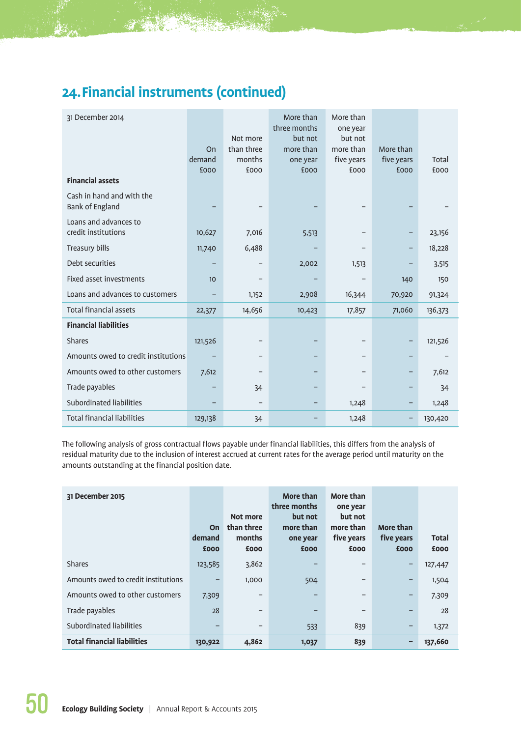## 24. Financial instruments (continued)

| 31 December 2014 | On demand £000 | Not more than three months £000 | More than three months but not more than one year £000 | More than one year but not more than five years £000 | More than five years £000 | Total £000 |
|---|---|---|---|---|---|---|
| **Financial assets** | | | | | | |
| Cash in hand and with the Bank of England | – | – | – | – | – | – |
| Loans and advances to credit institutions | 10,627 | 7,016 | 5,513 | – | – | 23,156 |
| Treasury bills | 11,740 | 6,488 | – | – | – | 18,228 |
| Debt securities | – | – | 2,002 | 1,513 | – | 3,515 |
| Fixed asset investments | 10 | – | – | – | 140 | 150 |
| Loans and advances to customers | – | 1,152 | 2,908 | 16,344 | 70,920 | 91,324 |
| Total financial assets | 22,377 | 14,656 | 10,423 | 17,857 | 71,060 | 136,373 |
| **Financial liabilities** | | | | | | |
| Shares | 121,526 | – | – | – | – | 121,526 |
| Amounts owed to credit institutions | – | – | – | – | – | – |
| Amounts owed to other customers | 7,612 | – | – | – | – | 7,612 |
| Trade payables | – | 34 | – | – | – | 34 |
| Subordinated liabilities | – | – | – | 1,248 | – | 1,248 |
| Total financial liabilities | 129,138 | 34 | – | 1,248 | – | 130,420 |

The following analysis of gross contractual flows payable under financial liabilities, this differs from the analysis of residual maturity due to the inclusion of interest accrued at current rates for the average period until maturity on the amounts outstanding at the financial position date.

| **31 December 2015** | **On demand £000** | **Not more than three months £000** | **More than three months but not more than one year £000** | **More than one year but not more than five years £000** | **More than five years £000** | **Total £000** |
|---|---|---|---|---|---|---|
| Shares | 123,585 | 3,862 | – | – | – | 127,447 |
| Amounts owed to credit institutions | – | 1,000 | 504 | – | – | 1,504 |
| Amounts owed to other customers | 7,309 | – | – | – | – | 7,309 |
| Trade payables | 28 | – | – | – | – | 28 |
| Subordinated liabilities | – | – | 533 | 839 | – | 1,372 |
| **Total financial liabilities** | **130,922** | **4,862** | **1,037** | **839** | **–** | **137,660** |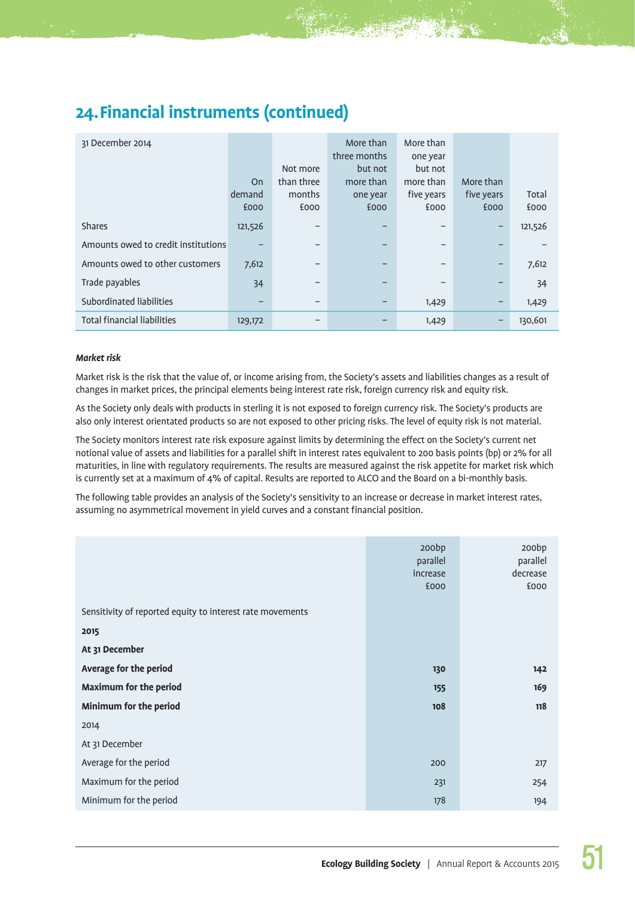## 24. Financial instruments (continued)

| 31 December 2014 | On demand £000 | Not more than three months £000 | More than three months but not more than one year £000 | More than one year but not more than five years £000 | More than five years £000 | Total £000 |
|---|---|---|---|---|---|---|
| Shares | 121,526 | – | – | – | – | 121,526 |
| Amounts owed to credit institutions | – | – | – | – | – | – |
| Amounts owed to other customers | 7,612 | – | – | – | – | 7,612 |
| Trade payables | 34 | – | – | – | – | 34 |
| Subordinated liabilities | – | – | – | 1,429 | – | 1,429 |
| Total financial liabilities | 129,172 | – | – | 1,429 | – | 130,601 |

***Market risk***

Market risk is the risk that the value of, or income arising from, the Society's assets and liabilities changes as a result of changes in market prices, the principal elements being interest rate risk, foreign currency risk and equity risk.

As the Society only deals with products in sterling it is not exposed to foreign currency risk. The Society's products are also only interest orientated products so are not exposed to other pricing risks. The level of equity risk is not material.

The Society monitors interest rate risk exposure against limits by determining the effect on the Society's current net notional value of assets and liabilities for a parallel shift in interest rates equivalent to 200 basis points (bp) or 2% for all maturities, in line with regulatory requirements. The results are measured against the risk appetite for market risk which is currently set at a maximum of 4% of capital. Results are reported to ALCO and the Board on a bi-monthly basis.

The following table provides an analysis of the Society's sensitivity to an increase or decrease in market interest rates, assuming no asymmetrical movement in yield curves and a constant financial position.

| | 200bp parallel increase £000 | 200bp parallel decrease £000 |
|---|---|---|
| Sensitivity of reported equity to interest rate movements | | |
| **2015** | | |
| **At 31 December** | | |
| **Average for the period** | **130** | **142** |
| **Maximum for the period** | **155** | **169** |
| **Minimum for the period** | **108** | **118** |
| 2014 | | |
| At 31 December | | |
| Average for the period | 200 | 217 |
| Maximum for the period | 231 | 254 |
| Minimum for the period | 178 | 194 |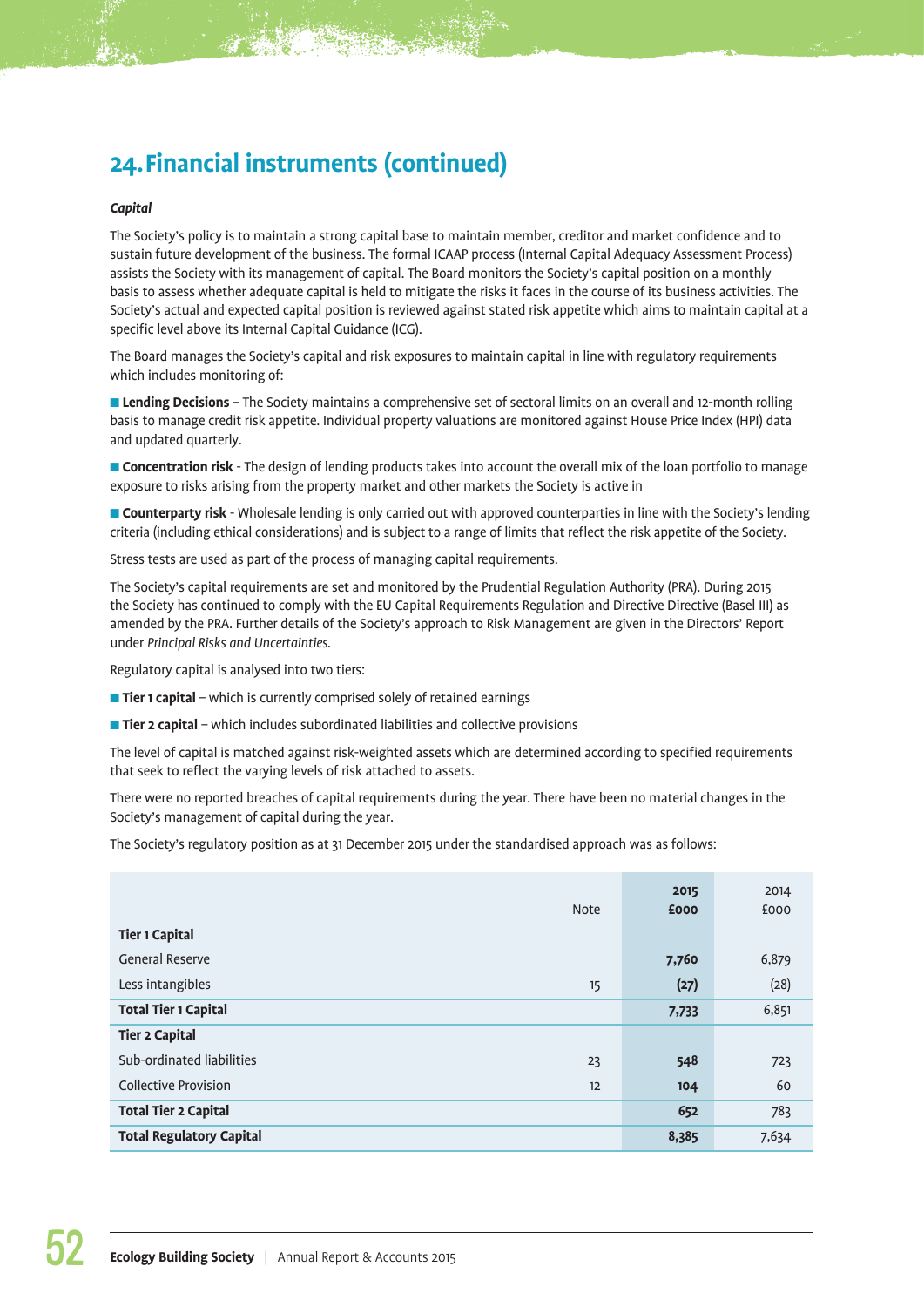## 24. Financial instruments (continued)

*Capital*

The Society's policy is to maintain a strong capital base to maintain member, creditor and market confidence and to sustain future development of the business. The formal ICAAP process (Internal Capital Adequacy Assessment Process) assists the Society with its management of capital. The Board monitors the Society's capital position on a monthly basis to assess whether adequate capital is held to mitigate the risks it faces in the course of its business activities. The Society's actual and expected capital position is reviewed against stated risk appetite which aims to maintain capital at a specific level above its Internal Capital Guidance (ICG).

The Board manages the Society's capital and risk exposures to maintain capital in line with regulatory requirements which includes monitoring of:

- **Lending Decisions** – The Society maintains a comprehensive set of sectoral limits on an overall and 12-month rolling basis to manage credit risk appetite. Individual property valuations are monitored against House Price Index (HPI) data and updated quarterly.
- **Concentration risk** - The design of lending products takes into account the overall mix of the loan portfolio to manage exposure to risks arising from the property market and other markets the Society is active in
- **Counterparty risk** - Wholesale lending is only carried out with approved counterparties in line with the Society's lending criteria (including ethical considerations) and is subject to a range of limits that reflect the risk appetite of the Society.

Stress tests are used as part of the process of managing capital requirements.

The Society's capital requirements are set and monitored by the Prudential Regulation Authority (PRA). During 2015 the Society has continued to comply with the EU Capital Requirements Regulation and Directive Directive (Basel III) as amended by the PRA. Further details of the Society's approach to Risk Management are given in the Directors' Report under *Principal Risks and Uncertainties.*

Regulatory capital is analysed into two tiers:

- **Tier 1 capital** – which is currently comprised solely of retained earnings
- **Tier 2 capital** – which includes subordinated liabilities and collective provisions

The level of capital is matched against risk-weighted assets which are determined according to specified requirements that seek to reflect the varying levels of risk attached to assets.

There were no reported breaches of capital requirements during the year. There have been no material changes in the Society's management of capital during the year.

The Society's regulatory position as at 31 December 2015 under the standardised approach was as follows:

| | Note | **2015 £000** | 2014 £000 |
|---|---|---|---|
| **Tier 1 Capital** | | | |
| General Reserve | | **7,760** | 6,879 |
| Less intangibles | 15 | **(27)** | (28) |
| **Total Tier 1 Capital** | | **7,733** | 6,851 |
| **Tier 2 Capital** | | | |
| Sub-ordinated liabilities | 23 | **548** | 723 |
| Collective Provision | 12 | **104** | 60 |
| **Total Tier 2 Capital** | | **652** | 783 |
| **Total Regulatory Capital** | | **8,385** | 7,634 |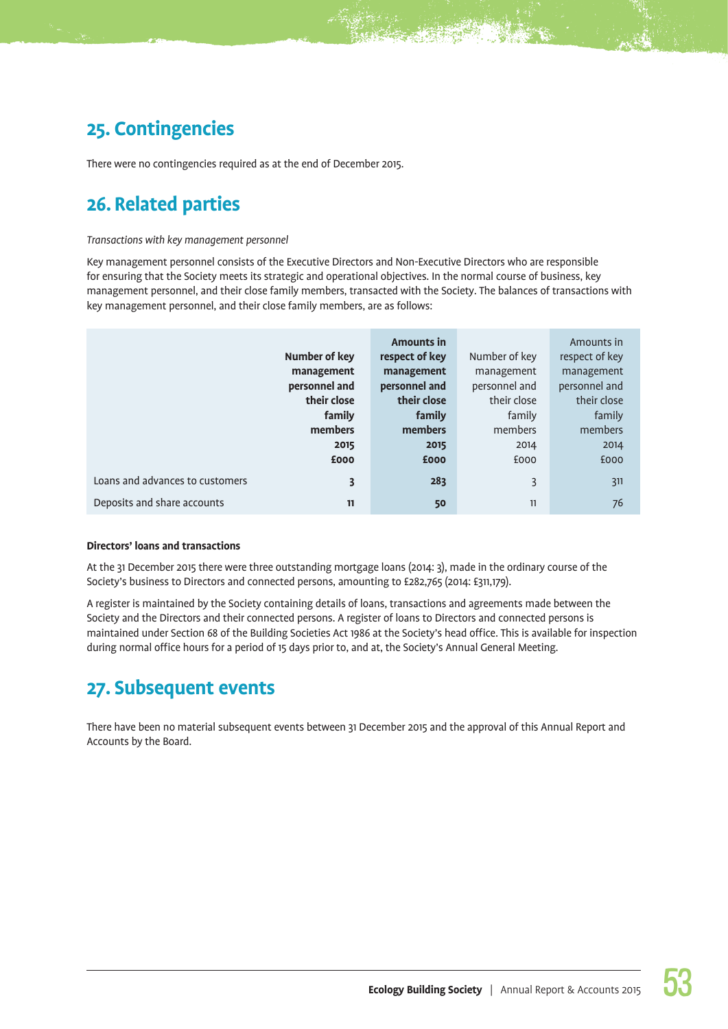## 25. Contingencies

There were no contingencies required as at the end of December 2015.

## 26. Related parties

*Transactions with key management personnel*

Key management personnel consists of the Executive Directors and Non-Executive Directors who are responsible for ensuring that the Society meets its strategic and operational objectives. In the normal course of business, key management personnel, and their close family members, transacted with the Society. The balances of transactions with key management personnel, and their close family members, are as follows:

| | **Number of key management personnel and their close family members 2015 £000** | **Amounts in respect of key management personnel and their close family members 2015 £000** | Number of key management personnel and their close family members 2014 £000 | Amounts in respect of key management personnel and their close family members 2014 £000 |
|---|---|---|---|---|
| Loans and advances to customers | **3** | **283** | 3 | 311 |
| Deposits and share accounts | **11** | **50** | 11 | 76 |

**Directors' loans and transactions**

At the 31 December 2015 there were three outstanding mortgage loans (2014: 3), made in the ordinary course of the Society's business to Directors and connected persons, amounting to £282,765 (2014: £311,179).

A register is maintained by the Society containing details of loans, transactions and agreements made between the Society and the Directors and their connected persons. A register of loans to Directors and connected persons is maintained under Section 68 of the Building Societies Act 1986 at the Society's head office. This is available for inspection during normal office hours for a period of 15 days prior to, and at, the Society's Annual General Meeting.

## 27. Subsequent events

There have been no material subsequent events between 31 December 2015 and the approval of this Annual Report and Accounts by the Board.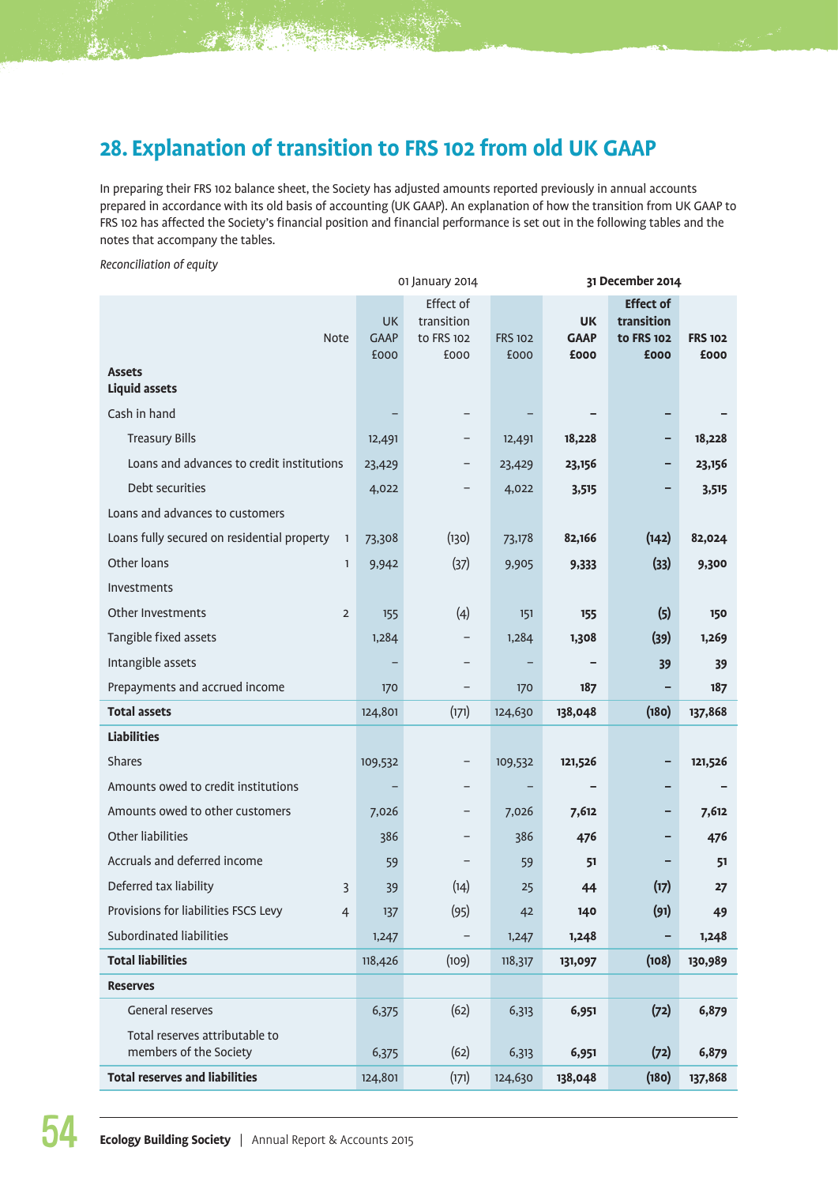## 28. Explanation of transition to FRS 102 from old UK GAAP

In preparing their FRS 102 balance sheet, the Society has adjusted amounts reported previously in annual accounts prepared in accordance with its old basis of accounting (UK GAAP). An explanation of how the transition from UK GAAP to FRS 102 has affected the Society's financial position and financial performance is set out in the following tables and the notes that accompany the tables.

*Reconciliation of equity*

| | | 01 January 2014 | | | **31 December 2014** | | |
|---|---|---|---|---|---|---|---|
| | Note | UK GAAP £000 | Effect of transition to FRS 102 £000 | FRS 102 £000 | **UK GAAP £000** | **Effect of transition to FRS 102 £000** | **FRS 102 £000** |
| **Assets** | | | | | | | |
| **Liquid assets** | | | | | | | |
| Cash in hand | | – | – | – | **–** | **–** | **–** |
| Treasury Bills | | 12,491 | – | 12,491 | **18,228** | **–** | **18,228** |
| Loans and advances to credit institutions | | 23,429 | – | 23,429 | **23,156** | **–** | **23,156** |
| Debt securities | | 4,022 | – | 4,022 | **3,515** | **–** | **3,515** |
| Loans and advances to customers | | | | | | | |
| Loans fully secured on residential property | 1 | 73,308 | (130) | 73,178 | **82,166** | **(142)** | **82,024** |
| Other loans | 1 | 9,942 | (37) | 9,905 | **9,333** | **(33)** | **9,300** |
| Investments | | | | | | | |
| Other Investments | 2 | 155 | (4) | 151 | **155** | **(5)** | **150** |
| Tangible fixed assets | | 1,284 | – | 1,284 | **1,308** | **(39)** | **1,269** |
| Intangible assets | | – | – | – | **–** | **39** | **39** |
| Prepayments and accrued income | | 170 | – | 170 | **187** | **–** | **187** |
| **Total assets** | | 124,801 | (171) | 124,630 | **138,048** | **(180)** | **137,868** |
| **Liabilities** | | | | | | | |
| Shares | | 109,532 | – | 109,532 | **121,526** | **–** | **121,526** |
| Amounts owed to credit institutions | | – | – | – | **–** | **–** | **–** |
| Amounts owed to other customers | | 7,026 | – | 7,026 | **7,612** | **–** | **7,612** |
| Other liabilities | | 386 | – | 386 | **476** | **–** | **476** |
| Accruals and deferred income | | 59 | – | 59 | **51** | **–** | **51** |
| Deferred tax liability | 3 | 39 | (14) | 25 | **44** | **(17)** | **27** |
| Provisions for liabilities FSCS Levy | 4 | 137 | (95) | 42 | **140** | **(91)** | **49** |
| Subordinated liabilities | | 1,247 | – | 1,247 | **1,248** | **–** | **1,248** |
| **Total liabilities** | | 118,426 | (109) | 118,317 | **131,097** | **(108)** | **130,989** |
| **Reserves** | | | | | | | |
| General reserves | | 6,375 | (62) | 6,313 | **6,951** | **(72)** | **6,879** |
| Total reserves attributable to members of the Society | | 6,375 | (62) | 6,313 | **6,951** | **(72)** | **6,879** |
| **Total reserves and liabilities** | | 124,801 | (171) | 124,630 | **138,048** | **(180)** | **137,868** |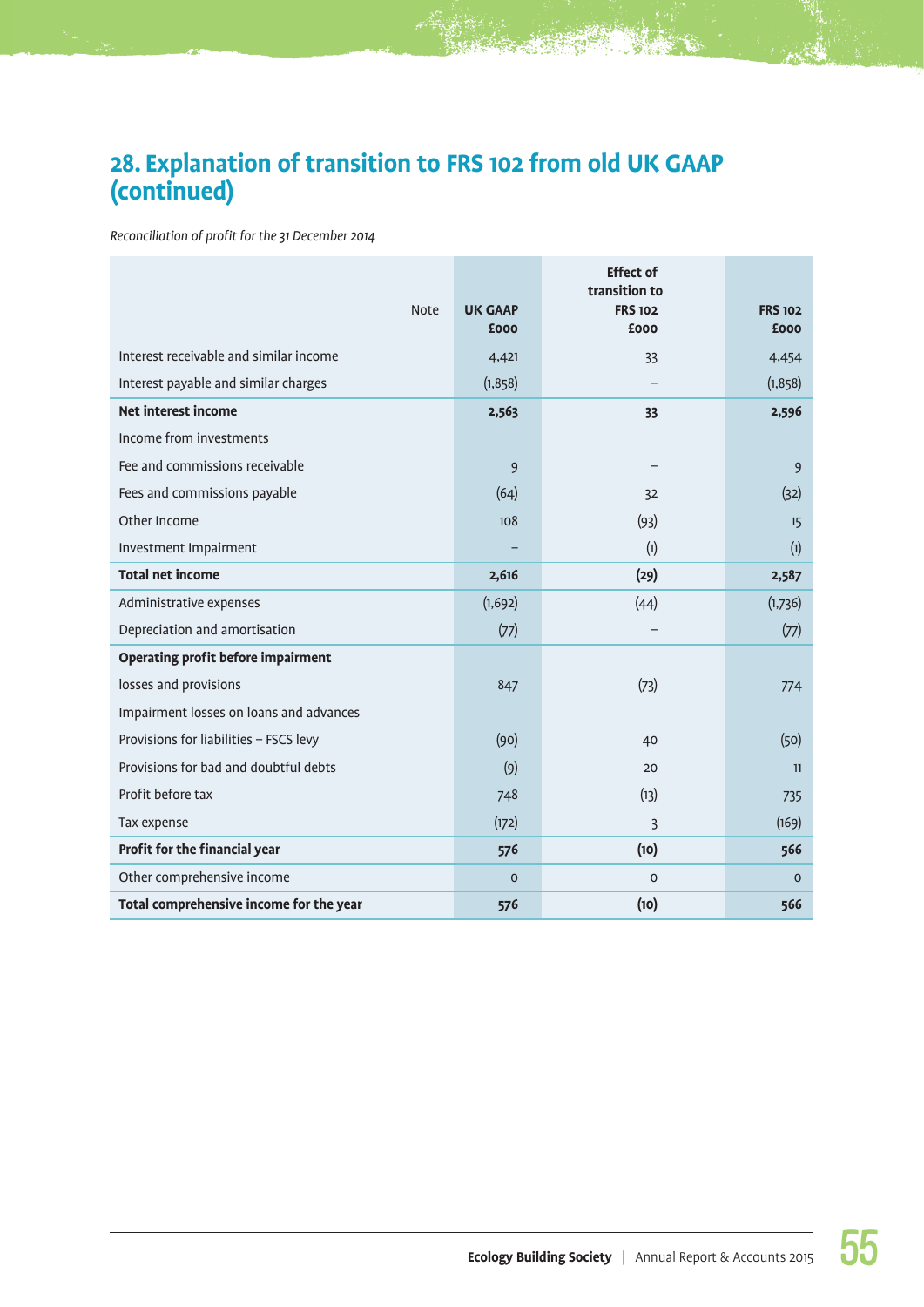# 28. Explanation of transition to FRS 102 from old UK GAAP (continued)

*Reconciliation of profit for the 31 December 2014*

| | Note | UK GAAP £000 | Effect of transition to FRS 102 £000 | FRS 102 £000 |
|---|---|---|---|---|
| Interest receivable and similar income | | 4,421 | 33 | 4,454 |
| Interest payable and similar charges | | (1,858) | – | (1,858) |
| **Net interest income** | | **2,563** | **33** | **2,596** |
| Income from investments | | | | |
| Fee and commissions receivable | | 9 | – | 9 |
| Fees and commissions payable | | (64) | 32 | (32) |
| Other Income | | 108 | (93) | 15 |
| Investment Impairment | | – | (1) | (1) |
| **Total net income** | | **2,616** | **(29)** | **2,587** |
| Administrative expenses | | (1,692) | (44) | (1,736) |
| Depreciation and amortisation | | (77) | – | (77) |
| **Operating profit before impairment** | | | | |
| losses and provisions | | 847 | (73) | 774 |
| Impairment losses on loans and advances | | | | |
| Provisions for liabilities – FSCS levy | | (90) | 40 | (50) |
| Provisions for bad and doubtful debts | | (9) | 20 | 11 |
| Profit before tax | | 748 | (13) | 735 |
| Tax expense | | (172) | 3 | (169) |
| **Profit for the financial year** | | **576** | **(10)** | **566** |
| Other comprehensive income | | 0 | 0 | 0 |
| **Total comprehensive income for the year** | | **576** | **(10)** | **566** |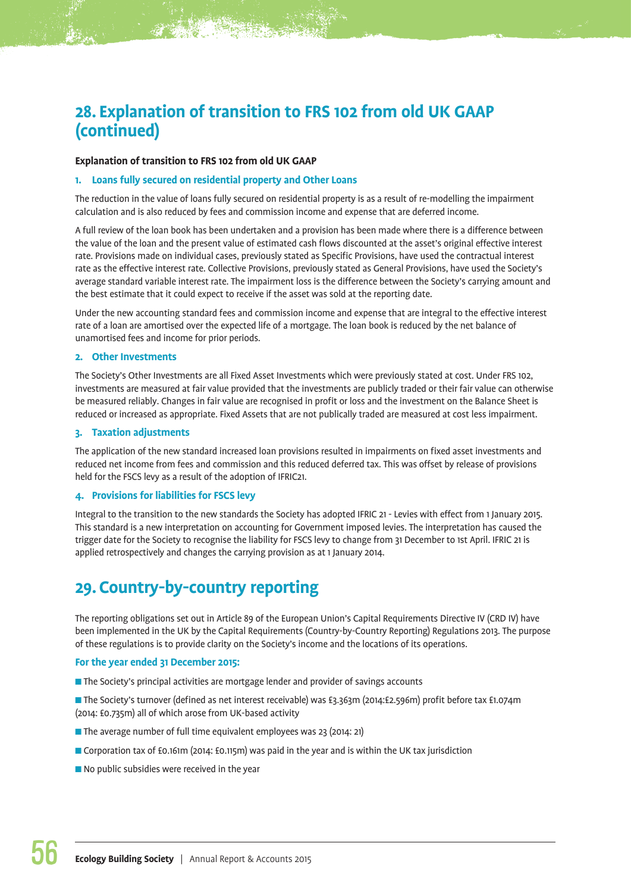## 28. Explanation of transition to FRS 102 from old UK GAAP (continued)

**Explanation of transition to FRS 102 from old UK GAAP**

### 1. Loans fully secured on residential property and Other Loans

The reduction in the value of loans fully secured on residential property is as a result of re-modelling the impairment calculation and is also reduced by fees and commission income and expense that are deferred income.

A full review of the loan book has been undertaken and a provision has been made where there is a difference between the value of the loan and the present value of estimated cash flows discounted at the asset's original effective interest rate. Provisions made on individual cases, previously stated as Specific Provisions, have used the contractual interest rate as the effective interest rate. Collective Provisions, previously stated as General Provisions, have used the Society's average standard variable interest rate. The impairment loss is the difference between the Society's carrying amount and the best estimate that it could expect to receive if the asset was sold at the reporting date.

Under the new accounting standard fees and commission income and expense that are integral to the effective interest rate of a loan are amortised over the expected life of a mortgage. The loan book is reduced by the net balance of unamortised fees and income for prior periods.

### 2. Other Investments

The Society's Other Investments are all Fixed Asset Investments which were previously stated at cost. Under FRS 102, investments are measured at fair value provided that the investments are publicly traded or their fair value can otherwise be measured reliably. Changes in fair value are recognised in profit or loss and the investment on the Balance Sheet is reduced or increased as appropriate. Fixed Assets that are not publically traded are measured at cost less impairment.

### 3. Taxation adjustments

The application of the new standard increased loan provisions resulted in impairments on fixed asset investments and reduced net income from fees and commission and this reduced deferred tax. This was offset by release of provisions held for the FSCS levy as a result of the adoption of IFRIC21.

### 4. Provisions for liabilities for FSCS levy

Integral to the transition to the new standards the Society has adopted IFRIC 21 - Levies with effect from 1 January 2015. This standard is a new interpretation on accounting for Government imposed levies. The interpretation has caused the trigger date for the Society to recognise the liability for FSCS levy to change from 31 December to 1st April. IFRIC 21 is applied retrospectively and changes the carrying provision as at 1 January 2014.

## 29. Country-by-country reporting

The reporting obligations set out in Article 89 of the European Union's Capital Requirements Directive IV (CRD IV) have been implemented in the UK by the Capital Requirements (Country-by-Country Reporting) Regulations 2013. The purpose of these regulations is to provide clarity on the Society's income and the locations of its operations.

**For the year ended 31 December 2015:**

- The Society's principal activities are mortgage lender and provider of savings accounts
- The Society's turnover (defined as net interest receivable) was £3.363m (2014:£2.596m) profit before tax £1.074m (2014: £0.735m) all of which arose from UK-based activity
- The average number of full time equivalent employees was 23 (2014: 21)
- Corporation tax of £0.161m (2014: £0.115m) was paid in the year and is within the UK tax jurisdiction
- No public subsidies were received in the year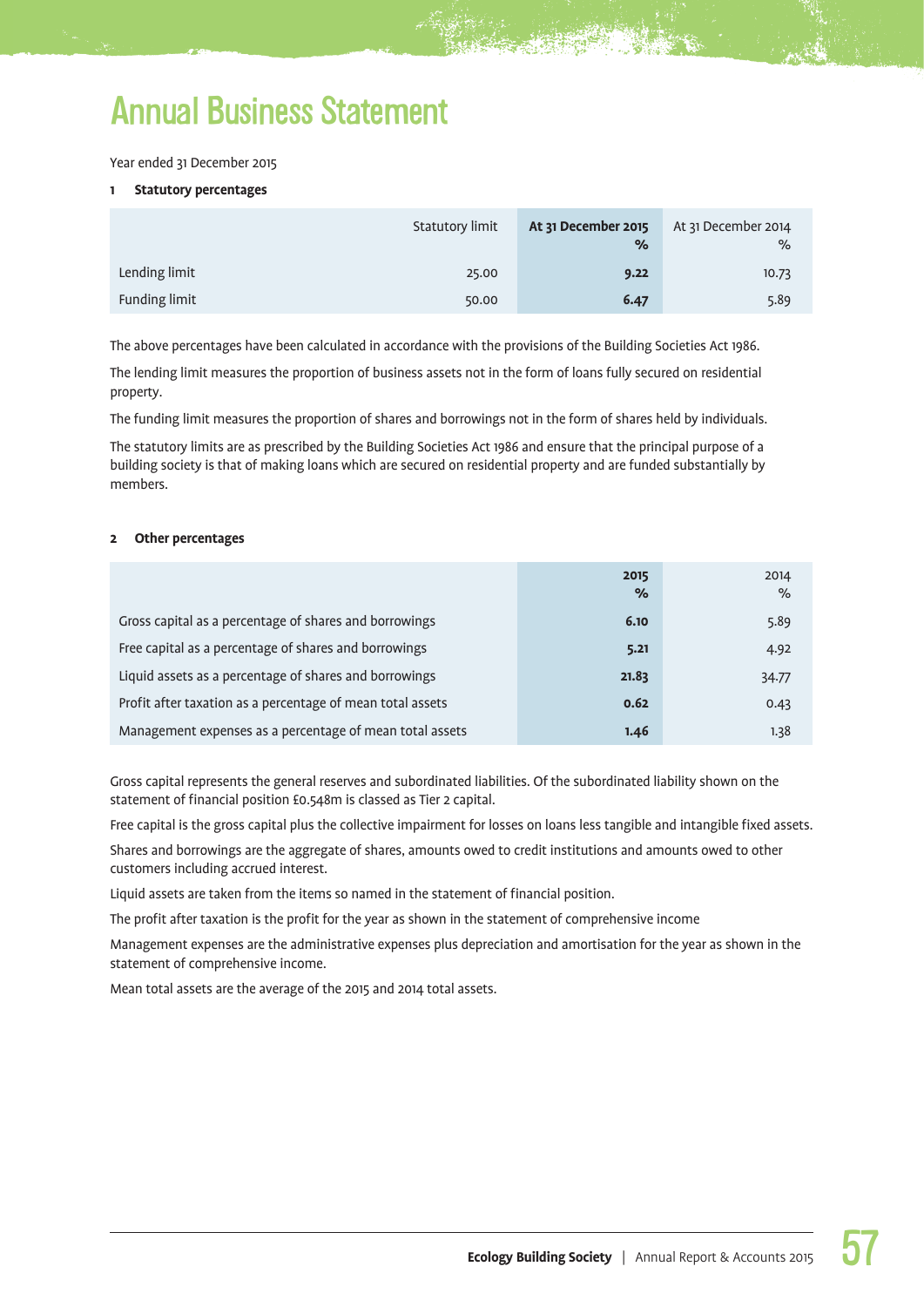# Annual Business Statement

Year ended 31 December 2015

**1 Statutory percentages**

| | Statutory limit | **At 31 December 2015 %** | At 31 December 2014 % |
|---|---|---|---|
| Lending limit | 25.00 | **9.22** | 10.73 |
| Funding limit | 50.00 | **6.47** | 5.89 |

The above percentages have been calculated in accordance with the provisions of the Building Societies Act 1986.

The lending limit measures the proportion of business assets not in the form of loans fully secured on residential property.

The funding limit measures the proportion of shares and borrowings not in the form of shares held by individuals.

The statutory limits are as prescribed by the Building Societies Act 1986 and ensure that the principal purpose of a building society is that of making loans which are secured on residential property and are funded substantially by members.

**2 Other percentages**

| | **2015 %** | 2014 % |
|---|---|---|
| Gross capital as a percentage of shares and borrowings | **6.10** | 5.89 |
| Free capital as a percentage of shares and borrowings | **5.21** | 4.92 |
| Liquid assets as a percentage of shares and borrowings | **21.83** | 34.77 |
| Profit after taxation as a percentage of mean total assets | **0.62** | 0.43 |
| Management expenses as a percentage of mean total assets | **1.46** | 1.38 |

Gross capital represents the general reserves and subordinated liabilities. Of the subordinated liability shown on the statement of financial position £0.548m is classed as Tier 2 capital.

Free capital is the gross capital plus the collective impairment for losses on loans less tangible and intangible fixed assets.

Shares and borrowings are the aggregate of shares, amounts owed to credit institutions and amounts owed to other customers including accrued interest.

Liquid assets are taken from the items so named in the statement of financial position.

The profit after taxation is the profit for the year as shown in the statement of comprehensive income

Management expenses are the administrative expenses plus depreciation and amortisation for the year as shown in the statement of comprehensive income.

Mean total assets are the average of the 2015 and 2014 total assets.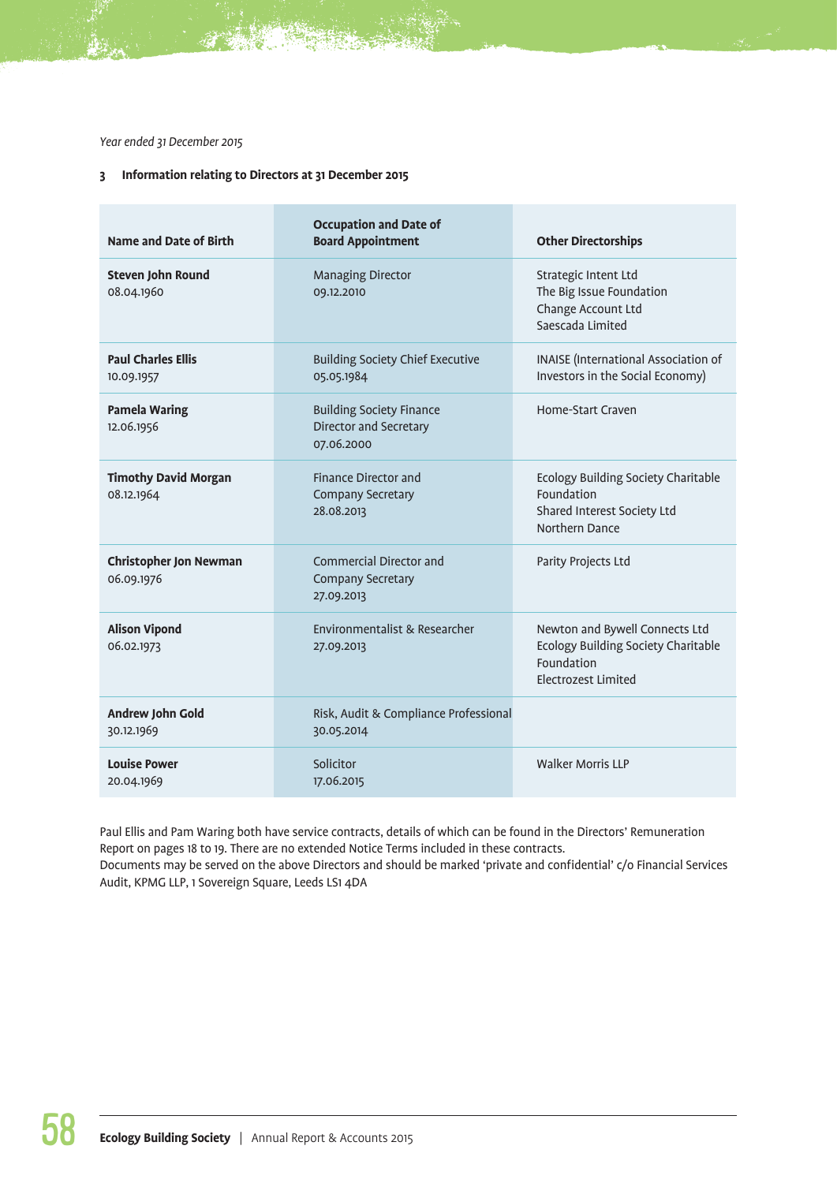*Year ended 31 December 2015*

### 3 Information relating to Directors at 31 December 2015

| Name and Date of Birth | Occupation and Date of Board Appointment | Other Directorships |
|---|---|---|
| **Steven John Round**<br>08.04.1960 | Managing Director<br>09.12.2010 | Strategic Intent Ltd<br>The Big Issue Foundation<br>Change Account Ltd<br>Saescada Limited |
| **Paul Charles Ellis**<br>10.09.1957 | Building Society Chief Executive<br>05.05.1984 | INAISE (International Association of Investors in the Social Economy) |
| **Pamela Waring**<br>12.06.1956 | Building Society Finance Director and Secretary<br>07.06.2000 | Home-Start Craven |
| **Timothy David Morgan**<br>08.12.1964 | Finance Director and Company Secretary<br>28.08.2013 | Ecology Building Society Charitable Foundation<br>Shared Interest Society Ltd<br>Northern Dance |
| **Christopher Jon Newman**<br>06.09.1976 | Commercial Director and Company Secretary<br>27.09.2013 | Parity Projects Ltd |
| **Alison Vipond**<br>06.02.1973 | Environmentalist & Researcher<br>27.09.2013 | Newton and Bywell Connects Ltd<br>Ecology Building Society Charitable Foundation<br>Electrozest Limited |
| **Andrew John Gold**<br>30.12.1969 | Risk, Audit & Compliance Professional<br>30.05.2014 | |
| **Louise Power**<br>20.04.1969 | Solicitor<br>17.06.2015 | Walker Morris LLP |

Paul Ellis and Pam Waring both have service contracts, details of which can be found in the Directors' Remuneration Report on pages 18 to 19. There are no extended Notice Terms included in these contracts.
Documents may be served on the above Directors and should be marked 'private and confidential' c/o Financial Services Audit, KPMG LLP, 1 Sovereign Square, Leeds LS1 4DA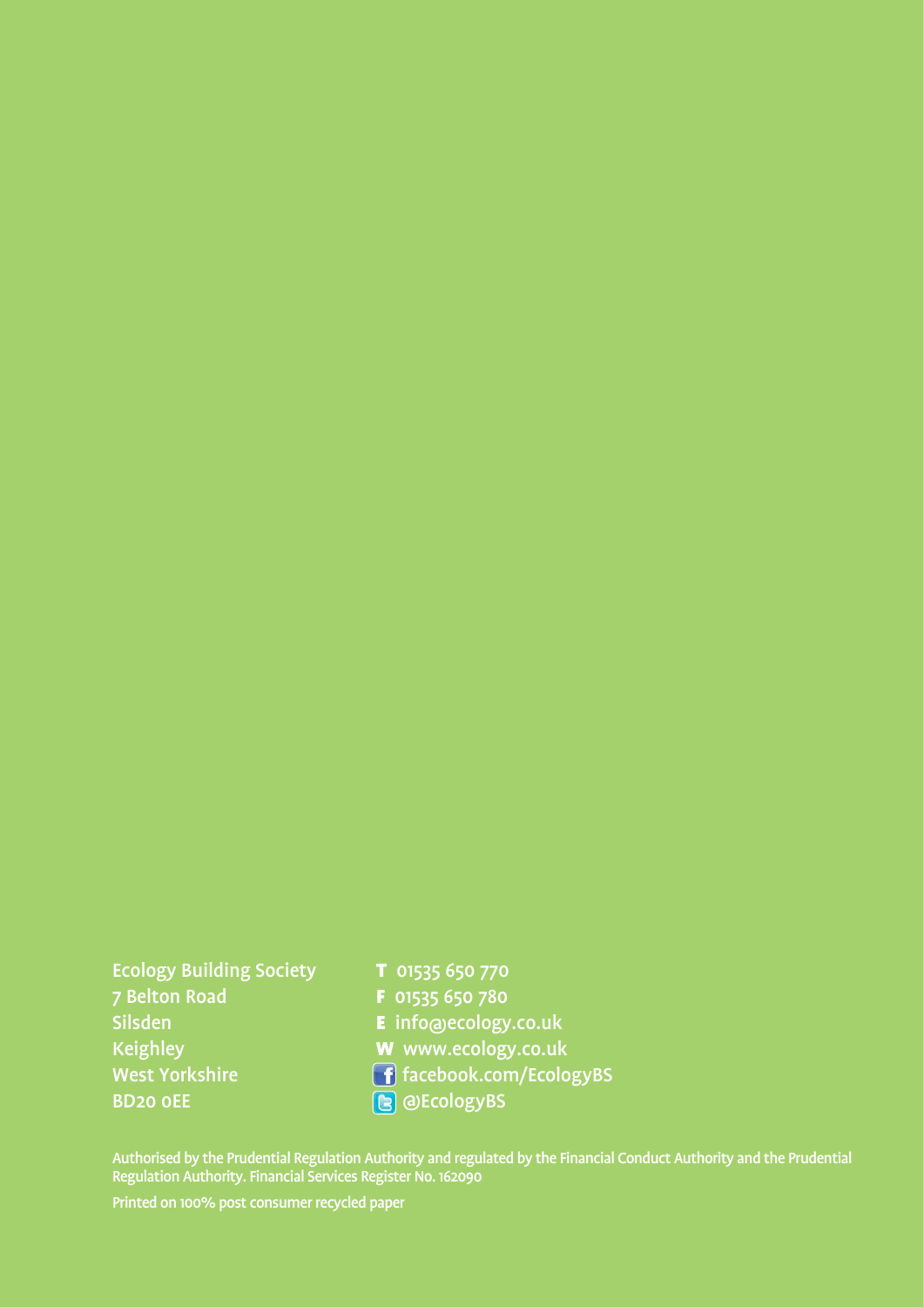Ecology Building Society
7 Belton Road
Silsden
Keighley
West Yorkshire
BD20 0EE

**T** 01535 650 770
**F** 01535 650 780
**E** info@ecology.co.uk
**W** www.ecology.co.uk
facebook.com/EcologyBS
@EcologyBS

Authorised by the Prudential Regulation Authority and regulated by the Financial Conduct Authority and the Prudential Regulation Authority. Financial Services Register No. 162090

Printed on 100% post consumer recycled paper